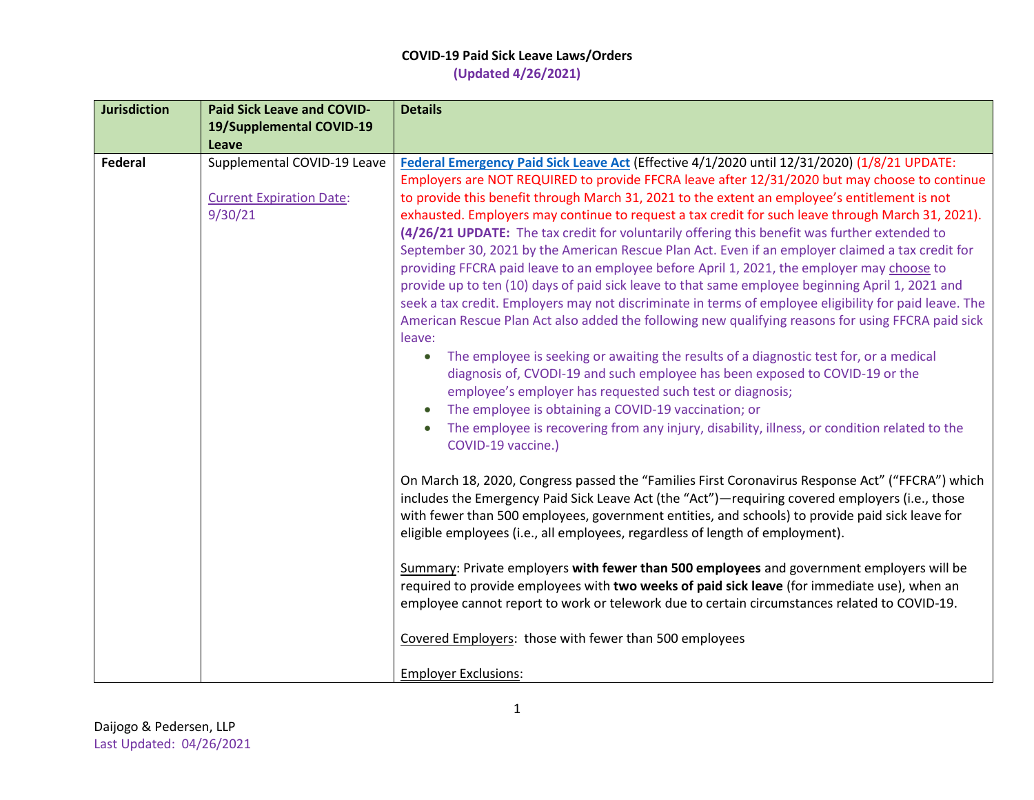**COVID-19 Paid Sick Leave Laws/Orders**
**(Updated 4/26/2021)**

| Jurisdiction | Paid Sick Leave and COVID-19/Supplemental COVID-19 Leave | Details |
|---|---|---|
| **Federal** | Supplemental COVID-19 Leave<br><br>Current Expiration Date: 9/30/21 | **Federal Emergency Paid Sick Leave Act** (Effective 4/1/2020 until 12/31/2020) (1/8/21 UPDATE: Employers are NOT REQUIRED to provide FFCRA leave after 12/31/2020 but may choose to continue to provide this benefit through March 31, 2021 to the extent an employee's entitlement is not exhausted. Employers may continue to request a tax credit for such leave through March 31, 2021). **(4/26/21 UPDATE:** The tax credit for voluntarily offering this benefit was further extended to September 30, 2021 by the American Rescue Plan Act. Even if an employer claimed a tax credit for providing FFCRA paid leave to an employee before April 1, 2021, the employer may choose to provide up to ten (10) days of paid sick leave to that same employee beginning April 1, 2021 and seek a tax credit. Employers may not discriminate in terms of employee eligibility for paid leave. The American Rescue Plan Act also added the following new qualifying reasons for using FFCRA paid sick leave:<br>• The employee is seeking or awaiting the results of a diagnostic test for, or a medical diagnosis of, CVODI-19 and such employee has been exposed to COVID-19 or the employee's employer has requested such test or diagnosis;<br>• The employee is obtaining a COVID-19 vaccination; or<br>• The employee is recovering from any injury, disability, illness, or condition related to the COVID-19 vaccine.)<br><br>On March 18, 2020, Congress passed the "Families First Coronavirus Response Act" ("FFCRA") which includes the Emergency Paid Sick Leave Act (the "Act")—requiring covered employers (i.e., those with fewer than 500 employees, government entities, and schools) to provide paid sick leave for eligible employees (i.e., all employees, regardless of length of employment).<br><br>Summary: Private employers **with fewer than 500 employees** and government employers will be required to provide employees with **two weeks of paid sick leave** (for immediate use), when an employee cannot report to work or telework due to certain circumstances related to COVID-19.<br><br>Covered Employers: those with fewer than 500 employees<br><br>Employer Exclusions: |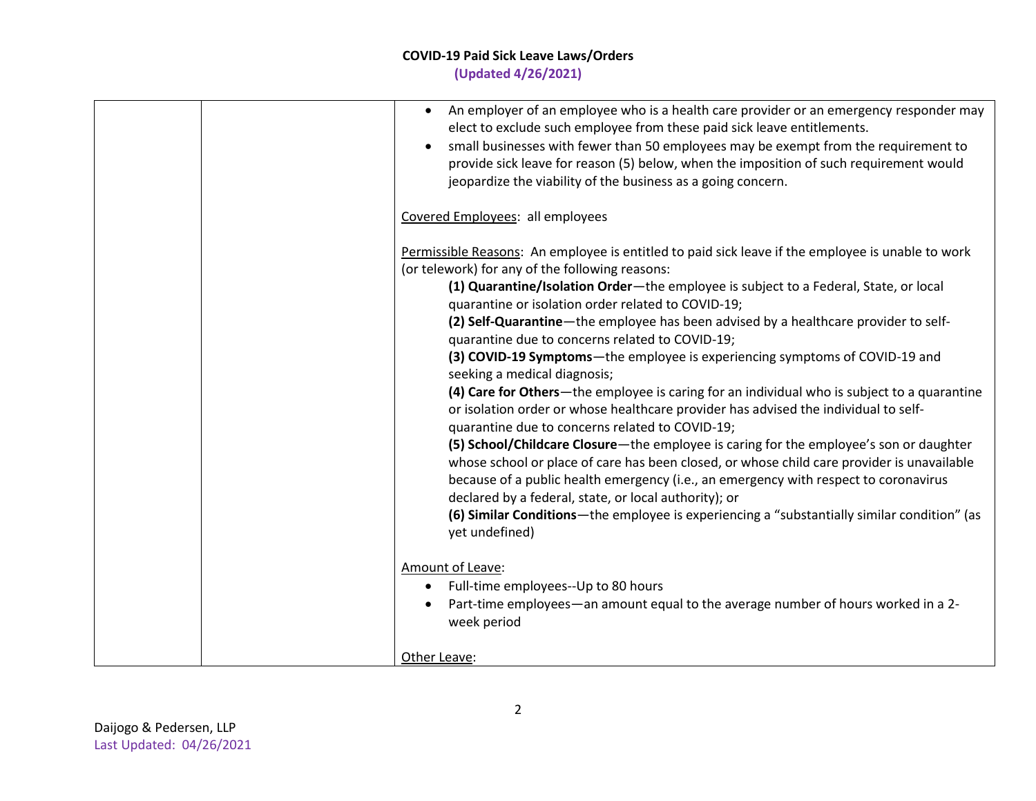| | | <ul><li>An employer of an employee who is a health care provider or an emergency responder may elect to exclude such employee from these paid sick leave entitlements.</li><li>small businesses with fewer than 50 employees may be exempt from the requirement to provide sick leave for reason (5) below, when the imposition of such requirement would jeopardize the viability of the business as a going concern.</li></ul><br>Covered Employees: all employees<br><br>Permissible Reasons: An employee is entitled to paid sick leave if the employee is unable to work (or telework) for any of the following reasons:<br>**(1) Quarantine/Isolation Order**—the employee is subject to a Federal, State, or local quarantine or isolation order related to COVID-19;<br>**(2) Self-Quarantine**—the employee has been advised by a healthcare provider to self-quarantine due to concerns related to COVID-19;<br>**(3) COVID-19 Symptoms**—the employee is experiencing symptoms of COVID-19 and seeking a medical diagnosis;<br>**(4) Care for Others**—the employee is caring for an individual who is subject to a quarantine or isolation order or whose healthcare provider has advised the individual to self-quarantine due to concerns related to COVID-19;<br>**(5) School/Childcare Closure**—the employee is caring for the employee's son or daughter whose school or place of care has been closed, or whose child care provider is unavailable because of a public health emergency (i.e., an emergency with respect to coronavirus declared by a federal, state, or local authority); or<br>**(6) Similar Conditions**—the employee is experiencing a "substantially similar condition" (as yet undefined)<br><br>Amount of Leave:<ul><li>Full-time employees--Up to 80 hours</li><li>Part-time employees—an amount equal to the average number of hours worked in a 2-week period</li></ul><br>Other Leave: |
|---|---|---|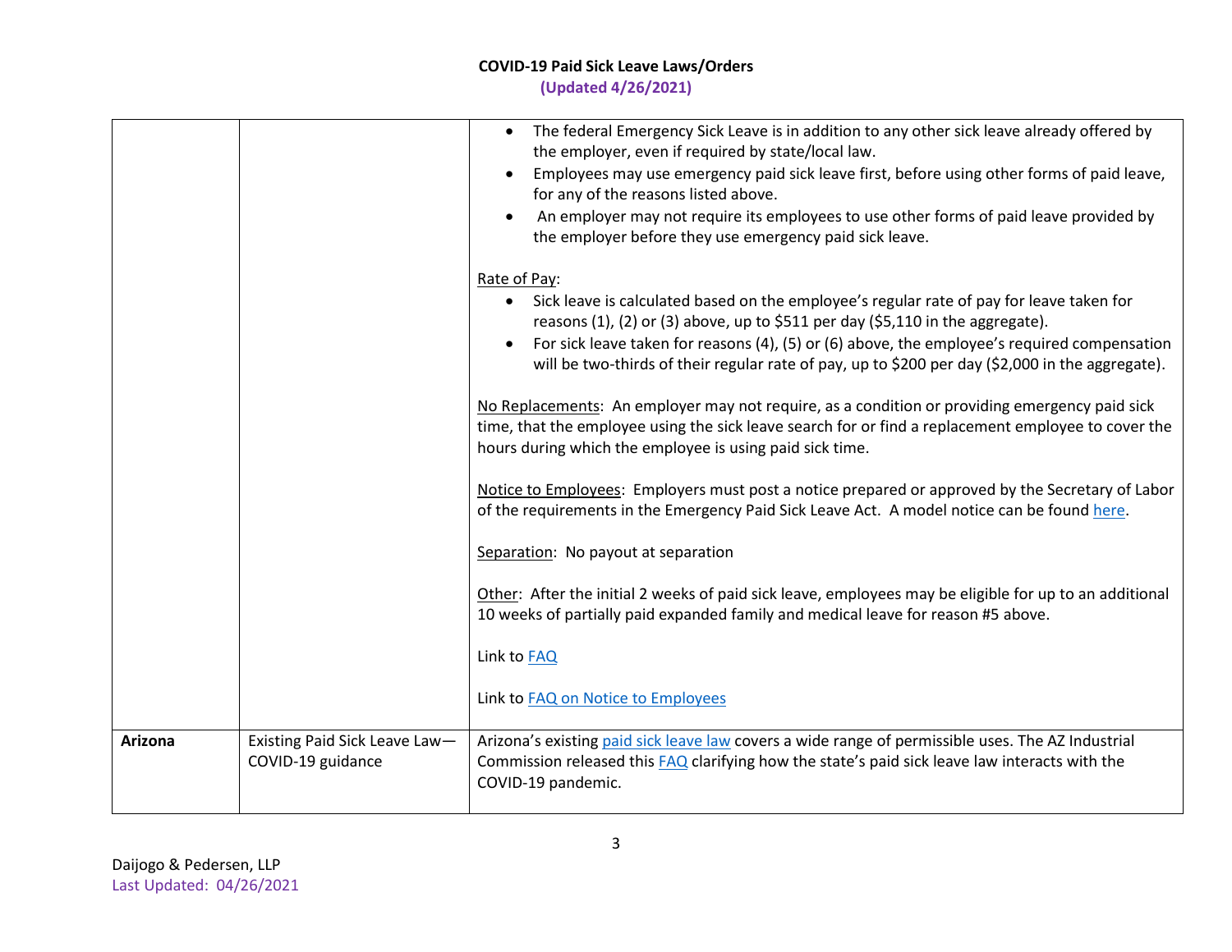| | | |
|---|---|---|
| | | • The federal Emergency Sick Leave is in addition to any other sick leave already offered by the employer, even if required by state/local law.<br>• Employees may use emergency paid sick leave first, before using other forms of paid leave, for any of the reasons listed above.<br>• An employer may not require its employees to use other forms of paid leave provided by the employer before they use emergency paid sick leave.<br><br>Rate of Pay:<br>• Sick leave is calculated based on the employee's regular rate of pay for leave taken for reasons (1), (2) or (3) above, up to $511 per day ($5,110 in the aggregate).<br>• For sick leave taken for reasons (4), (5) or (6) above, the employee's required compensation will be two-thirds of their regular rate of pay, up to $200 per day ($2,000 in the aggregate).<br><br>No Replacements: An employer may not require, as a condition or providing emergency paid sick time, that the employee using the sick leave search for or find a replacement employee to cover the hours during which the employee is using paid sick time.<br><br>Notice to Employees: Employers must post a notice prepared or approved by the Secretary of Labor of the requirements in the Emergency Paid Sick Leave Act. A model notice can be found here.<br><br>Separation: No payout at separation<br><br>Other: After the initial 2 weeks of paid sick leave, employees may be eligible for up to an additional 10 weeks of partially paid expanded family and medical leave for reason #5 above.<br><br>Link to FAQ<br><br>Link to FAQ on Notice to Employees |
| **Arizona** | Existing Paid Sick Leave Law—COVID-19 guidance | Arizona's existing paid sick leave law covers a wide range of permissible uses. The AZ Industrial Commission released this FAQ clarifying how the state's paid sick leave law interacts with the COVID-19 pandemic. |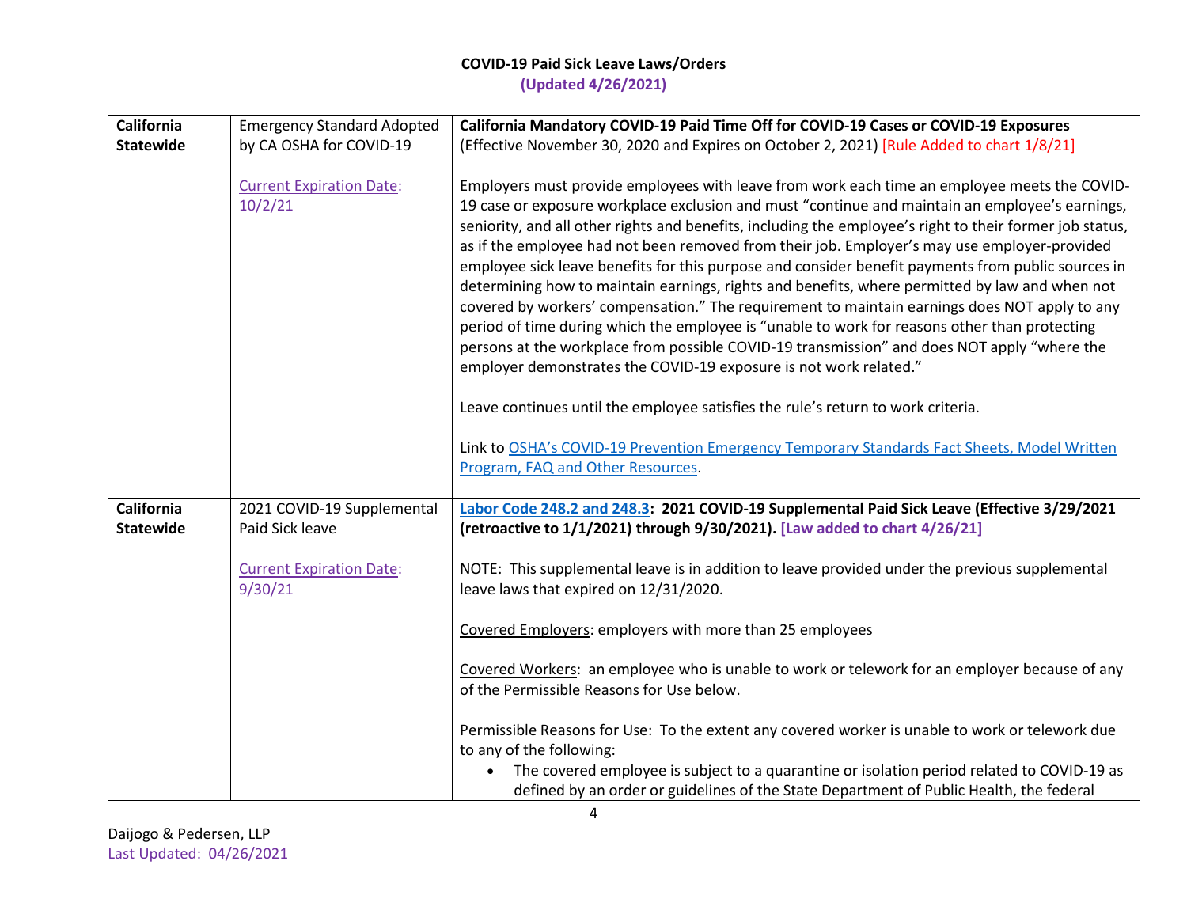| | | |
|---|---|---|
| **California Statewide** | Emergency Standard Adopted by CA OSHA for COVID-19<br><br>Current Expiration Date: 10/2/21 | **California Mandatory COVID-19 Paid Time Off for COVID-19 Cases or COVID-19 Exposures** (Effective November 30, 2020 and Expires on October 2, 2021) [Rule Added to chart 1/8/21]<br><br>Employers must provide employees with leave from work each time an employee meets the COVID-19 case or exposure workplace exclusion and must "continue and maintain an employee's earnings, seniority, and all other rights and benefits, including the employee's right to their former job status, as if the employee had not been removed from their job. Employer's may use employer-provided employee sick leave benefits for this purpose and consider benefit payments from public sources in determining how to maintain earnings, rights and benefits, where permitted by law and when not covered by workers' compensation." The requirement to maintain earnings does NOT apply to any period of time during which the employee is "unable to work for reasons other than protecting persons at the workplace from possible COVID-19 transmission" and does NOT apply "where the employer demonstrates the COVID-19 exposure is not work related."<br><br>Leave continues until the employee satisfies the rule's return to work criteria.<br><br>Link to OSHA's COVID-19 Prevention Emergency Temporary Standards Fact Sheets, Model Written Program, FAQ and Other Resources. |
| **California Statewide** | 2021 COVID-19 Supplemental Paid Sick leave<br><br>Current Expiration Date: 9/30/21 | **Labor Code 248.2 and 248.3: 2021 COVID-19 Supplemental Paid Sick Leave (Effective 3/29/2021 (retroactive to 1/1/2021) through 9/30/2021). [Law added to chart 4/26/21]**<br><br>NOTE: This supplemental leave is in addition to leave provided under the previous supplemental leave laws that expired on 12/31/2020.<br><br>Covered Employers: employers with more than 25 employees<br><br>Covered Workers: an employee who is unable to work or telework for an employer because of any of the Permissible Reasons for Use below.<br><br>Permissible Reasons for Use: To the extent any covered worker is unable to work or telework due to any of the following:<br>• The covered employee is subject to a quarantine or isolation period related to COVID-19 as defined by an order or guidelines of the State Department of Public Health, the federal |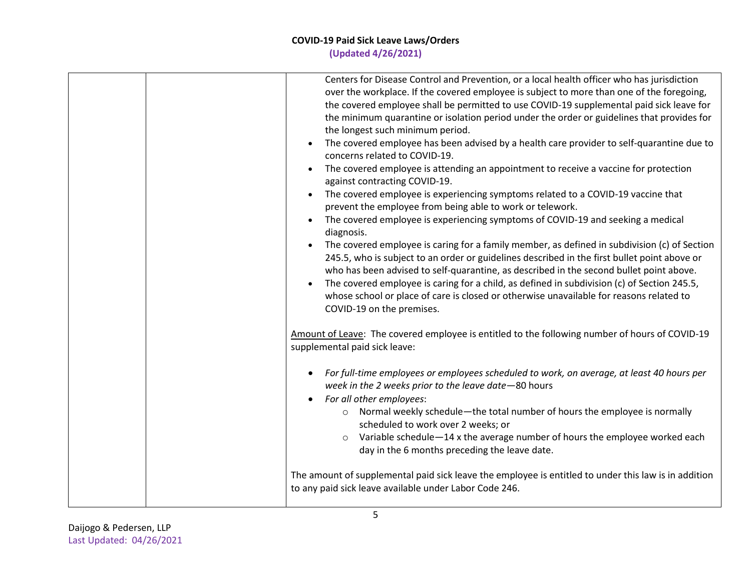| | | Centers for Disease Control and Prevention, or a local health officer who has jurisdiction over the workplace. If the covered employee is subject to more than one of the foregoing, the covered employee shall be permitted to use COVID-19 supplemental paid sick leave for the minimum quarantine or isolation period under the order or guidelines that provides for the longest such minimum period.<br>• The covered employee has been advised by a health care provider to self-quarantine due to concerns related to COVID-19.<br>• The covered employee is attending an appointment to receive a vaccine for protection against contracting COVID-19.<br>• The covered employee is experiencing symptoms related to a COVID-19 vaccine that prevent the employee from being able to work or telework.<br>• The covered employee is experiencing symptoms of COVID-19 and seeking a medical diagnosis.<br>• The covered employee is caring for a family member, as defined in subdivision (c) of Section 245.5, who is subject to an order or guidelines described in the first bullet point above or who has been advised to self-quarantine, as described in the second bullet point above.<br>• The covered employee is caring for a child, as defined in subdivision (c) of Section 245.5, whose school or place of care is closed or otherwise unavailable for reasons related to COVID-19 on the premises.<br><br><u>Amount of Leave</u>: The covered employee is entitled to the following number of hours of COVID-19 supplemental paid sick leave:<br><br>• *For full-time employees or employees scheduled to work, on average, at least 40 hours per week in the 2 weeks prior to the leave date*—80 hours<br>• *For all other employees*:<br>&nbsp;&nbsp;&nbsp;&nbsp;○ Normal weekly schedule—the total number of hours the employee is normally scheduled to work over 2 weeks; or<br>&nbsp;&nbsp;&nbsp;&nbsp;○ Variable schedule—14 x the average number of hours the employee worked each day in the 6 months preceding the leave date.<br><br>The amount of supplemental paid sick leave the employee is entitled to under this law is in addition to any paid sick leave available under Labor Code 246. |
|---|---|---|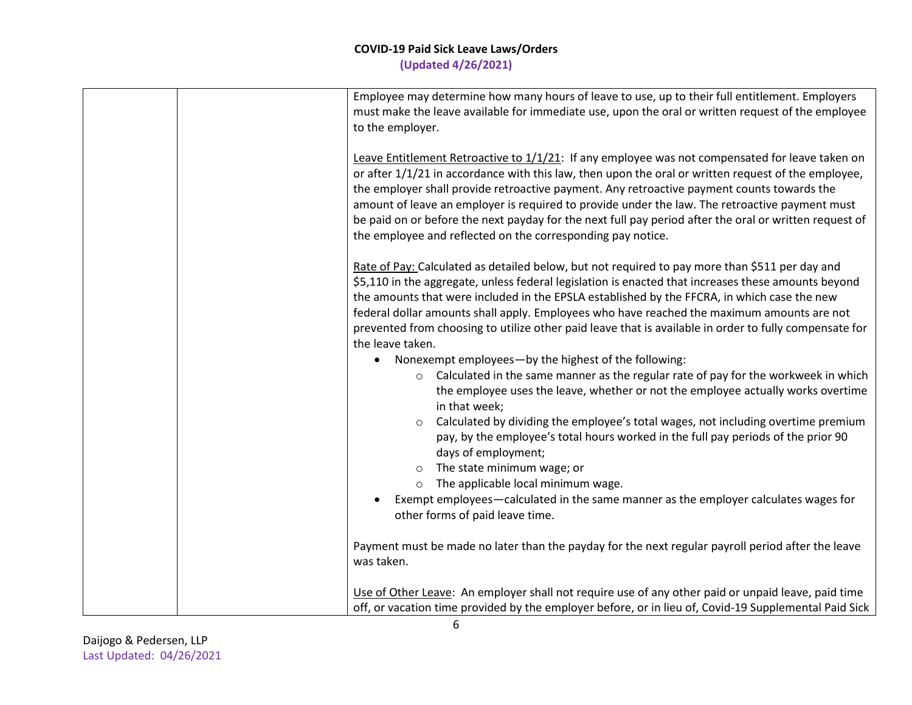| | | |
|---|---|---|
| | | Employee may determine how many hours of leave to use, up to their full entitlement. Employers must make the leave available for immediate use, upon the oral or written request of the employee to the employer.<br><br><u>Leave Entitlement Retroactive to 1/1/21</u>: If any employee was not compensated for leave taken on or after 1/1/21 in accordance with this law, then upon the oral or written request of the employee, the employer shall provide retroactive payment. Any retroactive payment counts towards the amount of leave an employer is required to provide under the law. The retroactive payment must be paid on or before the next payday for the next full pay period after the oral or written request of the employee and reflected on the corresponding pay notice.<br><br><u>Rate of Pay:</u> Calculated as detailed below, but not required to pay more than $511 per day and $5,110 in the aggregate, unless federal legislation is enacted that increases these amounts beyond the amounts that were included in the EPSLA established by the FFCRA, in which case the new federal dollar amounts shall apply. Employees who have reached the maximum amounts are not prevented from choosing to utilize other paid leave that is available in order to fully compensate for the leave taken.<br>• Nonexempt employees—by the highest of the following:<br>&nbsp;&nbsp;&nbsp;&nbsp;○ Calculated in the same manner as the regular rate of pay for the workweek in which the employee uses the leave, whether or not the employee actually works overtime in that week;<br>&nbsp;&nbsp;&nbsp;&nbsp;○ Calculated by dividing the employee's total wages, not including overtime premium pay, by the employee's total hours worked in the full pay periods of the prior 90 days of employment;<br>&nbsp;&nbsp;&nbsp;&nbsp;○ The state minimum wage; or<br>&nbsp;&nbsp;&nbsp;&nbsp;○ The applicable local minimum wage.<br>• Exempt employees—calculated in the same manner as the employer calculates wages for other forms of paid leave time.<br><br>Payment must be made no later than the payday for the next regular payroll period after the leave was taken.<br><br><u>Use of Other Leave</u>: An employer shall not require use of any other paid or unpaid leave, paid time off, or vacation time provided by the employer before, or in lieu of, Covid-19 Supplemental Paid Sick |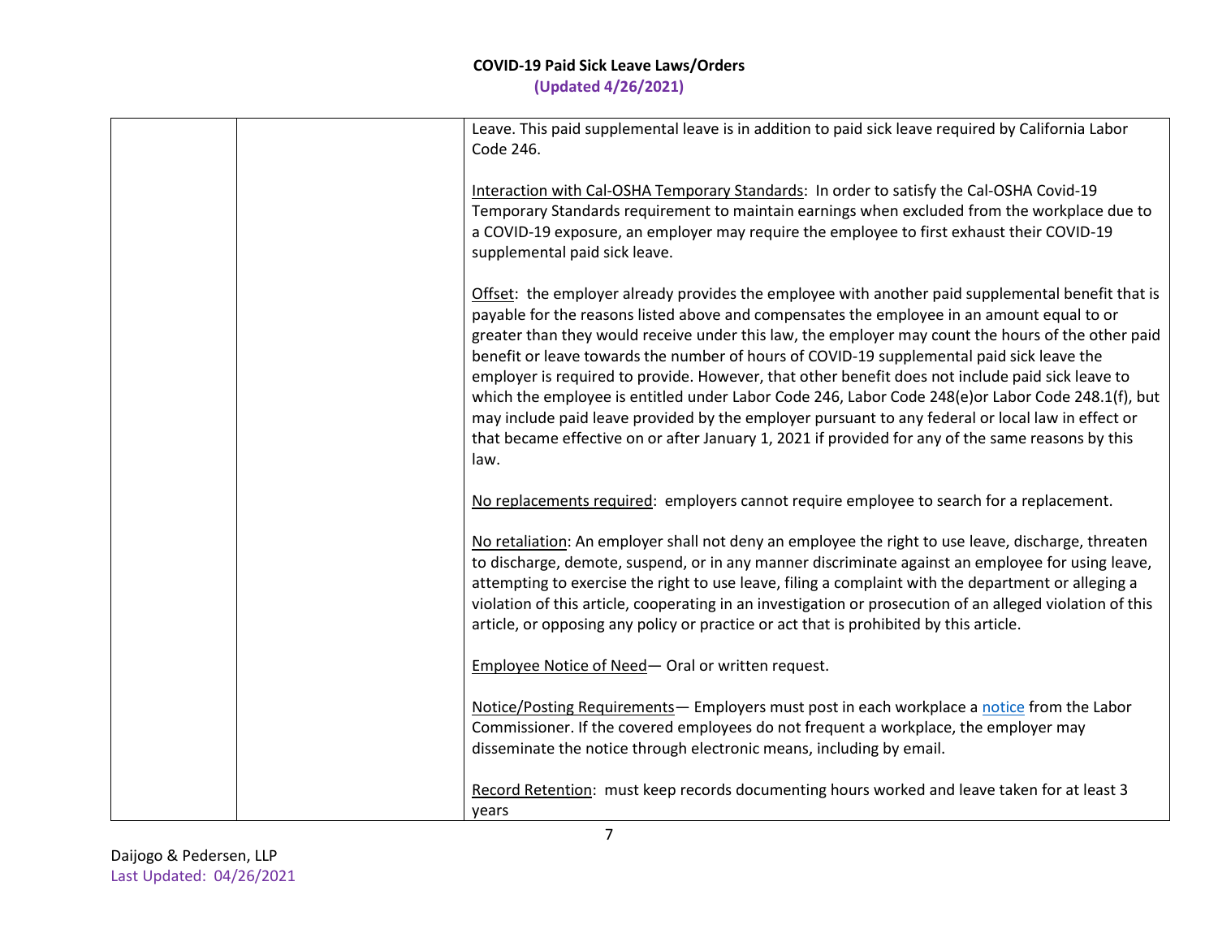| | | |
|---|---|---|
| | | Leave. This paid supplemental leave is in addition to paid sick leave required by California Labor Code 246.<br><br><u>Interaction with Cal-OSHA Temporary Standards</u>: In order to satisfy the Cal-OSHA Covid-19 Temporary Standards requirement to maintain earnings when excluded from the workplace due to a COVID-19 exposure, an employer may require the employee to first exhaust their COVID-19 supplemental paid sick leave.<br><br><u>Offset</u>: the employer already provides the employee with another paid supplemental benefit that is payable for the reasons listed above and compensates the employee in an amount equal to or greater than they would receive under this law, the employer may count the hours of the other paid benefit or leave towards the number of hours of COVID-19 supplemental paid sick leave the employer is required to provide. However, that other benefit does not include paid sick leave to which the employee is entitled under Labor Code 246, Labor Code 248(e)or Labor Code 248.1(f), but may include paid leave provided by the employer pursuant to any federal or local law in effect or that became effective on or after January 1, 2021 if provided for any of the same reasons by this law.<br><br><u>No replacements required</u>: employers cannot require employee to search for a replacement.<br><br><u>No retaliation</u>: An employer shall not deny an employee the right to use leave, discharge, threaten to discharge, demote, suspend, or in any manner discriminate against an employee for using leave, attempting to exercise the right to use leave, filing a complaint with the department or alleging a violation of this article, cooperating in an investigation or prosecution of an alleged violation of this article, or opposing any policy or practice or act that is prohibited by this article.<br><br><u>Employee Notice of Need</u>— Oral or written request.<br><br><u>Notice/Posting Requirements</u>— Employers must post in each workplace a notice from the Labor Commissioner. If the covered employees do not frequent a workplace, the employer may disseminate the notice through electronic means, including by email.<br><br><u>Record Retention</u>: must keep records documenting hours worked and leave taken for at least 3 years |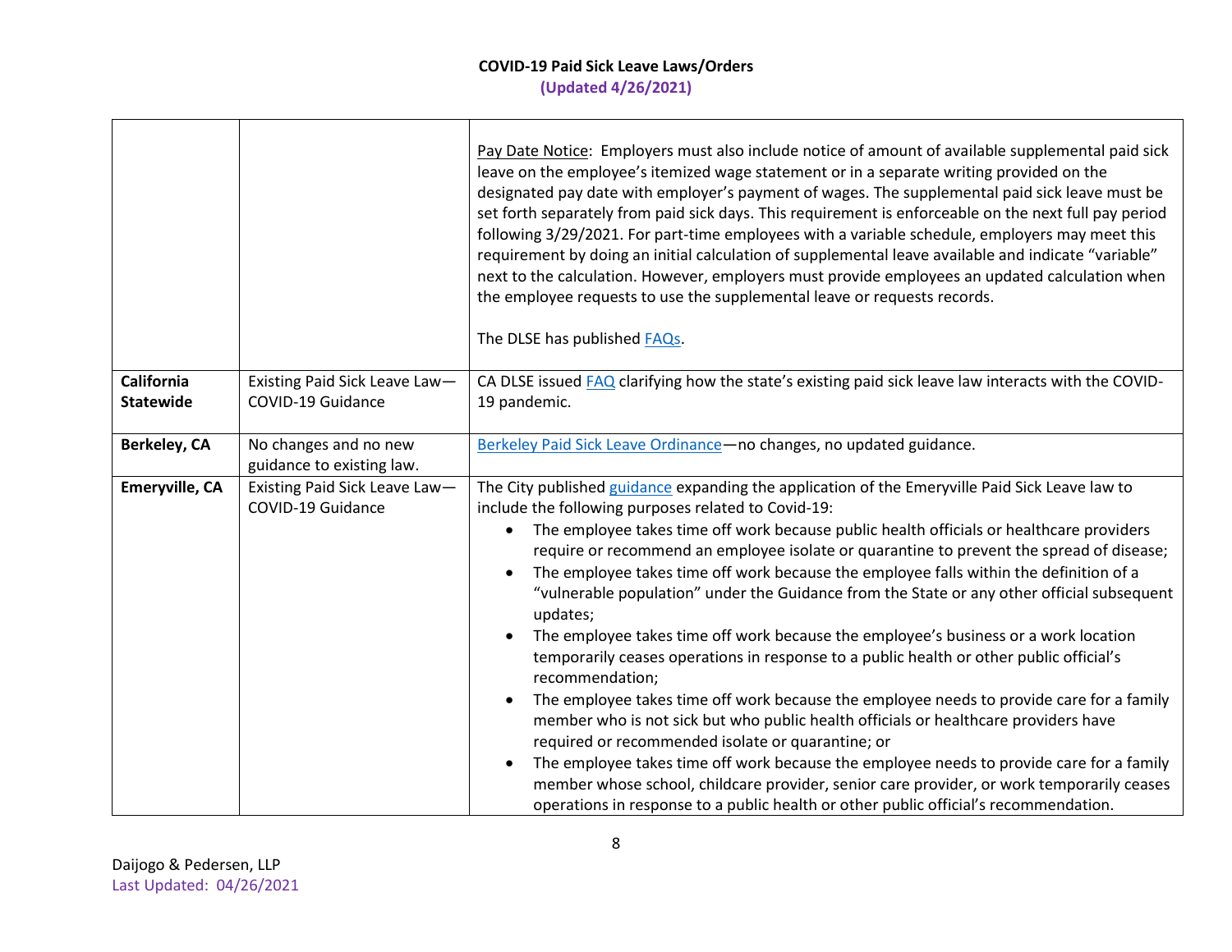| | | |
|---|---|---|
| | | Pay Date Notice: Employers must also include notice of amount of available supplemental paid sick leave on the employee's itemized wage statement or in a separate writing provided on the designated pay date with employer's payment of wages. The supplemental paid sick leave must be set forth separately from paid sick days. This requirement is enforceable on the next full pay period following 3/29/2021. For part-time employees with a variable schedule, employers may meet this requirement by doing an initial calculation of supplemental leave available and indicate "variable" next to the calculation. However, employers must provide employees an updated calculation when the employee requests to use the supplemental leave or requests records.<br><br>The DLSE has published FAQs. |
| **California Statewide** | Existing Paid Sick Leave Law—COVID-19 Guidance | CA DLSE issued FAQ clarifying how the state's existing paid sick leave law interacts with the COVID-19 pandemic. |
| **Berkeley, CA** | No changes and no new guidance to existing law. | Berkeley Paid Sick Leave Ordinance—no changes, no updated guidance. |
| **Emeryville, CA** | Existing Paid Sick Leave Law—COVID-19 Guidance | The City published guidance expanding the application of the Emeryville Paid Sick Leave law to include the following purposes related to Covid-19:<br>• The employee takes time off work because public health officials or healthcare providers require or recommend an employee isolate or quarantine to prevent the spread of disease;<br>• The employee takes time off work because the employee falls within the definition of a "vulnerable population" under the Guidance from the State or any other official subsequent updates;<br>• The employee takes time off work because the employee's business or a work location temporarily ceases operations in response to a public health or other public official's recommendation;<br>• The employee takes time off work because the employee needs to provide care for a family member who is not sick but who public health officials or healthcare providers have required or recommended isolate or quarantine; or<br>• The employee takes time off work because the employee needs to provide care for a family member whose school, childcare provider, senior care provider, or work temporarily ceases operations in response to a public health or other public official's recommendation. |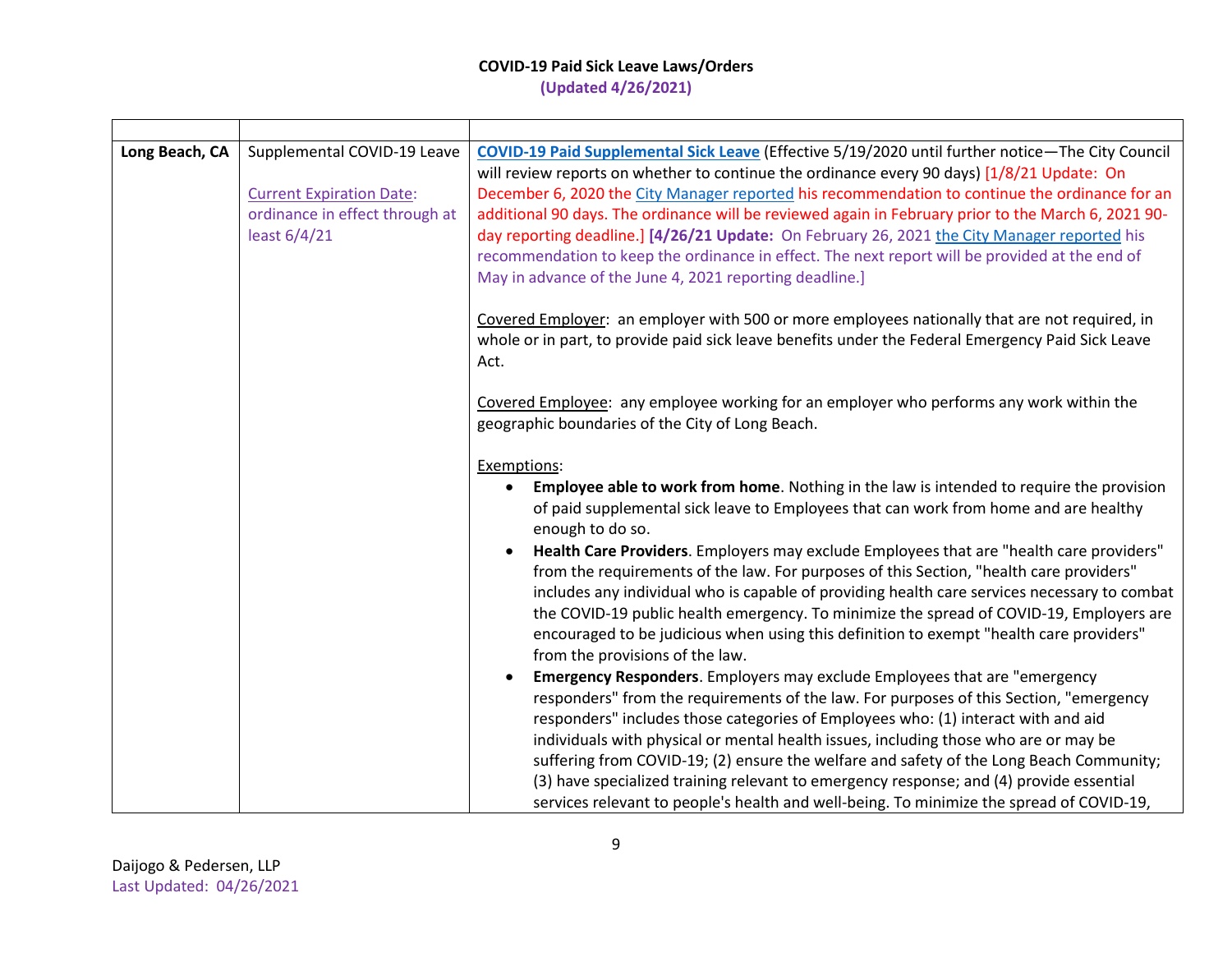| | | |
|---|---|---|
| **Long Beach, CA** | Supplemental COVID-19 Leave<br><br>Current Expiration Date: ordinance in effect through at least 6/4/21 | **COVID-19 Paid Supplemental Sick Leave** (Effective 5/19/2020 until further notice—The City Council will review reports on whether to continue the ordinance every 90 days) [1/8/21 Update: On December 6, 2020 the City Manager reported his recommendation to continue the ordinance for an additional 90 days. The ordinance will be reviewed again in February prior to the March 6, 2021 90-day reporting deadline.] **[4/26/21 Update:** On February 26, 2021 the City Manager reported his recommendation to keep the ordinance in effect. The next report will be provided at the end of May in advance of the June 4, 2021 reporting deadline.]<br><br>Covered Employer: an employer with 500 or more employees nationally that are not required, in whole or in part, to provide paid sick leave benefits under the Federal Emergency Paid Sick Leave Act.<br><br>Covered Employee: any employee working for an employer who performs any work within the geographic boundaries of the City of Long Beach.<br><br>Exemptions:<br>• **Employee able to work from home**. Nothing in the law is intended to require the provision of paid supplemental sick leave to Employees that can work from home and are healthy enough to do so.<br>• **Health Care Providers**. Employers may exclude Employees that are "health care providers" from the requirements of the law. For purposes of this Section, "health care providers" includes any individual who is capable of providing health care services necessary to combat the COVID-19 public health emergency. To minimize the spread of COVID-19, Employers are encouraged to be judicious when using this definition to exempt "health care providers" from the provisions of the law.<br>• **Emergency Responders**. Employers may exclude Employees that are "emergency responders" from the requirements of the law. For purposes of this Section, "emergency responders" includes those categories of Employees who: (1) interact with and aid individuals with physical or mental health issues, including those who are or may be suffering from COVID-19; (2) ensure the welfare and safety of the Long Beach Community; (3) have specialized training relevant to emergency response; and (4) provide essential services relevant to people's health and well-being. To minimize the spread of COVID-19, |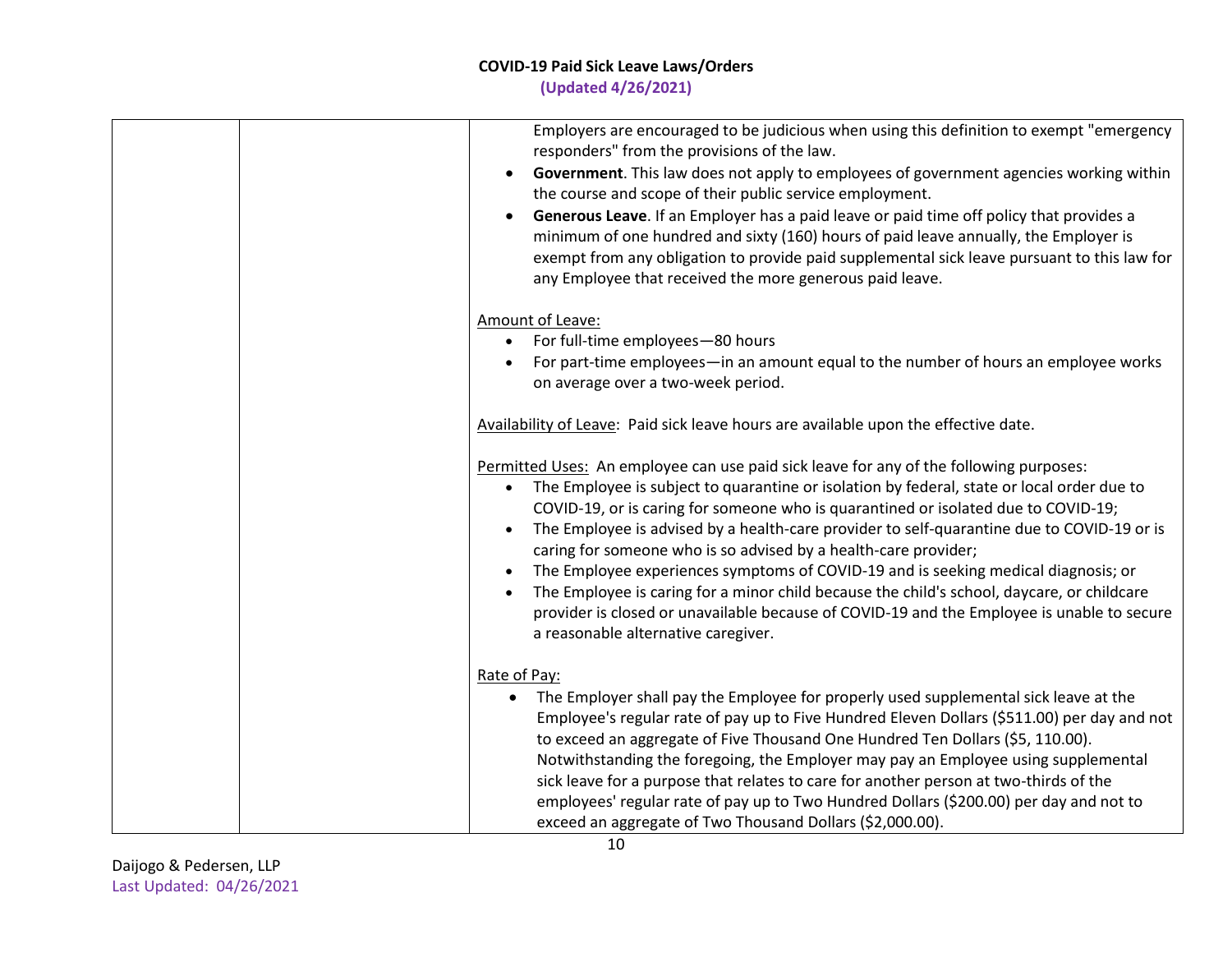| | | Employers are encouraged to be judicious when using this definition to exempt "emergency responders" from the provisions of the law.<br>• **Government**. This law does not apply to employees of government agencies working within the course and scope of their public service employment.<br>• **Generous Leave**. If an Employer has a paid leave or paid time off policy that provides a minimum of one hundred and sixty (160) hours of paid leave annually, the Employer is exempt from any obligation to provide paid supplemental sick leave pursuant to this law for any Employee that received the more generous paid leave.<br><br>Amount of Leave:<br>• For full-time employees—80 hours<br>• For part-time employees—in an amount equal to the number of hours an employee works on average over a two-week period.<br><br>Availability of Leave: Paid sick leave hours are available upon the effective date.<br><br>Permitted Uses: An employee can use paid sick leave for any of the following purposes:<br>• The Employee is subject to quarantine or isolation by federal, state or local order due to COVID-19, or is caring for someone who is quarantined or isolated due to COVID-19;<br>• The Employee is advised by a health-care provider to self-quarantine due to COVID-19 or is caring for someone who is so advised by a health-care provider;<br>• The Employee experiences symptoms of COVID-19 and is seeking medical diagnosis; or<br>• The Employee is caring for a minor child because the child's school, daycare, or childcare provider is closed or unavailable because of COVID-19 and the Employee is unable to secure a reasonable alternative caregiver.<br><br>Rate of Pay:<br>• The Employer shall pay the Employee for properly used supplemental sick leave at the Employee's regular rate of pay up to Five Hundred Eleven Dollars ($511.00) per day and not to exceed an aggregate of Five Thousand One Hundred Ten Dollars ($5, 110.00). Notwithstanding the foregoing, the Employer may pay an Employee using supplemental sick leave for a purpose that relates to care for another person at two-thirds of the employees' regular rate of pay up to Two Hundred Dollars ($200.00) per day and not to exceed an aggregate of Two Thousand Dollars ($2,000.00). |
|---|---|---|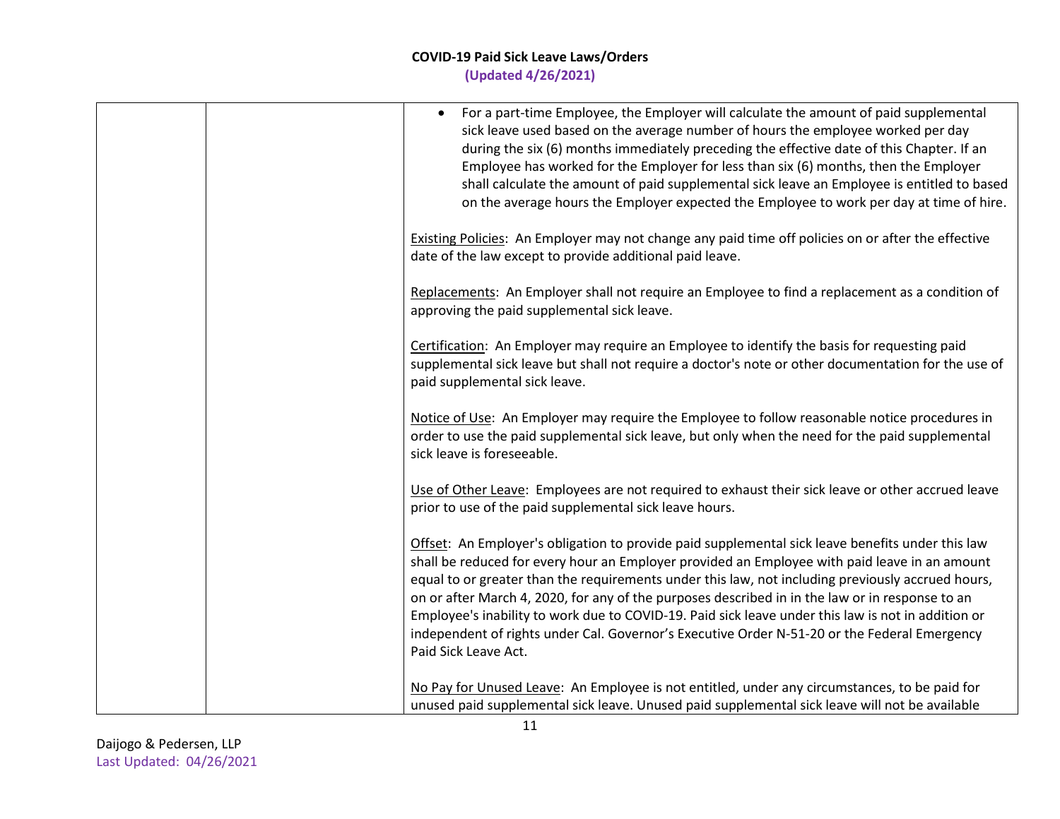| | | • For a part-time Employee, the Employer will calculate the amount of paid supplemental sick leave used based on the average number of hours the employee worked per day during the six (6) months immediately preceding the effective date of this Chapter. If an Employee has worked for the Employer for less than six (6) months, then the Employer shall calculate the amount of paid supplemental sick leave an Employee is entitled to based on the average hours the Employer expected the Employee to work per day at time of hire.<br><br>Existing Policies: An Employer may not change any paid time off policies on or after the effective date of the law except to provide additional paid leave.<br><br>Replacements: An Employer shall not require an Employee to find a replacement as a condition of approving the paid supplemental sick leave.<br><br>Certification: An Employer may require an Employee to identify the basis for requesting paid supplemental sick leave but shall not require a doctor's note or other documentation for the use of paid supplemental sick leave.<br><br>Notice of Use: An Employer may require the Employee to follow reasonable notice procedures in order to use the paid supplemental sick leave, but only when the need for the paid supplemental sick leave is foreseeable.<br><br>Use of Other Leave: Employees are not required to exhaust their sick leave or other accrued leave prior to use of the paid supplemental sick leave hours.<br><br>Offset: An Employer's obligation to provide paid supplemental sick leave benefits under this law shall be reduced for every hour an Employer provided an Employee with paid leave in an amount equal to or greater than the requirements under this law, not including previously accrued hours, on or after March 4, 2020, for any of the purposes described in in the law or in response to an Employee's inability to work due to COVID-19. Paid sick leave under this law is not in addition or independent of rights under Cal. Governor's Executive Order N-51-20 or the Federal Emergency Paid Sick Leave Act.<br><br>No Pay for Unused Leave: An Employee is not entitled, under any circumstances, to be paid for unused paid supplemental sick leave. Unused paid supplemental sick leave will not be available |
|---|---|---|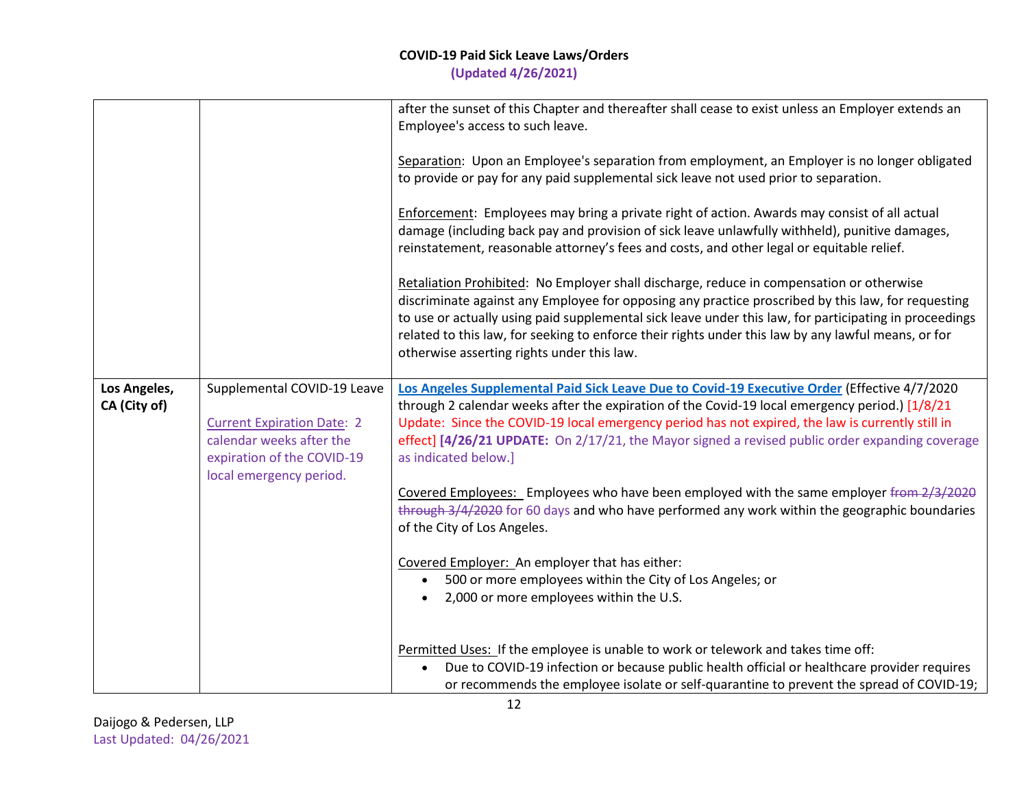| | | |
|---|---|---|
| | | after the sunset of this Chapter and thereafter shall cease to exist unless an Employer extends an Employee's access to such leave.<br><br>Separation: Upon an Employee's separation from employment, an Employer is no longer obligated to provide or pay for any paid supplemental sick leave not used prior to separation.<br><br>Enforcement: Employees may bring a private right of action. Awards may consist of all actual damage (including back pay and provision of sick leave unlawfully withheld), punitive damages, reinstatement, reasonable attorney's fees and costs, and other legal or equitable relief.<br><br>Retaliation Prohibited: No Employer shall discharge, reduce in compensation or otherwise discriminate against any Employee for opposing any practice proscribed by this law, for requesting to use or actually using paid supplemental sick leave under this law, for participating in proceedings related to this law, for seeking to enforce their rights under this law by any lawful means, or for otherwise asserting rights under this law. |
| **Los Angeles, CA (City of)** | Supplemental COVID-19 Leave<br><br>Current Expiration Date: 2 calendar weeks after the expiration of the COVID-19 local emergency period. | **Los Angeles Supplemental Paid Sick Leave Due to Covid-19 Executive Order** (Effective 4/7/2020 through 2 calendar weeks after the expiration of the Covid-19 local emergency period.) [1/8/21 Update: Since the COVID-19 local emergency period has not expired, the law is currently still in effect] **[4/26/21 UPDATE:** On 2/17/21, the Mayor signed a revised public order expanding coverage as indicated below.]<br><br>Covered Employees: Employees who have been employed with the same employer ~~from 2/3/2020 through 3/4/2020~~ for 60 days and who have performed any work within the geographic boundaries of the City of Los Angeles.<br><br>Covered Employer: An employer that has either:<br>• 500 or more employees within the City of Los Angeles; or<br>• 2,000 or more employees within the U.S.<br><br>Permitted Uses: If the employee is unable to work or telework and takes time off:<br>• Due to COVID-19 infection or because public health official or healthcare provider requires or recommends the employee isolate or self-quarantine to prevent the spread of COVID-19; |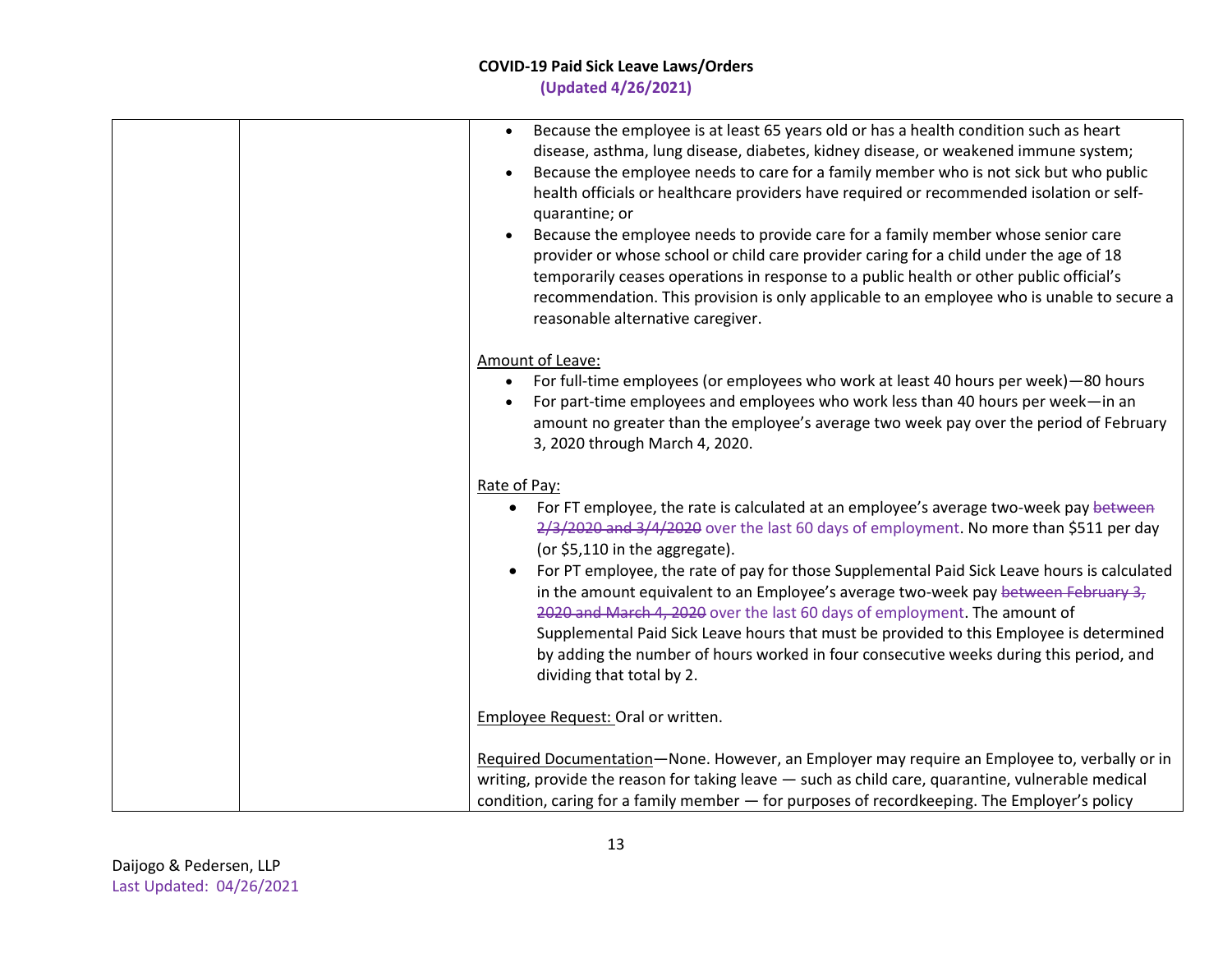**COVID-19 Paid Sick Leave Laws/Orders**
**(Updated 4/26/2021)**

| | | |
|---|---|---|
| | | • Because the employee is at least 65 years old or has a health condition such as heart disease, asthma, lung disease, diabetes, kidney disease, or weakened immune system;<br>• Because the employee needs to care for a family member who is not sick but who public health officials or healthcare providers have required or recommended isolation or self-quarantine; or<br>• Because the employee needs to provide care for a family member whose senior care provider or whose school or child care provider caring for a child under the age of 18 temporarily ceases operations in response to a public health or other public official's recommendation. This provision is only applicable to an employee who is unable to secure a reasonable alternative caregiver.<br><br><u>Amount of Leave:</u><br>• For full-time employees (or employees who work at least 40 hours per week)—80 hours<br>• For part-time employees and employees who work less than 40 hours per week—in an amount no greater than the employee's average two week pay over the period of February 3, 2020 through March 4, 2020.<br><br><u>Rate of Pay:</u><br>• For FT employee, the rate is calculated at an employee's average two-week pay ~~between 2/3/2020 and 3/4/2020~~ over the last 60 days of employment. No more than $511 per day (or $5,110 in the aggregate).<br>• For PT employee, the rate of pay for those Supplemental Paid Sick Leave hours is calculated in the amount equivalent to an Employee's average two-week pay ~~between February 3, 2020 and March 4, 2020~~ over the last 60 days of employment. The amount of Supplemental Paid Sick Leave hours that must be provided to this Employee is determined by adding the number of hours worked in four consecutive weeks during this period, and dividing that total by 2.<br><br><u>Employee Request:</u> Oral or written.<br><br><u>Required Documentation</u>—None. However, an Employer may require an Employee to, verbally or in writing, provide the reason for taking leave — such as child care, quarantine, vulnerable medical condition, caring for a family member — for purposes of recordkeeping. The Employer's policy |

Daijogo & Pedersen, LLP
Last Updated: 04/26/2021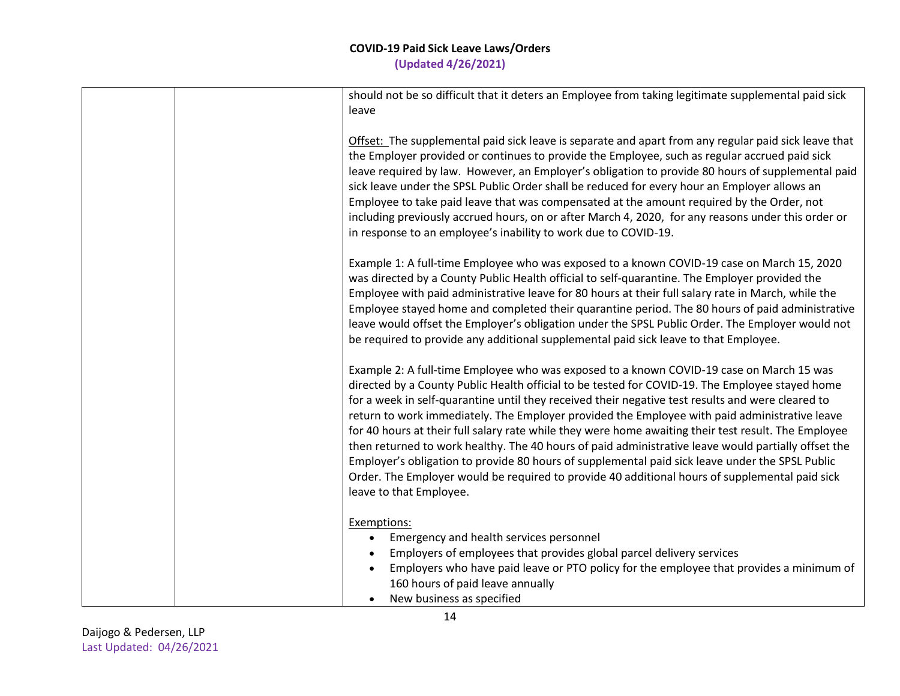| | | should not be so difficult that it deters an Employee from taking legitimate supplemental paid sick leave<br><br><u>Offset:</u> The supplemental paid sick leave is separate and apart from any regular paid sick leave that the Employer provided or continues to provide the Employee, such as regular accrued paid sick leave required by law. However, an Employer's obligation to provide 80 hours of supplemental paid sick leave under the SPSL Public Order shall be reduced for every hour an Employer allows an Employee to take paid leave that was compensated at the amount required by the Order, not including previously accrued hours, on or after March 4, 2020, for any reasons under this order or in response to an employee's inability to work due to COVID-19.<br><br>Example 1: A full-time Employee who was exposed to a known COVID-19 case on March 15, 2020 was directed by a County Public Health official to self-quarantine. The Employer provided the Employee with paid administrative leave for 80 hours at their full salary rate in March, while the Employee stayed home and completed their quarantine period. The 80 hours of paid administrative leave would offset the Employer's obligation under the SPSL Public Order. The Employer would not be required to provide any additional supplemental paid sick leave to that Employee.<br><br>Example 2: A full-time Employee who was exposed to a known COVID-19 case on March 15 was directed by a County Public Health official to be tested for COVID-19. The Employee stayed home for a week in self-quarantine until they received their negative test results and were cleared to return to work immediately. The Employer provided the Employee with paid administrative leave for 40 hours at their full salary rate while they were home awaiting their test result. The Employee then returned to work healthy. The 40 hours of paid administrative leave would partially offset the Employer's obligation to provide 80 hours of supplemental paid sick leave under the SPSL Public Order. The Employer would be required to provide 40 additional hours of supplemental paid sick leave to that Employee.<br><br><u>Exemptions:</u><br>• Emergency and health services personnel<br>• Employers of employees that provides global parcel delivery services<br>• Employers who have paid leave or PTO policy for the employee that provides a minimum of 160 hours of paid leave annually<br>• New business as specified |
|---|---|---|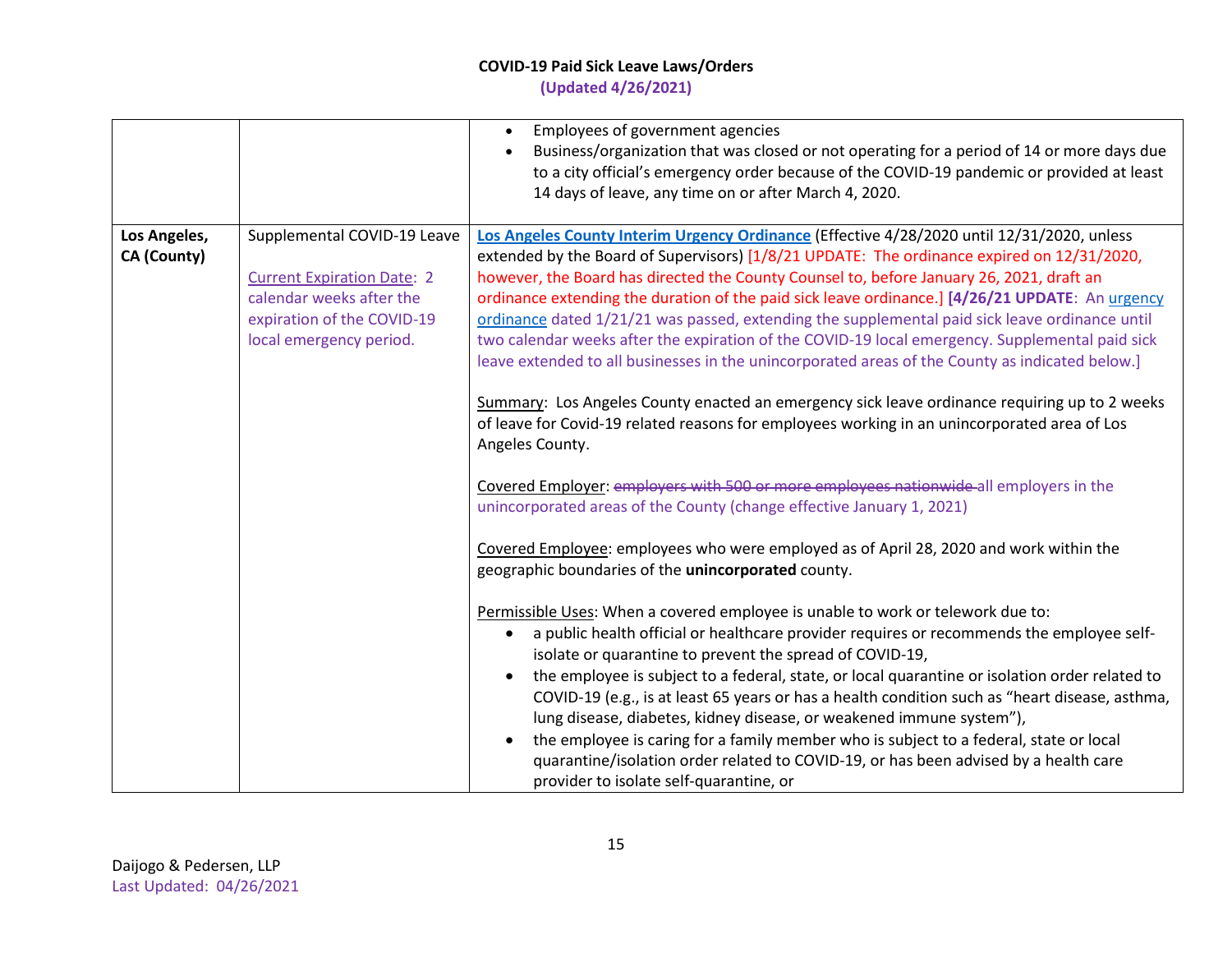| | | |
|---|---|---|
| | | • Employees of government agencies<br>• Business/organization that was closed or not operating for a period of 14 or more days due to a city official's emergency order because of the COVID-19 pandemic or provided at least 14 days of leave, any time on or after March 4, 2020. |
| **Los Angeles, CA (County)** | Supplemental COVID-19 Leave<br><br>Current Expiration Date: 2 calendar weeks after the expiration of the COVID-19 local emergency period. | **Los Angeles County Interim Urgency Ordinance** (Effective 4/28/2020 until 12/31/2020, unless extended by the Board of Supervisors) [1/8/21 UPDATE: The ordinance expired on 12/31/2020, however, the Board has directed the County Counsel to, before January 26, 2021, draft an ordinance extending the duration of the paid sick leave ordinance.] **[4/26/21 UPDATE**: An urgency ordinance dated 1/21/21 was passed, extending the supplemental paid sick leave ordinance until two calendar weeks after the expiration of the COVID-19 local emergency. Supplemental paid sick leave extended to all businesses in the unincorporated areas of the County as indicated below.]<br><br>Summary: Los Angeles County enacted an emergency sick leave ordinance requiring up to 2 weeks of leave for Covid-19 related reasons for employees working in an unincorporated area of Los Angeles County.<br><br>Covered Employer: ~~employers with 500 or more employees nationwide~~ all employers in the unincorporated areas of the County (change effective January 1, 2021)<br><br>Covered Employee: employees who were employed as of April 28, 2020 and work within the geographic boundaries of the **unincorporated** county.<br><br>Permissible Uses: When a covered employee is unable to work or telework due to:<br>• a public health official or healthcare provider requires or recommends the employee self-isolate or quarantine to prevent the spread of COVID-19,<br>• the employee is subject to a federal, state, or local quarantine or isolation order related to COVID-19 (e.g., is at least 65 years or has a health condition such as "heart disease, asthma, lung disease, diabetes, kidney disease, or weakened immune system"),<br>• the employee is caring for a family member who is subject to a federal, state or local quarantine/isolation order related to COVID-19, or has been advised by a health care provider to isolate self-quarantine, or |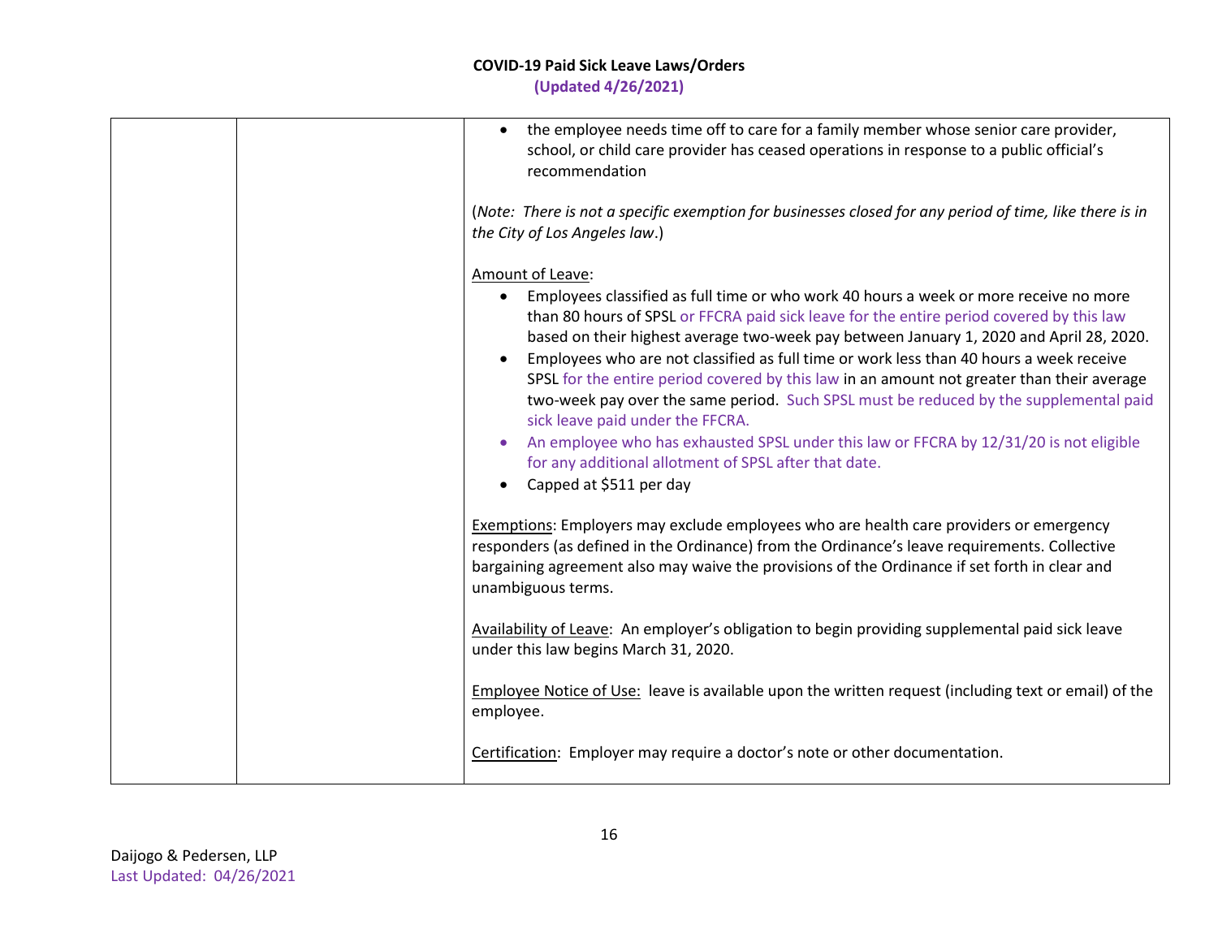| | | • the employee needs time off to care for a family member whose senior care provider, school, or child care provider has ceased operations in response to a public official's recommendation<br><br>(*Note: There is not a specific exemption for businesses closed for any period of time, like there is in the City of Los Angeles law*.)<br><br><u>Amount of Leave</u>:<br>• Employees classified as full time or who work 40 hours a week or more receive no more than 80 hours of SPSL or FFCRA paid sick leave for the entire period covered by this law based on their highest average two-week pay between January 1, 2020 and April 28, 2020.<br>• Employees who are not classified as full time or work less than 40 hours a week receive SPSL for the entire period covered by this law in an amount not greater than their average two-week pay over the same period. Such SPSL must be reduced by the supplemental paid sick leave paid under the FFCRA.<br>• An employee who has exhausted SPSL under this law or FFCRA by 12/31/20 is not eligible for any additional allotment of SPSL after that date.<br>• Capped at $511 per day<br><br><u>Exemptions</u>: Employers may exclude employees who are health care providers or emergency responders (as defined in the Ordinance) from the Ordinance's leave requirements. Collective bargaining agreement also may waive the provisions of the Ordinance if set forth in clear and unambiguous terms.<br><br><u>Availability of Leave</u>: An employer's obligation to begin providing supplemental paid sick leave under this law begins March 31, 2020.<br><br><u>Employee Notice of Use:</u> leave is available upon the written request (including text or email) of the employee.<br><br><u>Certification</u>: Employer may require a doctor's note or other documentation. |
|---|---|---|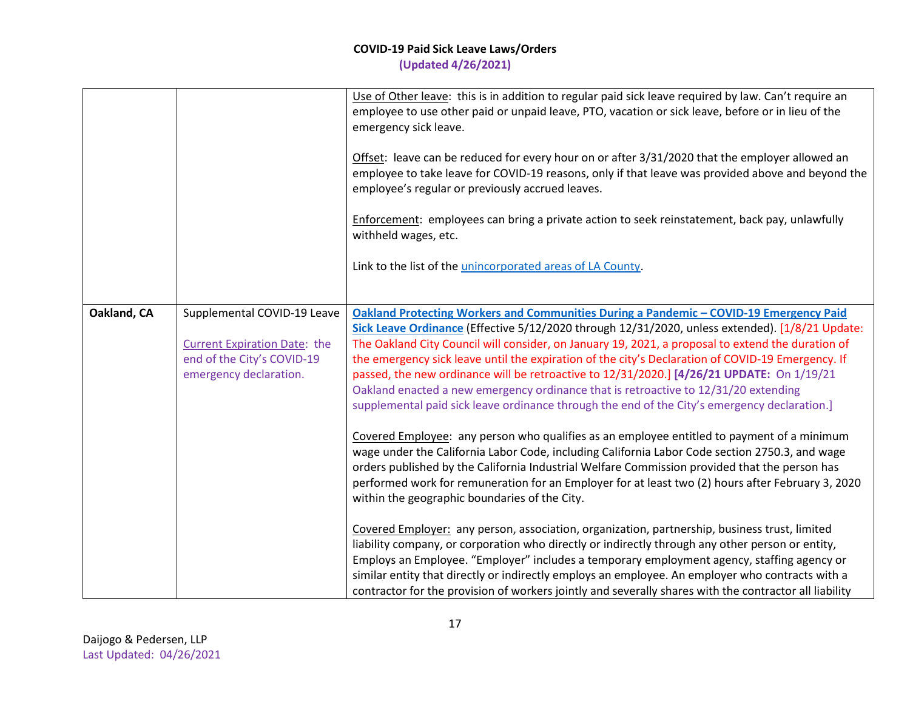| | | |
|---|---|---|
| | | Use of Other leave: this is in addition to regular paid sick leave required by law. Can't require an employee to use other paid or unpaid leave, PTO, vacation or sick leave, before or in lieu of the emergency sick leave.<br><br>Offset: leave can be reduced for every hour on or after 3/31/2020 that the employer allowed an employee to take leave for COVID-19 reasons, only if that leave was provided above and beyond the employee's regular or previously accrued leaves.<br><br>Enforcement: employees can bring a private action to seek reinstatement, back pay, unlawfully withheld wages, etc.<br><br>Link to the list of the unincorporated areas of LA County. |
| **Oakland, CA** | Supplemental COVID-19 Leave<br><br>Current Expiration Date: the end of the City's COVID-19 emergency declaration. | **Oakland Protecting Workers and Communities During a Pandemic – COVID-19 Emergency Paid Sick Leave Ordinance** (Effective 5/12/2020 through 12/31/2020, unless extended). [1/8/21 Update: The Oakland City Council will consider, on January 19, 2021, a proposal to extend the duration of the emergency sick leave until the expiration of the city's Declaration of COVID-19 Emergency. If passed, the new ordinance will be retroactive to 12/31/2020.] **[4/26/21 UPDATE:** On 1/19/21 Oakland enacted a new emergency ordinance that is retroactive to 12/31/20 extending supplemental paid sick leave ordinance through the end of the City's emergency declaration.]<br><br>Covered Employee: any person who qualifies as an employee entitled to payment of a minimum wage under the California Labor Code, including California Labor Code section 2750.3, and wage orders published by the California Industrial Welfare Commission provided that the person has performed work for remuneration for an Employer for at least two (2) hours after February 3, 2020 within the geographic boundaries of the City.<br><br>Covered Employer: any person, association, organization, partnership, business trust, limited liability company, or corporation who directly or indirectly through any other person or entity, Employs an Employee. "Employer" includes a temporary employment agency, staffing agency or similar entity that directly or indirectly employs an employee. An employer who contracts with a contractor for the provision of workers jointly and severally shares with the contractor all liability |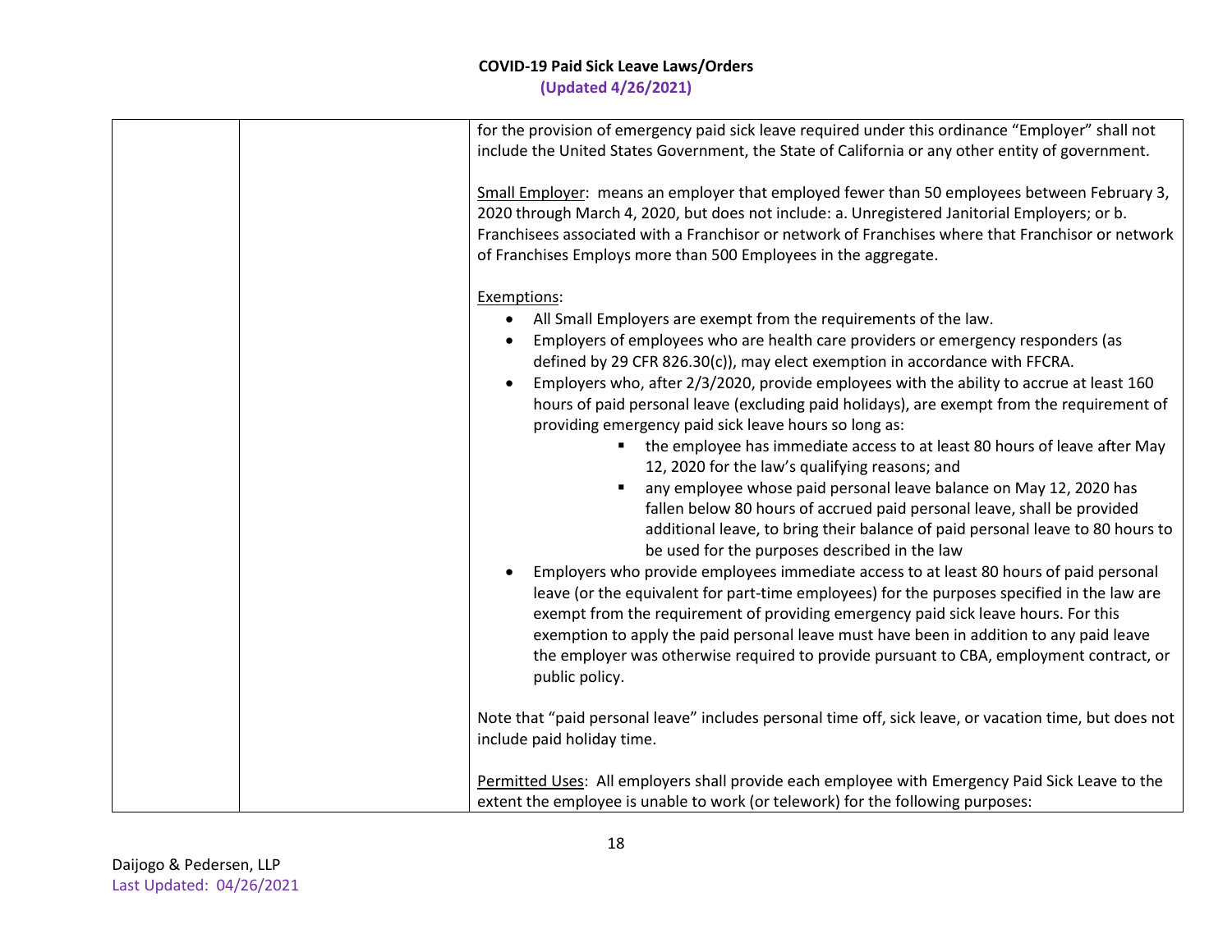| | | for the provision of emergency paid sick leave required under this ordinance "Employer" shall not include the United States Government, the State of California or any other entity of government.<br><br><u>Small Employer</u>: means an employer that employed fewer than 50 employees between February 3, 2020 through March 4, 2020, but does not include: a. Unregistered Janitorial Employers; or b. Franchisees associated with a Franchisor or network of Franchises where that Franchisor or network of Franchises Employs more than 500 Employees in the aggregate.<br><br><u>Exemptions</u>:<br>• All Small Employers are exempt from the requirements of the law.<br>• Employers of employees who are health care providers or emergency responders (as defined by 29 CFR 826.30(c)), may elect exemption in accordance with FFCRA.<br>• Employers who, after 2/3/2020, provide employees with the ability to accrue at least 160 hours of paid personal leave (excluding paid holidays), are exempt from the requirement of providing emergency paid sick leave hours so long as:<br>&nbsp;&nbsp;&nbsp;&nbsp;▪ the employee has immediate access to at least 80 hours of leave after May 12, 2020 for the law's qualifying reasons; and<br>&nbsp;&nbsp;&nbsp;&nbsp;▪ any employee whose paid personal leave balance on May 12, 2020 has fallen below 80 hours of accrued paid personal leave, shall be provided additional leave, to bring their balance of paid personal leave to 80 hours to be used for the purposes described in the law<br>• Employers who provide employees immediate access to at least 80 hours of paid personal leave (or the equivalent for part-time employees) for the purposes specified in the law are exempt from the requirement of providing emergency paid sick leave hours. For this exemption to apply the paid personal leave must have been in addition to any paid leave the employer was otherwise required to provide pursuant to CBA, employment contract, or public policy.<br><br>Note that "paid personal leave" includes personal time off, sick leave, or vacation time, but does not include paid holiday time.<br><br><u>Permitted Uses</u>: All employers shall provide each employee with Emergency Paid Sick Leave to the extent the employee is unable to work (or telework) for the following purposes: |
|---|---|---|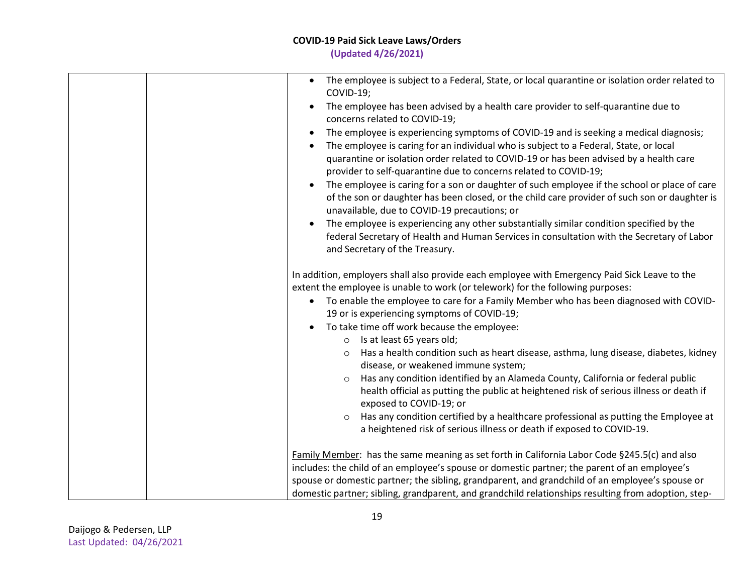|  |  | <ul><li>The employee is subject to a Federal, State, or local quarantine or isolation order related to COVID-19;</li><li>The employee has been advised by a health care provider to self-quarantine due to concerns related to COVID-19;</li><li>The employee is experiencing symptoms of COVID-19 and is seeking a medical diagnosis;</li><li>The employee is caring for an individual who is subject to a Federal, State, or local quarantine or isolation order related to COVID-19 or has been advised by a health care provider to self-quarantine due to concerns related to COVID-19;</li><li>The employee is caring for a son or daughter of such employee if the school or place of care of the son or daughter has been closed, or the child care provider of such son or daughter is unavailable, due to COVID-19 precautions; or</li><li>The employee is experiencing any other substantially similar condition specified by the federal Secretary of Health and Human Services in consultation with the Secretary of Labor and Secretary of the Treasury.</li></ul>In addition, employers shall also provide each employee with Emergency Paid Sick Leave to the extent the employee is unable to work (or telework) for the following purposes:<ul><li>To enable the employee to care for a Family Member who has been diagnosed with COVID-19 or is experiencing symptoms of COVID-19;</li><li>To take time off work because the employee:<ul><li>Is at least 65 years old;</li><li>Has a health condition such as heart disease, asthma, lung disease, diabetes, kidney disease, or weakened immune system;</li><li>Has any condition identified by an Alameda County, California or federal public health official as putting the public at heightened risk of serious illness or death if exposed to COVID-19; or</li><li>Has any condition certified by a healthcare professional as putting the Employee at a heightened risk of serious illness or death if exposed to COVID-19.</li></ul></li></ul><u>Family Member</u>: has the same meaning as set forth in California Labor Code §245.5(c) and also includes: the child of an employee's spouse or domestic partner; the parent of an employee's spouse or domestic partner; the sibling, grandparent, and grandchild of an employee's spouse or domestic partner; sibling, grandparent, and grandchild relationships resulting from adoption, step- |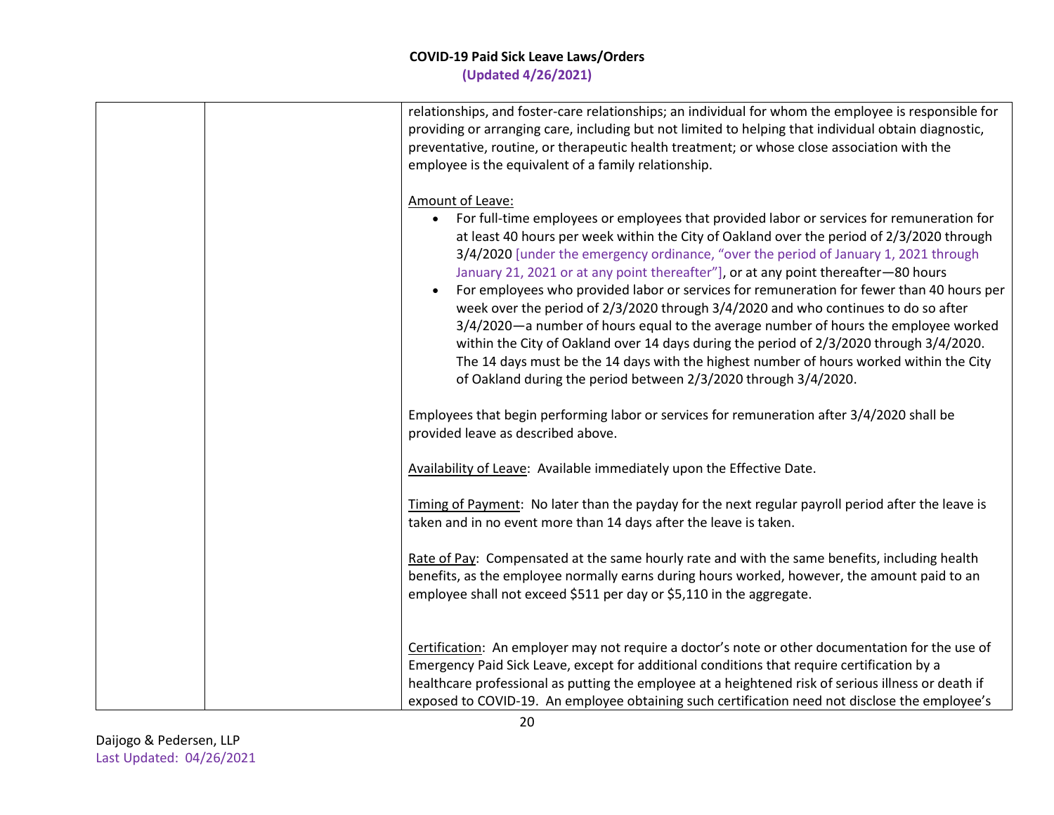| | | relationships, and foster-care relationships; an individual for whom the employee is responsible for providing or arranging care, including but not limited to helping that individual obtain diagnostic, preventative, routine, or therapeutic health treatment; or whose close association with the employee is the equivalent of a family relationship.<br><br><u>Amount of Leave:</u><br>• For full-time employees or employees that provided labor or services for remuneration for at least 40 hours per week within the City of Oakland over the period of 2/3/2020 through 3/4/2020 [under the emergency ordinance, "over the period of January 1, 2021 through January 21, 2021 or at any point thereafter"], or at any point thereafter—80 hours<br>• For employees who provided labor or services for remuneration for fewer than 40 hours per week over the period of 2/3/2020 through 3/4/2020 and who continues to do so after 3/4/2020—a number of hours equal to the average number of hours the employee worked within the City of Oakland over 14 days during the period of 2/3/2020 through 3/4/2020. The 14 days must be the 14 days with the highest number of hours worked within the City of Oakland during the period between 2/3/2020 through 3/4/2020.<br><br>Employees that begin performing labor or services for remuneration after 3/4/2020 shall be provided leave as described above.<br><br><u>Availability of Leave</u>: Available immediately upon the Effective Date.<br><br><u>Timing of Payment</u>: No later than the payday for the next regular payroll period after the leave is taken and in no event more than 14 days after the leave is taken.<br><br><u>Rate of Pay</u>: Compensated at the same hourly rate and with the same benefits, including health benefits, as the employee normally earns during hours worked, however, the amount paid to an employee shall not exceed $511 per day or $5,110 in the aggregate.<br><br><u>Certification</u>: An employer may not require a doctor's note or other documentation for the use of Emergency Paid Sick Leave, except for additional conditions that require certification by a healthcare professional as putting the employee at a heightened risk of serious illness or death if exposed to COVID-19. An employee obtaining such certification need not disclose the employee's |
|---|---|---|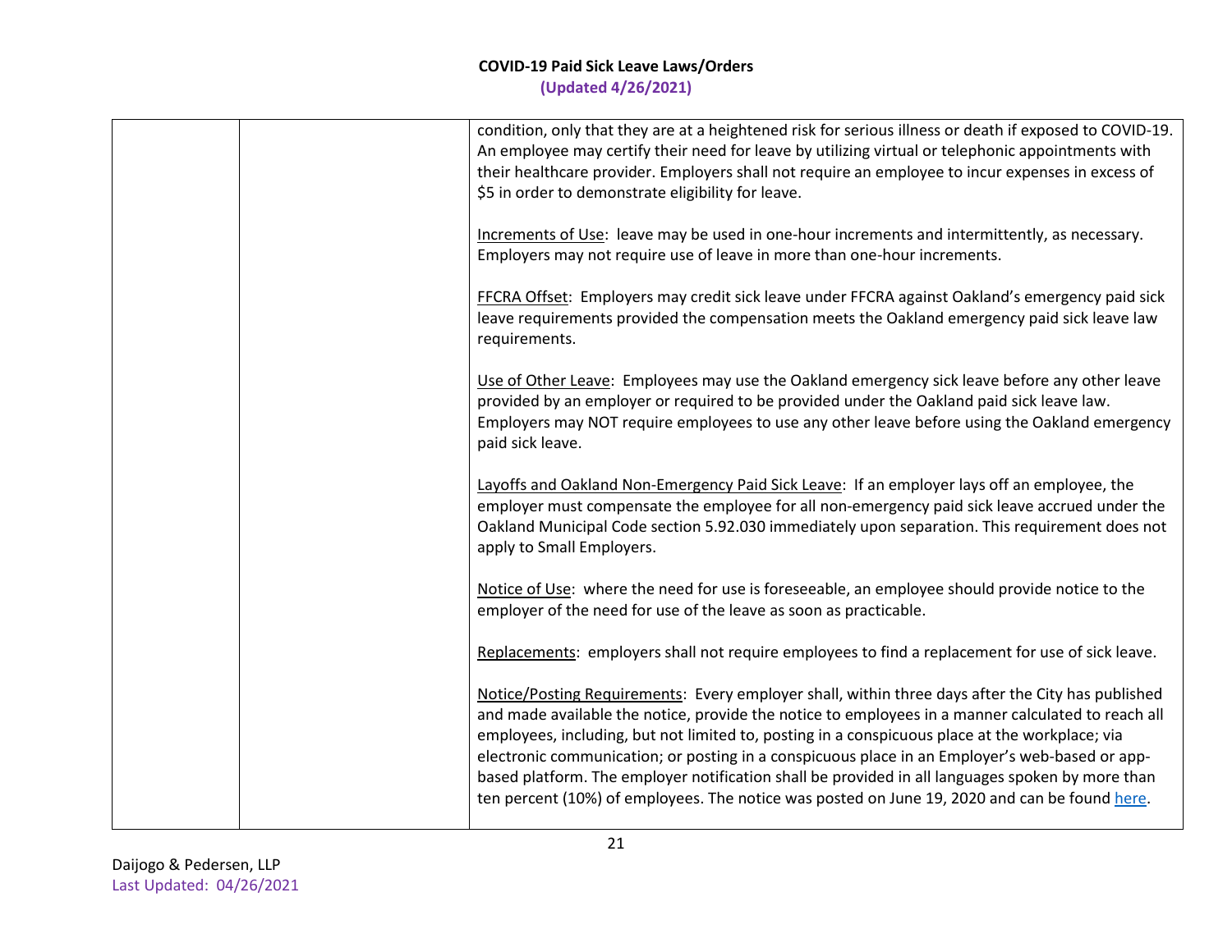| | | |
|---|---|---|
| | | condition, only that they are at a heightened risk for serious illness or death if exposed to COVID-19. An employee may certify their need for leave by utilizing virtual or telephonic appointments with their healthcare provider. Employers shall not require an employee to incur expenses in excess of $5 in order to demonstrate eligibility for leave.<br><br>Increments of Use: leave may be used in one-hour increments and intermittently, as necessary. Employers may not require use of leave in more than one-hour increments.<br><br>FFCRA Offset: Employers may credit sick leave under FFCRA against Oakland's emergency paid sick leave requirements provided the compensation meets the Oakland emergency paid sick leave law requirements.<br><br>Use of Other Leave: Employees may use the Oakland emergency sick leave before any other leave provided by an employer or required to be provided under the Oakland paid sick leave law. Employers may NOT require employees to use any other leave before using the Oakland emergency paid sick leave.<br><br>Layoffs and Oakland Non-Emergency Paid Sick Leave: If an employer lays off an employee, the employer must compensate the employee for all non-emergency paid sick leave accrued under the Oakland Municipal Code section 5.92.030 immediately upon separation. This requirement does not apply to Small Employers.<br><br>Notice of Use: where the need for use is foreseeable, an employee should provide notice to the employer of the need for use of the leave as soon as practicable.<br><br>Replacements: employers shall not require employees to find a replacement for use of sick leave.<br><br>Notice/Posting Requirements: Every employer shall, within three days after the City has published and made available the notice, provide the notice to employees in a manner calculated to reach all employees, including, but not limited to, posting in a conspicuous place at the workplace; via electronic communication; or posting in a conspicuous place in an Employer's web-based or app-based platform. The employer notification shall be provided in all languages spoken by more than ten percent (10%) of employees. The notice was posted on June 19, 2020 and can be found here. |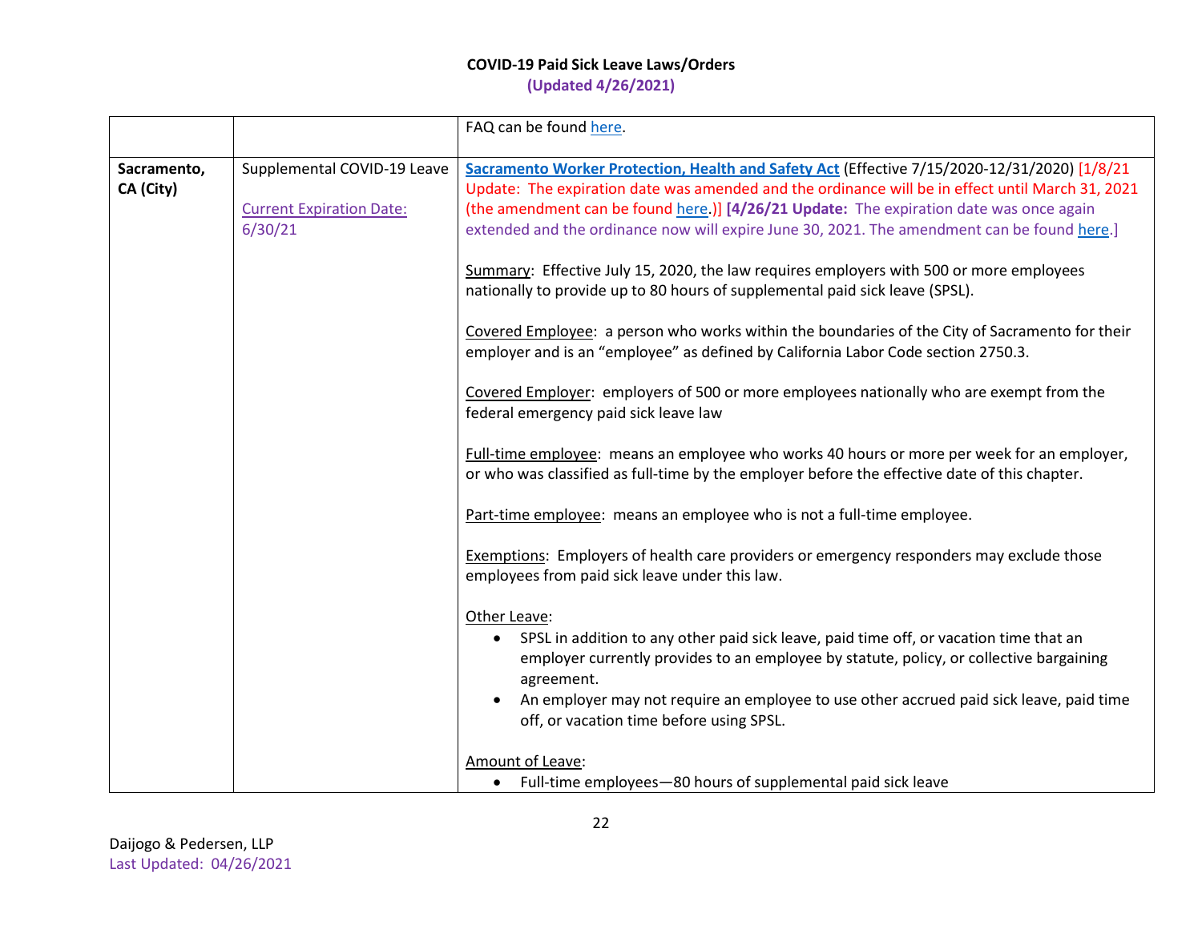| | | |
|---|---|---|
| | | FAQ can be found here. |
| **Sacramento, CA (City)** | Supplemental COVID-19 Leave<br><br>Current Expiration Date: 6/30/21 | **Sacramento Worker Protection, Health and Safety Act** (Effective 7/15/2020-12/31/2020) [1/8/21 Update: The expiration date was amended and the ordinance will be in effect until March 31, 2021 (the amendment can be found here.)] **[4/26/21 Update:** The expiration date was once again extended and the ordinance now will expire June 30, 2021. The amendment can be found here.]<br><br>Summary: Effective July 15, 2020, the law requires employers with 500 or more employees nationally to provide up to 80 hours of supplemental paid sick leave (SPSL).<br><br>Covered Employee: a person who works within the boundaries of the City of Sacramento for their employer and is an "employee" as defined by California Labor Code section 2750.3.<br><br>Covered Employer: employers of 500 or more employees nationally who are exempt from the federal emergency paid sick leave law<br><br>Full-time employee: means an employee who works 40 hours or more per week for an employer, or who was classified as full-time by the employer before the effective date of this chapter.<br><br>Part-time employee: means an employee who is not a full-time employee.<br><br>Exemptions: Employers of health care providers or emergency responders may exclude those employees from paid sick leave under this law.<br><br>Other Leave:<br>• SPSL in addition to any other paid sick leave, paid time off, or vacation time that an employer currently provides to an employee by statute, policy, or collective bargaining agreement.<br>• An employer may not require an employee to use other accrued paid sick leave, paid time off, or vacation time before using SPSL.<br><br>Amount of Leave:<br>• Full-time employees—80 hours of supplemental paid sick leave |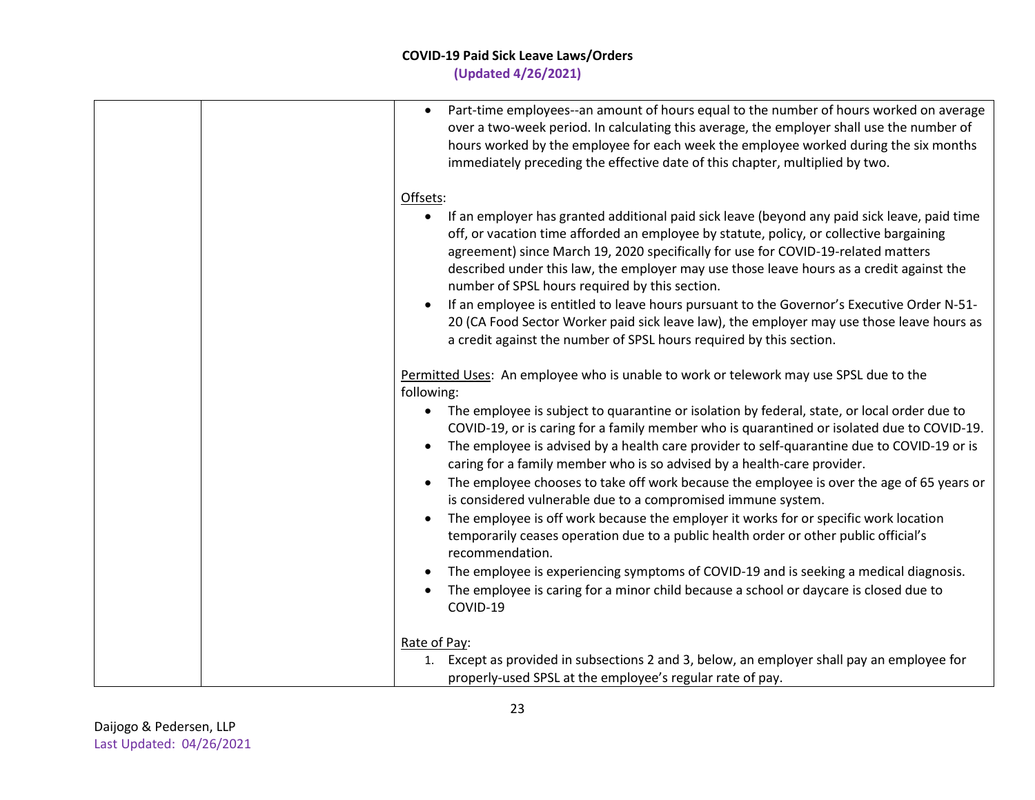| | | • Part-time employees--an amount of hours equal to the number of hours worked on average over a two-week period. In calculating this average, the employer shall use the number of hours worked by the employee for each week the employee worked during the six months immediately preceding the effective date of this chapter, multiplied by two.<br><br><u>Offsets</u>:<br>• If an employer has granted additional paid sick leave (beyond any paid sick leave, paid time off, or vacation time afforded an employee by statute, policy, or collective bargaining agreement) since March 19, 2020 specifically for use for COVID-19-related matters described under this law, the employer may use those leave hours as a credit against the number of SPSL hours required by this section.<br>• If an employee is entitled to leave hours pursuant to the Governor's Executive Order N-51-20 (CA Food Sector Worker paid sick leave law), the employer may use those leave hours as a credit against the number of SPSL hours required by this section.<br><br><u>Permitted Uses</u>: An employee who is unable to work or telework may use SPSL due to the following:<br>• The employee is subject to quarantine or isolation by federal, state, or local order due to COVID-19, or is caring for a family member who is quarantined or isolated due to COVID-19.<br>• The employee is advised by a health care provider to self-quarantine due to COVID-19 or is caring for a family member who is so advised by a health-care provider.<br>• The employee chooses to take off work because the employee is over the age of 65 years or is considered vulnerable due to a compromised immune system.<br>• The employee is off work because the employer it works for or specific work location temporarily ceases operation due to a public health order or other public official's recommendation.<br>• The employee is experiencing symptoms of COVID-19 and is seeking a medical diagnosis.<br>• The employee is caring for a minor child because a school or daycare is closed due to COVID-19<br><br><u>Rate of Pay</u>:<br>1. Except as provided in subsections 2 and 3, below, an employer shall pay an employee for properly-used SPSL at the employee's regular rate of pay. |
|---|---|---|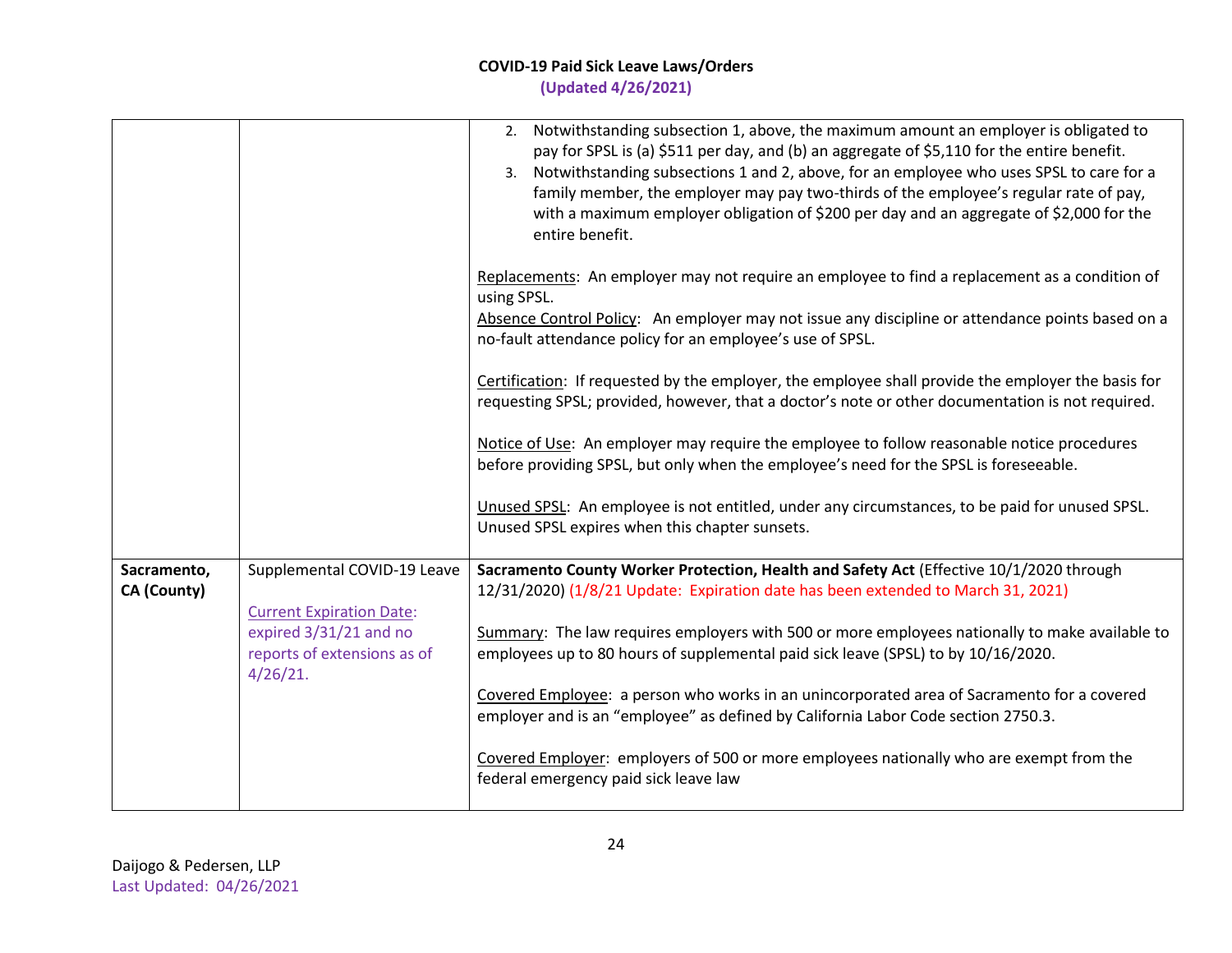# COVID-19 Paid Sick Leave Laws/Orders

**(Updated 4/26/2021)**

| | | |
|---|---|---|
| | | 2. Notwithstanding subsection 1, above, the maximum amount an employer is obligated to pay for SPSL is (a) $511 per day, and (b) an aggregate of $5,110 for the entire benefit.<br>3. Notwithstanding subsections 1 and 2, above, for an employee who uses SPSL to care for a family member, the employer may pay two-thirds of the employee's regular rate of pay, with a maximum employer obligation of $200 per day and an aggregate of $2,000 for the entire benefit.<br><br>Replacements: An employer may not require an employee to find a replacement as a condition of using SPSL.<br>Absence Control Policy: An employer may not issue any discipline or attendance points based on a no-fault attendance policy for an employee's use of SPSL.<br><br>Certification: If requested by the employer, the employee shall provide the employer the basis for requesting SPSL; provided, however, that a doctor's note or other documentation is not required.<br><br>Notice of Use: An employer may require the employee to follow reasonable notice procedures before providing SPSL, but only when the employee's need for the SPSL is foreseeable.<br><br>Unused SPSL: An employee is not entitled, under any circumstances, to be paid for unused SPSL. Unused SPSL expires when this chapter sunsets. |
| **Sacramento, CA (County)** | Supplemental COVID-19 Leave<br><br>Current Expiration Date: expired 3/31/21 and no reports of extensions as of 4/26/21. | **Sacramento County Worker Protection, Health and Safety Act** (Effective 10/1/2020 through 12/31/2020) (1/8/21 Update: Expiration date has been extended to March 31, 2021)<br><br>Summary: The law requires employers with 500 or more employees nationally to make available to employees up to 80 hours of supplemental paid sick leave (SPSL) to by 10/16/2020.<br><br>Covered Employee: a person who works in an unincorporated area of Sacramento for a covered employer and is an "employee" as defined by California Labor Code section 2750.3.<br><br>Covered Employer: employers of 500 or more employees nationally who are exempt from the federal emergency paid sick leave law |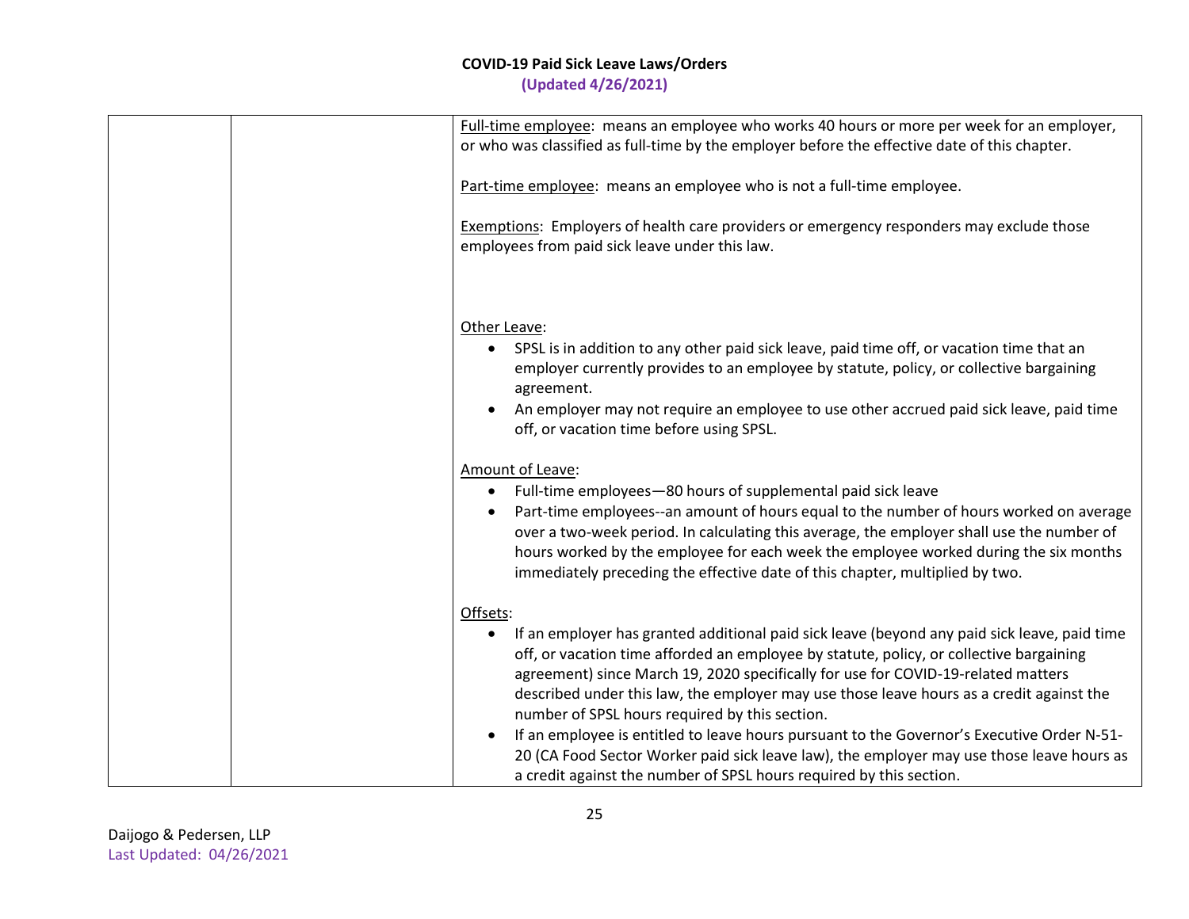| | | Full-time employee: means an employee who works 40 hours or more per week for an employer, or who was classified as full-time by the employer before the effective date of this chapter.<br><br>Part-time employee: means an employee who is not a full-time employee.<br><br>Exemptions: Employers of health care providers or emergency responders may exclude those employees from paid sick leave under this law.<br><br>Other Leave:<br>• SPSL is in addition to any other paid sick leave, paid time off, or vacation time that an employer currently provides to an employee by statute, policy, or collective bargaining agreement.<br>• An employer may not require an employee to use other accrued paid sick leave, paid time off, or vacation time before using SPSL.<br><br>Amount of Leave:<br>• Full-time employees—80 hours of supplemental paid sick leave<br>• Part-time employees--an amount of hours equal to the number of hours worked on average over a two-week period. In calculating this average, the employer shall use the number of hours worked by the employee for each week the employee worked during the six months immediately preceding the effective date of this chapter, multiplied by two.<br><br>Offsets:<br>• If an employer has granted additional paid sick leave (beyond any paid sick leave, paid time off, or vacation time afforded an employee by statute, policy, or collective bargaining agreement) since March 19, 2020 specifically for use for COVID-19-related matters described under this law, the employer may use those leave hours as a credit against the number of SPSL hours required by this section.<br>• If an employee is entitled to leave hours pursuant to the Governor's Executive Order N-51-20 (CA Food Sector Worker paid sick leave law), the employer may use those leave hours as a credit against the number of SPSL hours required by this section. |
|---|---|---|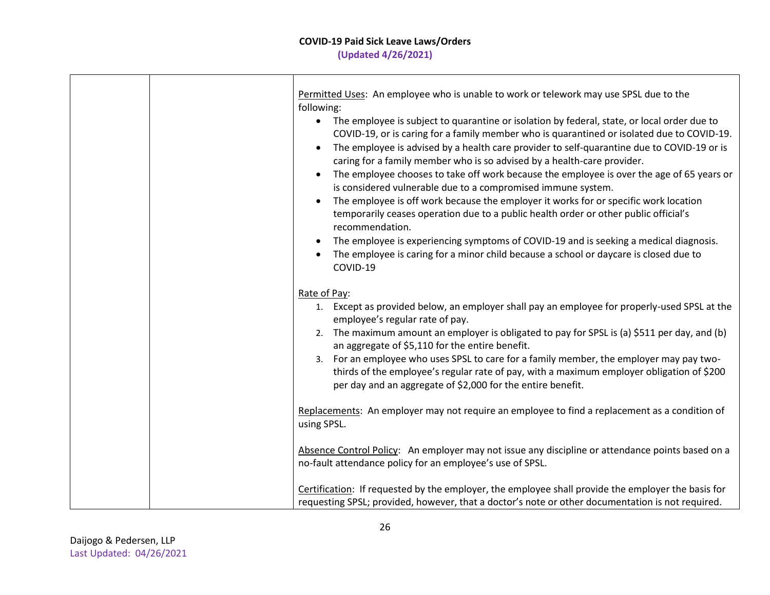| | | |
|---|---|---|
| | | Permitted Uses: An employee who is unable to work or telework may use SPSL due to the following:<br>• The employee is subject to quarantine or isolation by federal, state, or local order due to COVID-19, or is caring for a family member who is quarantined or isolated due to COVID-19.<br>• The employee is advised by a health care provider to self-quarantine due to COVID-19 or is caring for a family member who is so advised by a health-care provider.<br>• The employee chooses to take off work because the employee is over the age of 65 years or is considered vulnerable due to a compromised immune system.<br>• The employee is off work because the employer it works for or specific work location temporarily ceases operation due to a public health order or other public official's recommendation.<br>• The employee is experiencing symptoms of COVID-19 and is seeking a medical diagnosis.<br>• The employee is caring for a minor child because a school or daycare is closed due to COVID-19<br><br>Rate of Pay:<br>1. Except as provided below, an employer shall pay an employee for properly-used SPSL at the employee's regular rate of pay.<br>2. The maximum amount an employer is obligated to pay for SPSL is (a) \$511 per day, and (b) an aggregate of \$5,110 for the entire benefit.<br>3. For an employee who uses SPSL to care for a family member, the employer may pay two-thirds of the employee's regular rate of pay, with a maximum employer obligation of \$200 per day and an aggregate of \$2,000 for the entire benefit.<br><br>Replacements: An employer may not require an employee to find a replacement as a condition of using SPSL.<br><br>Absence Control Policy: An employer may not issue any discipline or attendance points based on a no-fault attendance policy for an employee's use of SPSL.<br><br>Certification: If requested by the employer, the employee shall provide the employer the basis for requesting SPSL; provided, however, that a doctor's note or other documentation is not required. |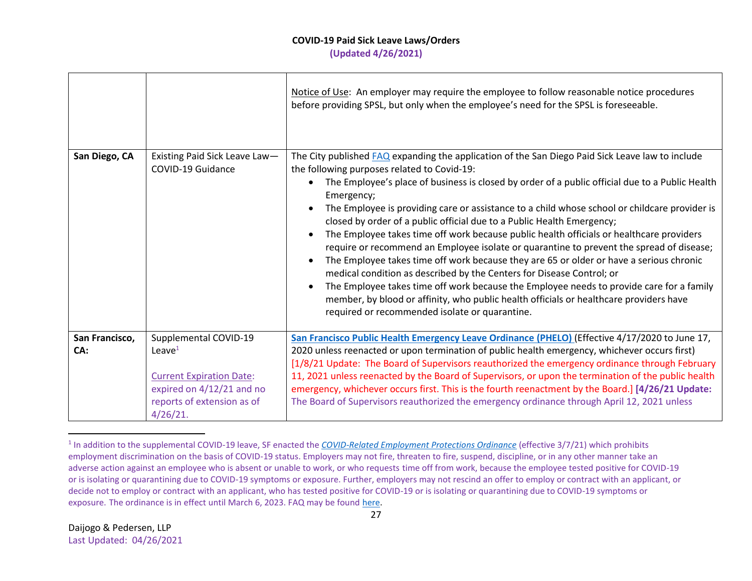**COVID-19 Paid Sick Leave Laws/Orders**
**(Updated 4/26/2021)**

| | | |
|---|---|---|
| | | Notice of Use: An employer may require the employee to follow reasonable notice procedures before providing SPSL, but only when the employee's need for the SPSL is foreseeable. |
| **San Diego, CA** | Existing Paid Sick Leave Law—COVID-19 Guidance | The City published FAQ expanding the application of the San Diego Paid Sick Leave law to include the following purposes related to Covid-19:<br>• The Employee's place of business is closed by order of a public official due to a Public Health Emergency;<br>• The Employee is providing care or assistance to a child whose school or childcare provider is closed by order of a public official due to a Public Health Emergency;<br>• The Employee takes time off work because public health officials or healthcare providers require or recommend an Employee isolate or quarantine to prevent the spread of disease;<br>• The Employee takes time off work because they are 65 or older or have a serious chronic medical condition as described by the Centers for Disease Control; or<br>• The Employee takes time off work because the Employee needs to provide care for a family member, by blood or affinity, who public health officials or healthcare providers have required or recommended isolate or quarantine. |
| **San Francisco, CA:** | Supplemental COVID-19 Leave[1]<br><br>Current Expiration Date: expired on 4/12/21 and no reports of extension as of 4/26/21. | **San Francisco Public Health Emergency Leave Ordinance (PHELO)** (Effective 4/17/2020 to June 17, 2020 unless reenacted or upon termination of public health emergency, whichever occurs first) [1/8/21 Update: The Board of Supervisors reauthorized the emergency ordinance through February 11, 2021 unless reenacted by the Board of Supervisors, or upon the termination of the public health emergency, whichever occurs first. This is the fourth reenactment by the Board.] **[4/26/21 Update:** The Board of Supervisors reauthorized the emergency ordinance through April 12, 2021 unless |

[1] In addition to the supplemental COVID-19 leave, SF enacted the *COVID-Related Employment Protections Ordinance* (effective 3/7/21) which prohibits employment discrimination on the basis of COVID-19 status. Employers may not fire, threaten to fire, suspend, discipline, or in any other manner take an adverse action against an employee who is absent or unable to work, or who requests time off from work, because the employee tested positive for COVID-19 or is isolating or quarantining due to COVID-19 symptoms or exposure. Further, employers may not rescind an offer to employ or contract with an applicant, or decide not to employ or contract with an applicant, who has tested positive for COVID-19 or is isolating or quarantining due to COVID-19 symptoms or exposure. The ordinance is in effect until March 6, 2023. FAQ may be found here.

Daijogo & Pedersen, LLP
Last Updated: 04/26/2021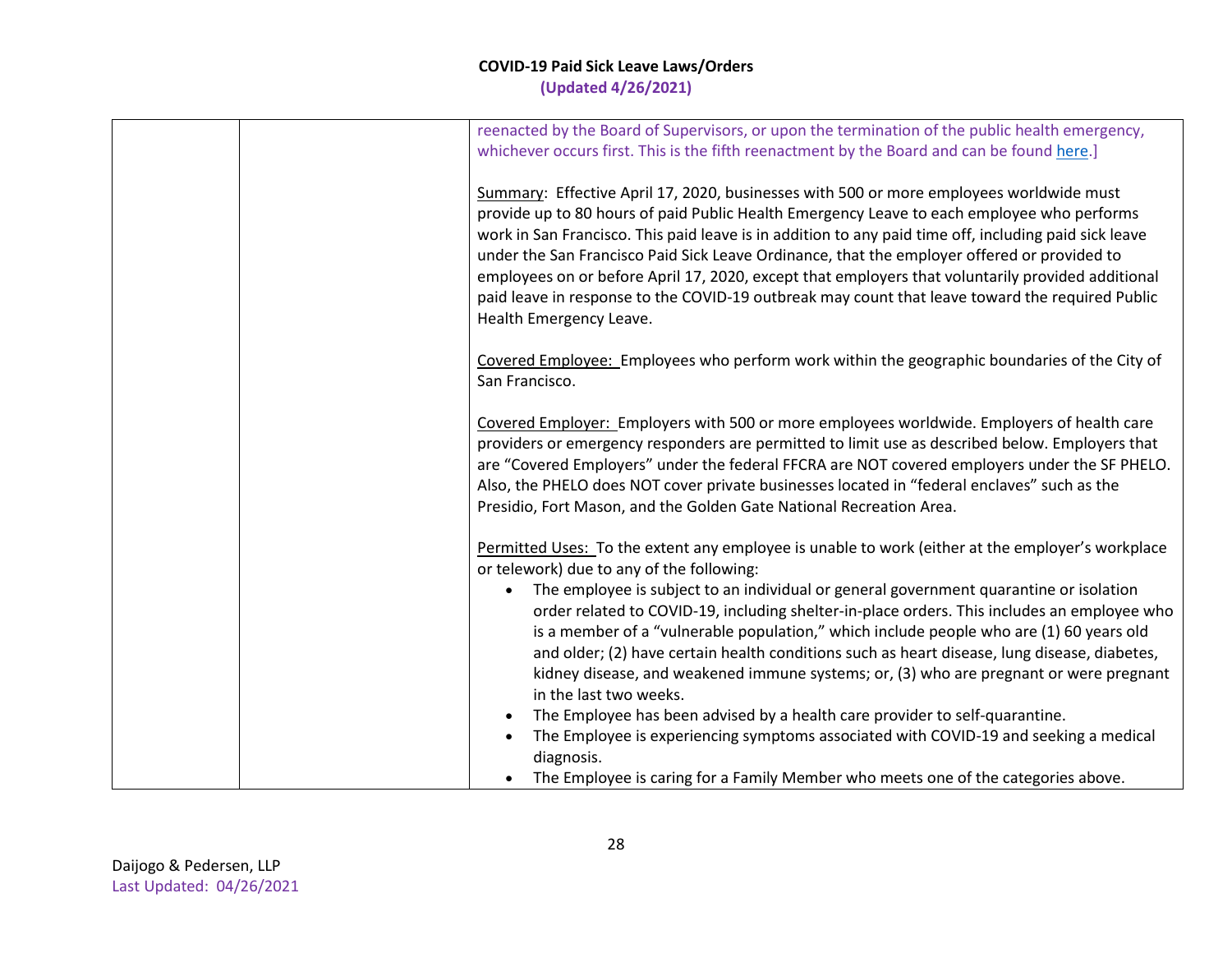| | | reenacted by the Board of Supervisors, or upon the termination of the public health emergency, whichever occurs first. This is the fifth reenactment by the Board and can be found here.]<br><br>Summary: Effective April 17, 2020, businesses with 500 or more employees worldwide must provide up to 80 hours of paid Public Health Emergency Leave to each employee who performs work in San Francisco. This paid leave is in addition to any paid time off, including paid sick leave under the San Francisco Paid Sick Leave Ordinance, that the employer offered or provided to employees on or before April 17, 2020, except that employers that voluntarily provided additional paid leave in response to the COVID-19 outbreak may count that leave toward the required Public Health Emergency Leave.<br><br>Covered Employee: Employees who perform work within the geographic boundaries of the City of San Francisco.<br><br>Covered Employer: Employers with 500 or more employees worldwide. Employers of health care providers or emergency responders are permitted to limit use as described below. Employers that are "Covered Employers" under the federal FFCRA are NOT covered employers under the SF PHELO. Also, the PHELO does NOT cover private businesses located in "federal enclaves" such as the Presidio, Fort Mason, and the Golden Gate National Recreation Area.<br><br>Permitted Uses: To the extent any employee is unable to work (either at the employer's workplace or telework) due to any of the following:<br>• The employee is subject to an individual or general government quarantine or isolation order related to COVID-19, including shelter-in-place orders. This includes an employee who is a member of a "vulnerable population," which include people who are (1) 60 years old and older; (2) have certain health conditions such as heart disease, lung disease, diabetes, kidney disease, and weakened immune systems; or, (3) who are pregnant or were pregnant in the last two weeks.<br>• The Employee has been advised by a health care provider to self-quarantine.<br>• The Employee is experiencing symptoms associated with COVID-19 and seeking a medical diagnosis.<br>• The Employee is caring for a Family Member who meets one of the categories above. |
|---|---|---|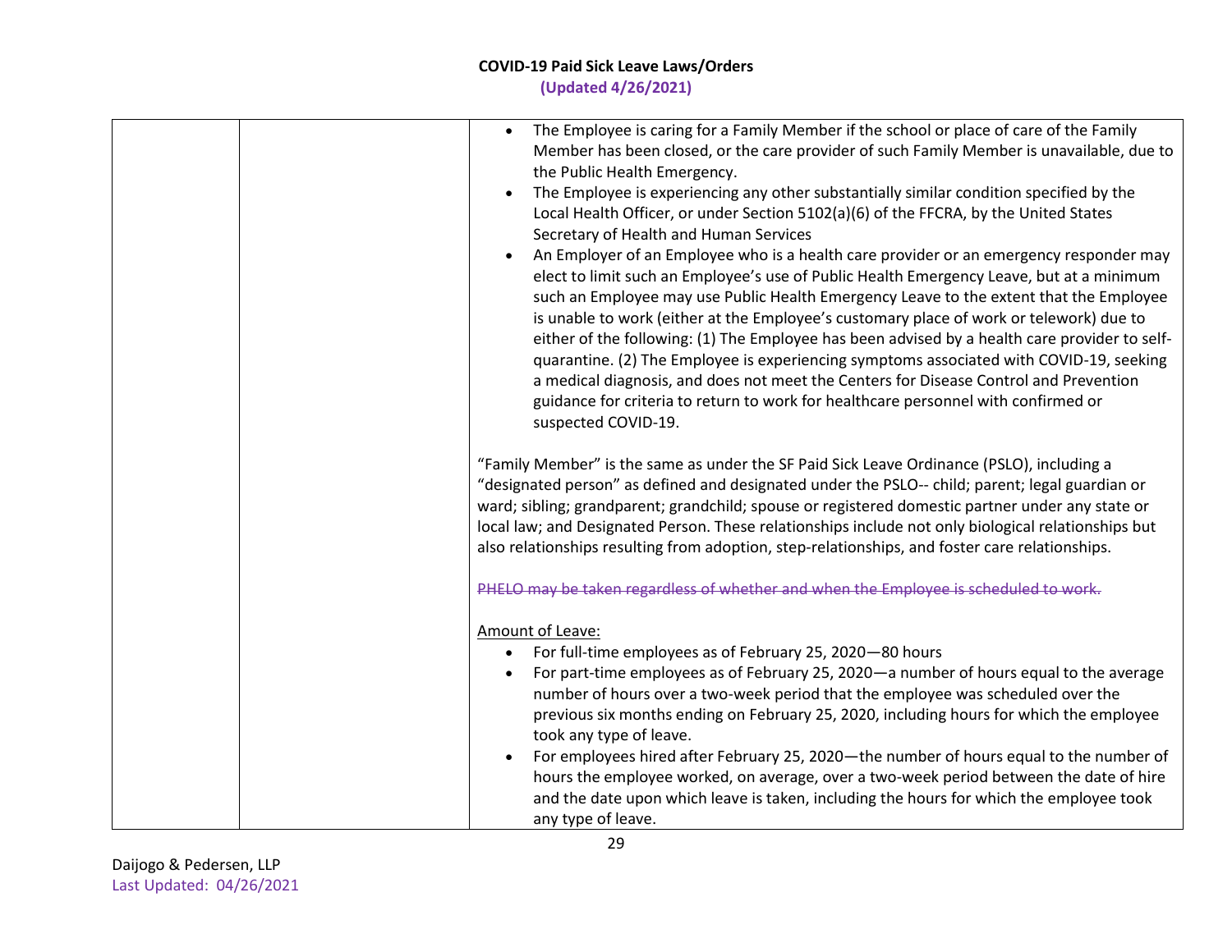| | | • The Employee is caring for a Family Member if the school or place of care of the Family Member has been closed, or the care provider of such Family Member is unavailable, due to the Public Health Emergency.<br>• The Employee is experiencing any other substantially similar condition specified by the Local Health Officer, or under Section 5102(a)(6) of the FFCRA, by the United States Secretary of Health and Human Services<br>• An Employer of an Employee who is a health care provider or an emergency responder may elect to limit such an Employee's use of Public Health Emergency Leave, but at a minimum such an Employee may use Public Health Emergency Leave to the extent that the Employee is unable to work (either at the Employee's customary place of work or telework) due to either of the following: (1) The Employee has been advised by a health care provider to self-quarantine. (2) The Employee is experiencing symptoms associated with COVID-19, seeking a medical diagnosis, and does not meet the Centers for Disease Control and Prevention guidance for criteria to return to work for healthcare personnel with confirmed or suspected COVID-19.<br><br>"Family Member" is the same as under the SF Paid Sick Leave Ordinance (PSLO), including a "designated person" as defined and designated under the PSLO-- child; parent; legal guardian or ward; sibling; grandparent; grandchild; spouse or registered domestic partner under any state or local law; and Designated Person. These relationships include not only biological relationships but also relationships resulting from adoption, step-relationships, and foster care relationships.<br><br>~~PHELO may be taken regardless of whether and when the Employee is scheduled to work.~~<br><br><u>Amount of Leave:</u><br>• For full-time employees as of February 25, 2020—80 hours<br>• For part-time employees as of February 25, 2020—a number of hours equal to the average number of hours over a two-week period that the employee was scheduled over the previous six months ending on February 25, 2020, including hours for which the employee took any type of leave.<br>• For employees hired after February 25, 2020—the number of hours equal to the number of hours the employee worked, on average, over a two-week period between the date of hire and the date upon which leave is taken, including the hours for which the employee took any type of leave. |
|---|---|---|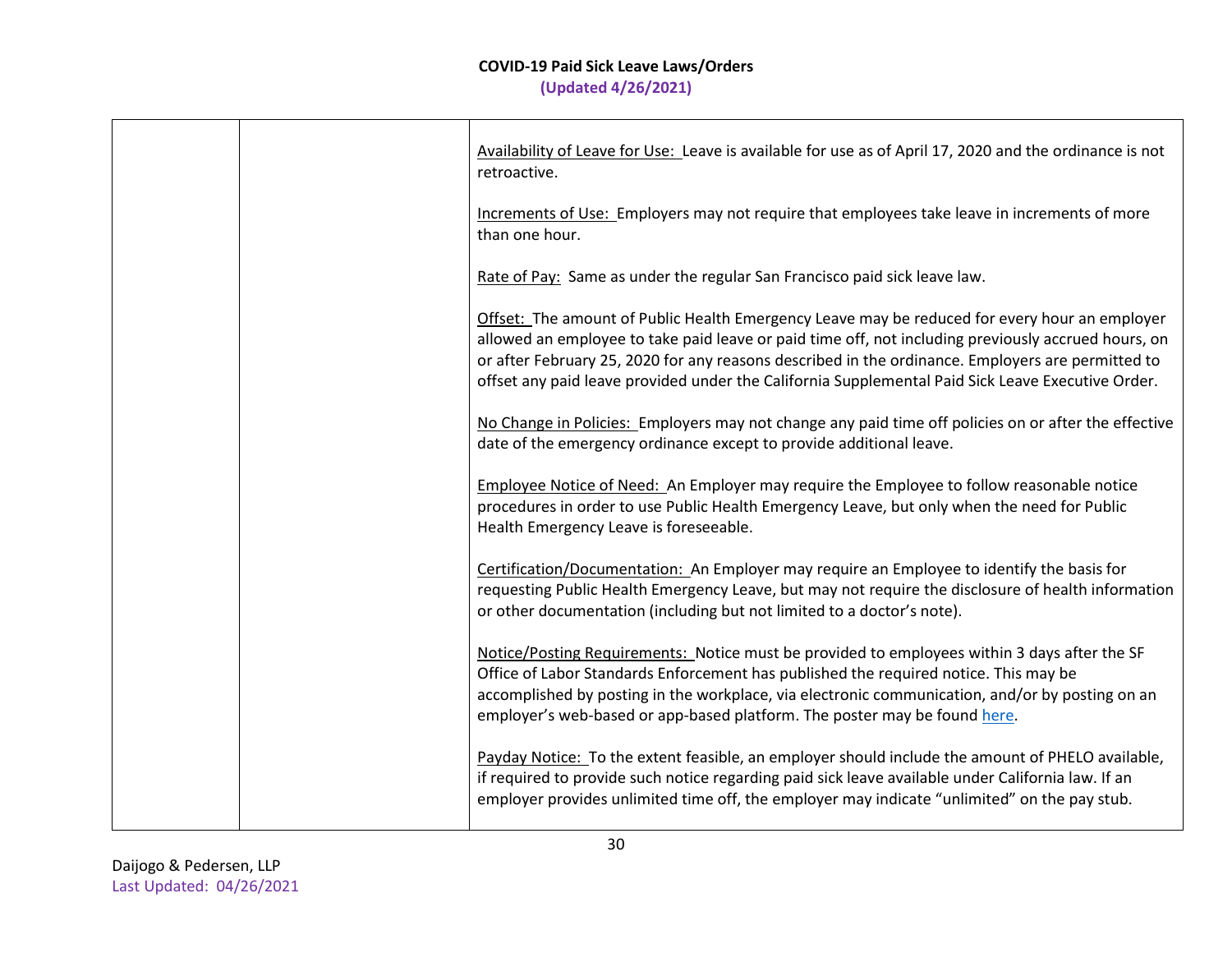|  |  |  |
|---|---|---|
|  |  | Availability of Leave for Use: Leave is available for use as of April 17, 2020 and the ordinance is not retroactive.<br><br>Increments of Use: Employers may not require that employees take leave in increments of more than one hour.<br><br>Rate of Pay: Same as under the regular San Francisco paid sick leave law.<br><br>Offset: The amount of Public Health Emergency Leave may be reduced for every hour an employer allowed an employee to take paid leave or paid time off, not including previously accrued hours, on or after February 25, 2020 for any reasons described in the ordinance. Employers are permitted to offset any paid leave provided under the California Supplemental Paid Sick Leave Executive Order.<br><br>No Change in Policies: Employers may not change any paid time off policies on or after the effective date of the emergency ordinance except to provide additional leave.<br><br>Employee Notice of Need: An Employer may require the Employee to follow reasonable notice procedures in order to use Public Health Emergency Leave, but only when the need for Public Health Emergency Leave is foreseeable.<br><br>Certification/Documentation: An Employer may require an Employee to identify the basis for requesting Public Health Emergency Leave, but may not require the disclosure of health information or other documentation (including but not limited to a doctor's note).<br><br>Notice/Posting Requirements: Notice must be provided to employees within 3 days after the SF Office of Labor Standards Enforcement has published the required notice. This may be accomplished by posting in the workplace, via electronic communication, and/or by posting on an employer's web-based or app-based platform. The poster may be found here.<br><br>Payday Notice: To the extent feasible, an employer should include the amount of PHELO available, if required to provide such notice regarding paid sick leave available under California law. If an employer provides unlimited time off, the employer may indicate "unlimited" on the pay stub. |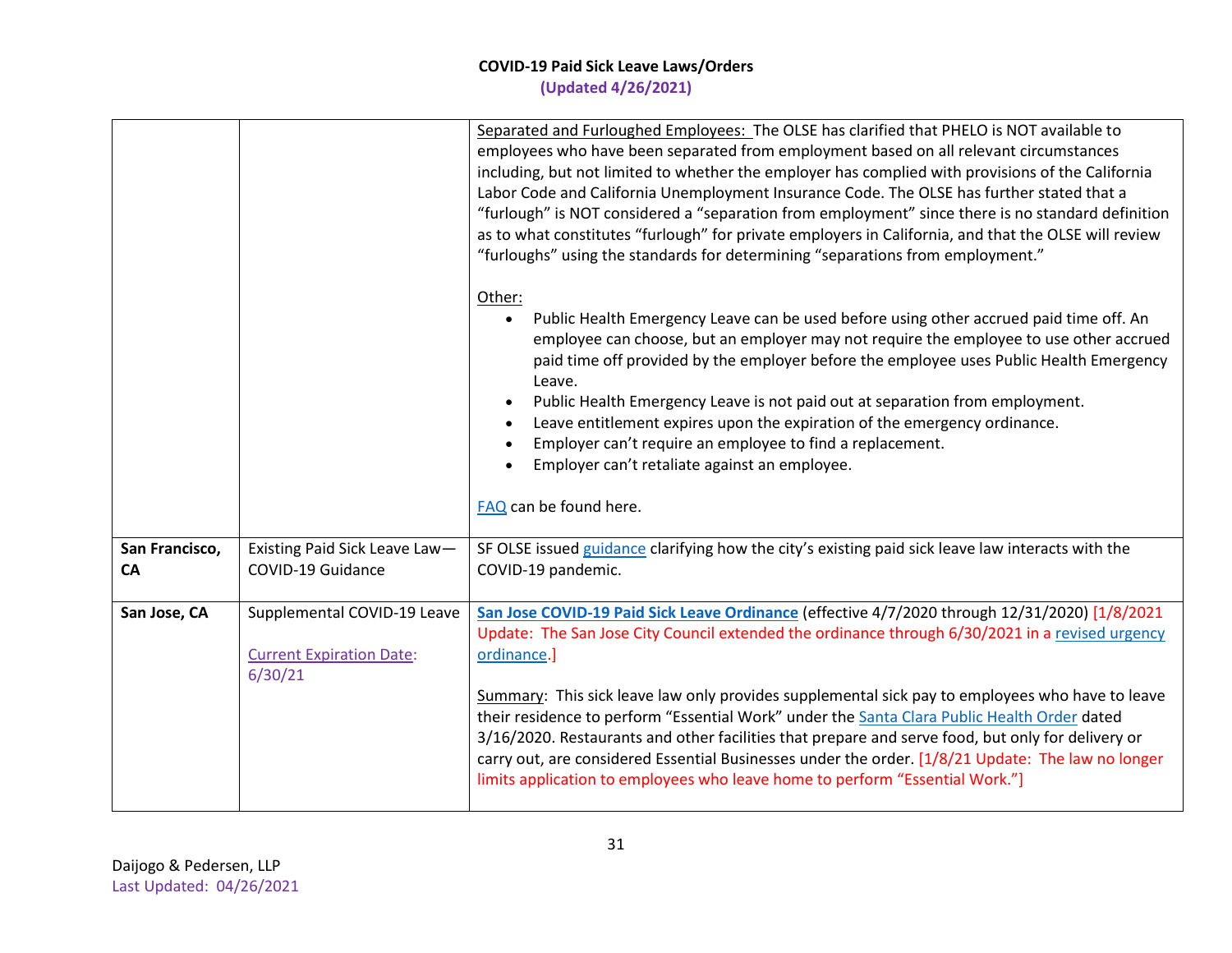**COVID-19 Paid Sick Leave Laws/Orders**
**(Updated 4/26/2021)**

| | | |
|---|---|---|
| | | Separated and Furloughed Employees: The OLSE has clarified that PHELO is NOT available to employees who have been separated from employment based on all relevant circumstances including, but not limited to whether the employer has complied with provisions of the California Labor Code and California Unemployment Insurance Code. The OLSE has further stated that a "furlough" is NOT considered a "separation from employment" since there is no standard definition as to what constitutes "furlough" for private employers in California, and that the OLSE will review "furloughs" using the standards for determining "separations from employment."<br><br>Other:<br>• Public Health Emergency Leave can be used before using other accrued paid time off. An employee can choose, but an employer may not require the employee to use other accrued paid time off provided by the employer before the employee uses Public Health Emergency Leave.<br>• Public Health Emergency Leave is not paid out at separation from employment.<br>• Leave entitlement expires upon the expiration of the emergency ordinance.<br>• Employer can't require an employee to find a replacement.<br>• Employer can't retaliate against an employee.<br><br>FAQ can be found here. |
| **San Francisco, CA** | Existing Paid Sick Leave Law—COVID-19 Guidance | SF OLSE issued guidance clarifying how the city's existing paid sick leave law interacts with the COVID-19 pandemic. |
| **San Jose, CA** | Supplemental COVID-19 Leave<br><br>Current Expiration Date: 6/30/21 | **San Jose COVID-19 Paid Sick Leave Ordinance** (effective 4/7/2020 through 12/31/2020) [1/8/2021 Update: The San Jose City Council extended the ordinance through 6/30/2021 in a revised urgency ordinance.]<br><br>Summary: This sick leave law only provides supplemental sick pay to employees who have to leave their residence to perform "Essential Work" under the Santa Clara Public Health Order dated 3/16/2020. Restaurants and other facilities that prepare and serve food, but only for delivery or carry out, are considered Essential Businesses under the order. [1/8/21 Update: The law no longer limits application to employees who leave home to perform "Essential Work."] |

Daijogo & Pedersen, LLP
Last Updated: 04/26/2021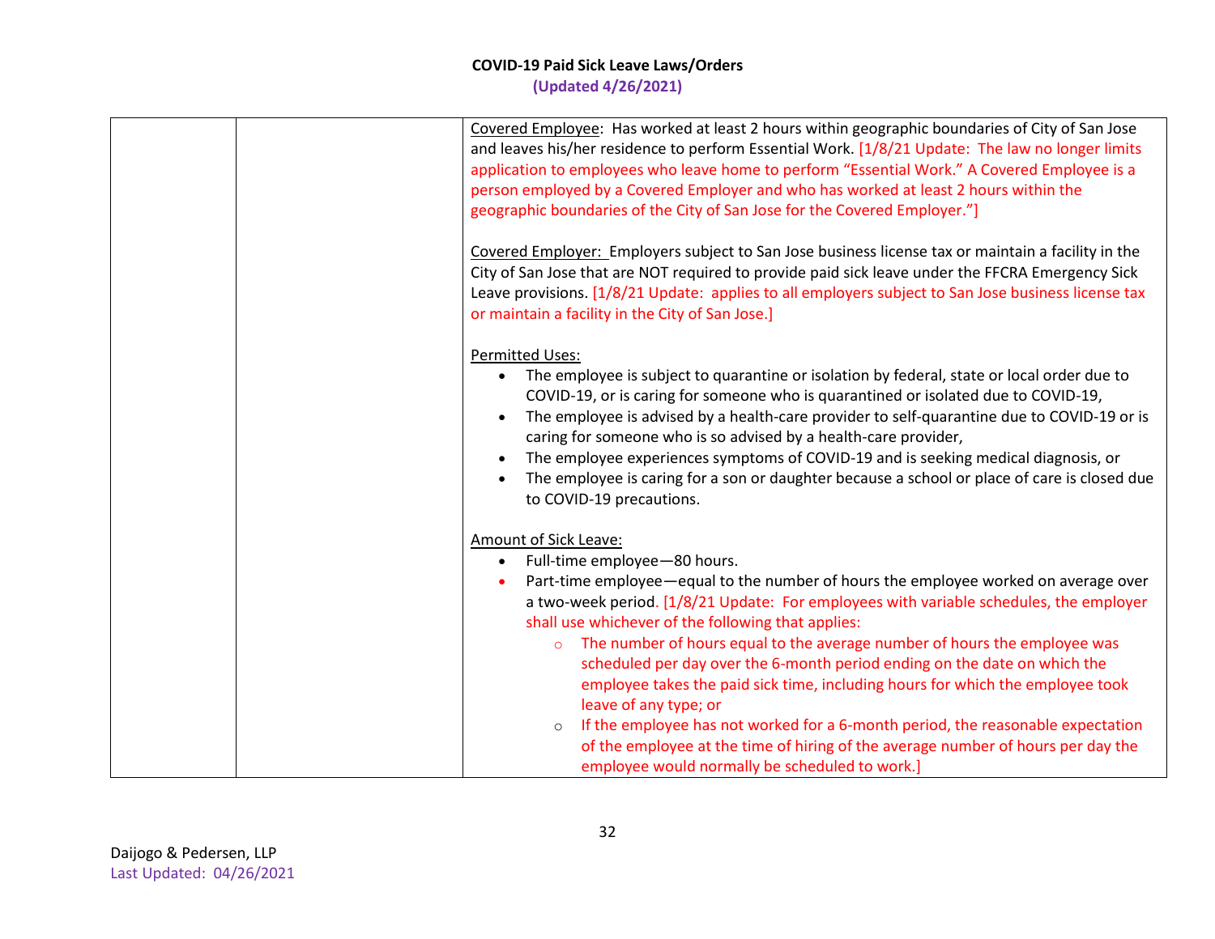| | | Covered Employee: Has worked at least 2 hours within geographic boundaries of City of San Jose and leaves his/her residence to perform Essential Work. [1/8/21 Update: The law no longer limits application to employees who leave home to perform "Essential Work." A Covered Employee is a person employed by a Covered Employer and who has worked at least 2 hours within the geographic boundaries of the City of San Jose for the Covered Employer."]<br><br>Covered Employer: Employers subject to San Jose business license tax or maintain a facility in the City of San Jose that are NOT required to provide paid sick leave under the FFCRA Emergency Sick Leave provisions. [1/8/21 Update: applies to all employers subject to San Jose business license tax or maintain a facility in the City of San Jose.]<br><br>Permitted Uses:<br>• The employee is subject to quarantine or isolation by federal, state or local order due to COVID-19, or is caring for someone who is quarantined or isolated due to COVID-19,<br>• The employee is advised by a health-care provider to self-quarantine due to COVID-19 or is caring for someone who is so advised by a health-care provider,<br>• The employee experiences symptoms of COVID-19 and is seeking medical diagnosis, or<br>• The employee is caring for a son or daughter because a school or place of care is closed due to COVID-19 precautions.<br><br>Amount of Sick Leave:<br>• Full-time employee—80 hours.<br>• Part-time employee—equal to the number of hours the employee worked on average over a two-week period. [1/8/21 Update: For employees with variable schedules, the employer shall use whichever of the following that applies:<br>  ○ The number of hours equal to the average number of hours the employee was scheduled per day over the 6-month period ending on the date on which the employee takes the paid sick time, including hours for which the employee took leave of any type; or<br>  ○ If the employee has not worked for a 6-month period, the reasonable expectation of the employee at the time of hiring of the average number of hours per day the employee would normally be scheduled to work.] |
|---|---|---|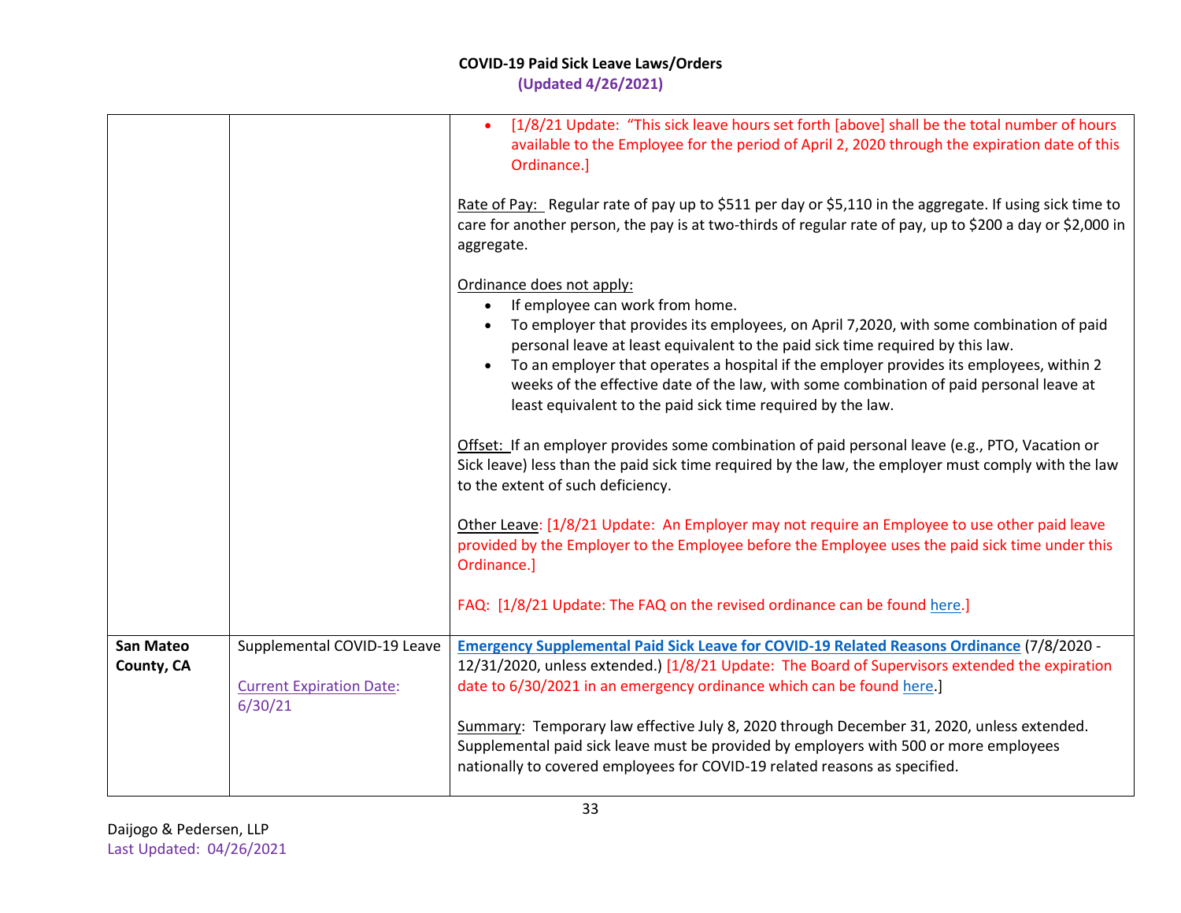| | | |
|---|---|---|
| | | • [1/8/21 Update: "This sick leave hours set forth [above] shall be the total number of hours available to the Employee for the period of April 2, 2020 through the expiration date of this Ordinance.]<br><br>Rate of Pay: Regular rate of pay up to $511 per day or $5,110 in the aggregate. If using sick time to care for another person, the pay is at two-thirds of regular rate of pay, up to $200 a day or $2,000 in aggregate.<br><br>Ordinance does not apply:<br>• If employee can work from home.<br>• To employer that provides its employees, on April 7,2020, with some combination of paid personal leave at least equivalent to the paid sick time required by this law.<br>• To an employer that operates a hospital if the employer provides its employees, within 2 weeks of the effective date of the law, with some combination of paid personal leave at least equivalent to the paid sick time required by the law.<br><br>Offset: If an employer provides some combination of paid personal leave (e.g., PTO, Vacation or Sick leave) less than the paid sick time required by the law, the employer must comply with the law to the extent of such deficiency.<br><br>Other Leave: [1/8/21 Update: An Employer may not require an Employee to use other paid leave provided by the Employer to the Employee before the Employee uses the paid sick time under this Ordinance.]<br><br>FAQ: [1/8/21 Update: The FAQ on the revised ordinance can be found here.] |
| **San Mateo County, CA** | Supplemental COVID-19 Leave<br><br>Current Expiration Date: 6/30/21 | **Emergency Supplemental Paid Sick Leave for COVID-19 Related Reasons Ordinance** (7/8/2020 - 12/31/2020, unless extended.) [1/8/21 Update: The Board of Supervisors extended the expiration date to 6/30/2021 in an emergency ordinance which can be found here.]<br><br>Summary: Temporary law effective July 8, 2020 through December 31, 2020, unless extended. Supplemental paid sick leave must be provided by employers with 500 or more employees nationally to covered employees for COVID-19 related reasons as specified. |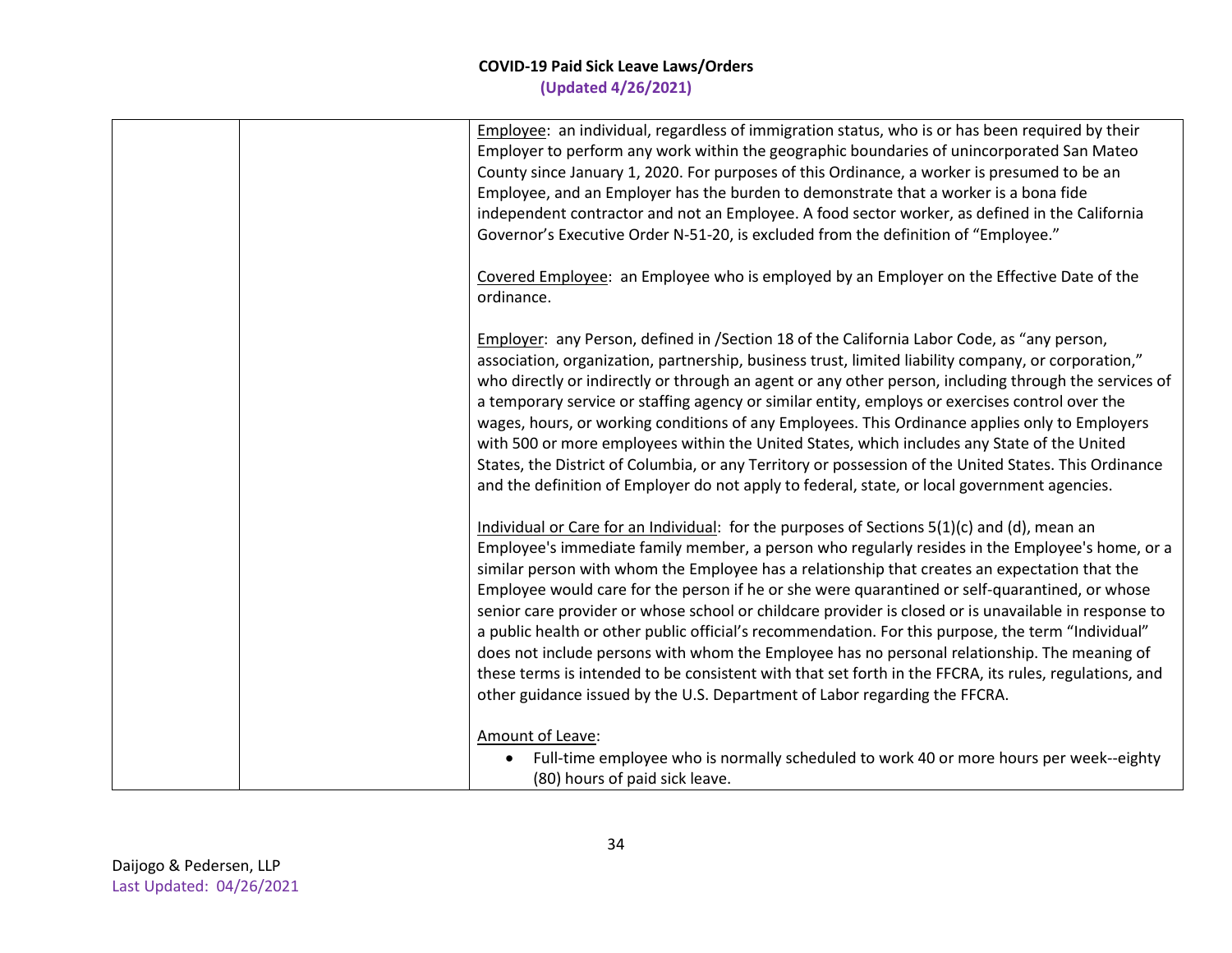| | | Employee: an individual, regardless of immigration status, who is or has been required by their Employer to perform any work within the geographic boundaries of unincorporated San Mateo County since January 1, 2020. For purposes of this Ordinance, a worker is presumed to be an Employee, and an Employer has the burden to demonstrate that a worker is a bona fide independent contractor and not an Employee. A food sector worker, as defined in the California Governor's Executive Order N-51-20, is excluded from the definition of "Employee."<br><br>Covered Employee: an Employee who is employed by an Employer on the Effective Date of the ordinance.<br><br>Employer: any Person, defined in /Section 18 of the California Labor Code, as "any person, association, organization, partnership, business trust, limited liability company, or corporation," who directly or indirectly or through an agent or any other person, including through the services of a temporary service or staffing agency or similar entity, employs or exercises control over the wages, hours, or working conditions of any Employees. This Ordinance applies only to Employers with 500 or more employees within the United States, which includes any State of the United States, the District of Columbia, or any Territory or possession of the United States. This Ordinance and the definition of Employer do not apply to federal, state, or local government agencies.<br><br>Individual or Care for an Individual: for the purposes of Sections 5(1)(c) and (d), mean an Employee's immediate family member, a person who regularly resides in the Employee's home, or a similar person with whom the Employee has a relationship that creates an expectation that the Employee would care for the person if he or she were quarantined or self-quarantined, or whose senior care provider or whose school or childcare provider is closed or is unavailable in response to a public health or other public official's recommendation. For this purpose, the term "Individual" does not include persons with whom the Employee has no personal relationship. The meaning of these terms is intended to be consistent with that set forth in the FFCRA, its rules, regulations, and other guidance issued by the U.S. Department of Labor regarding the FFCRA.<br><br>Amount of Leave:<br>• Full-time employee who is normally scheduled to work 40 or more hours per week--eighty (80) hours of paid sick leave. |
|---|---|---|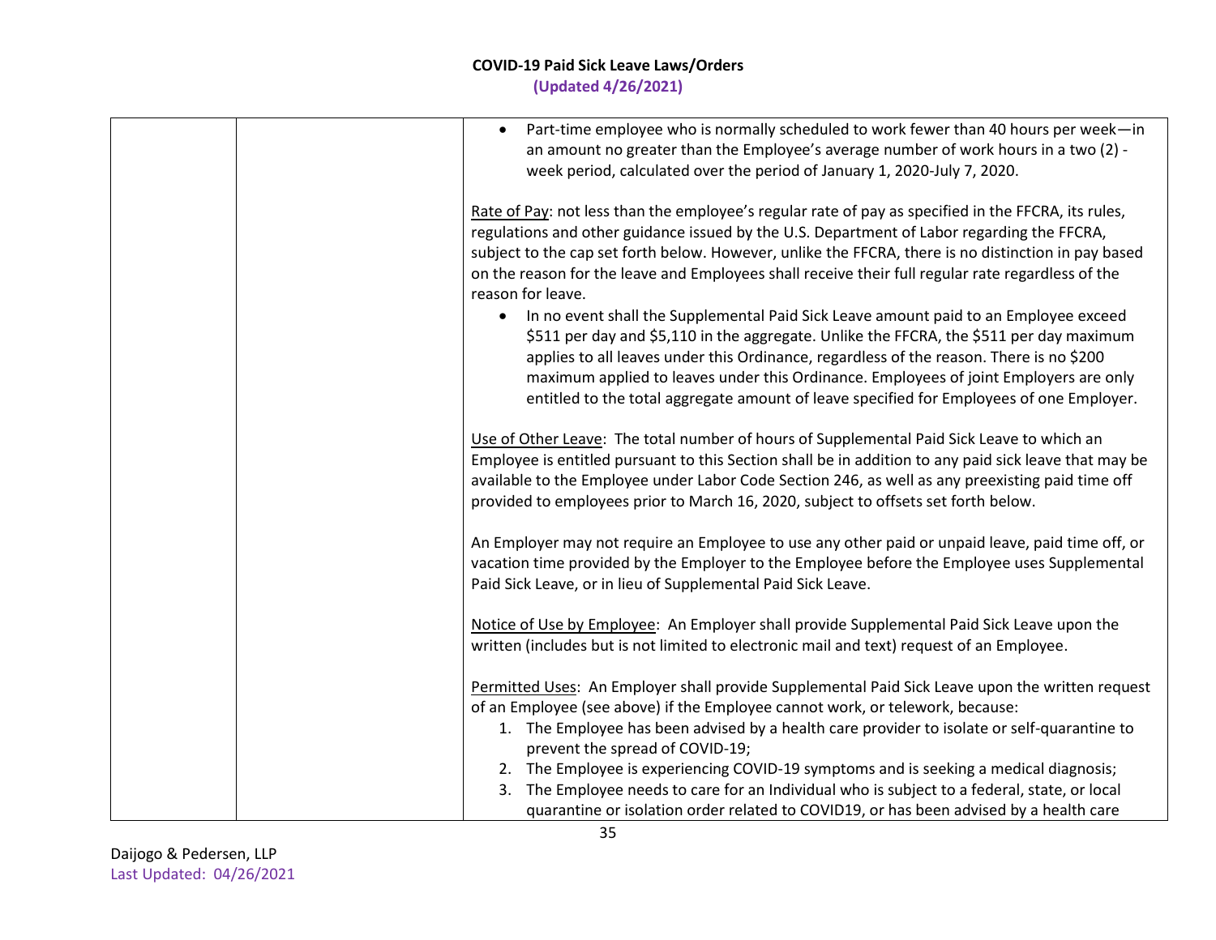| | | • Part-time employee who is normally scheduled to work fewer than 40 hours per week—in an amount no greater than the Employee's average number of work hours in a two (2) -week period, calculated over the period of January 1, 2020-July 7, 2020.<br><br><u>Rate of Pay</u>: not less than the employee's regular rate of pay as specified in the FFCRA, its rules, regulations and other guidance issued by the U.S. Department of Labor regarding the FFCRA, subject to the cap set forth below. However, unlike the FFCRA, there is no distinction in pay based on the reason for the leave and Employees shall receive their full regular rate regardless of the reason for leave.<br>• In no event shall the Supplemental Paid Sick Leave amount paid to an Employee exceed $511 per day and $5,110 in the aggregate. Unlike the FFCRA, the $511 per day maximum applies to all leaves under this Ordinance, regardless of the reason. There is no $200 maximum applied to leaves under this Ordinance. Employees of joint Employers are only entitled to the total aggregate amount of leave specified for Employees of one Employer.<br><br><u>Use of Other Leave</u>: The total number of hours of Supplemental Paid Sick Leave to which an Employee is entitled pursuant to this Section shall be in addition to any paid sick leave that may be available to the Employee under Labor Code Section 246, as well as any preexisting paid time off provided to employees prior to March 16, 2020, subject to offsets set forth below.<br><br>An Employer may not require an Employee to use any other paid or unpaid leave, paid time off, or vacation time provided by the Employer to the Employee before the Employee uses Supplemental Paid Sick Leave, or in lieu of Supplemental Paid Sick Leave.<br><br><u>Notice of Use by Employee</u>: An Employer shall provide Supplemental Paid Sick Leave upon the written (includes but is not limited to electronic mail and text) request of an Employee.<br><br><u>Permitted Uses</u>: An Employer shall provide Supplemental Paid Sick Leave upon the written request of an Employee (see above) if the Employee cannot work, or telework, because:<br>1. The Employee has been advised by a health care provider to isolate or self-quarantine to prevent the spread of COVID-19;<br>2. The Employee is experiencing COVID-19 symptoms and is seeking a medical diagnosis;<br>3. The Employee needs to care for an Individual who is subject to a federal, state, or local quarantine or isolation order related to COVID19, or has been advised by a health care |
|---|---|---|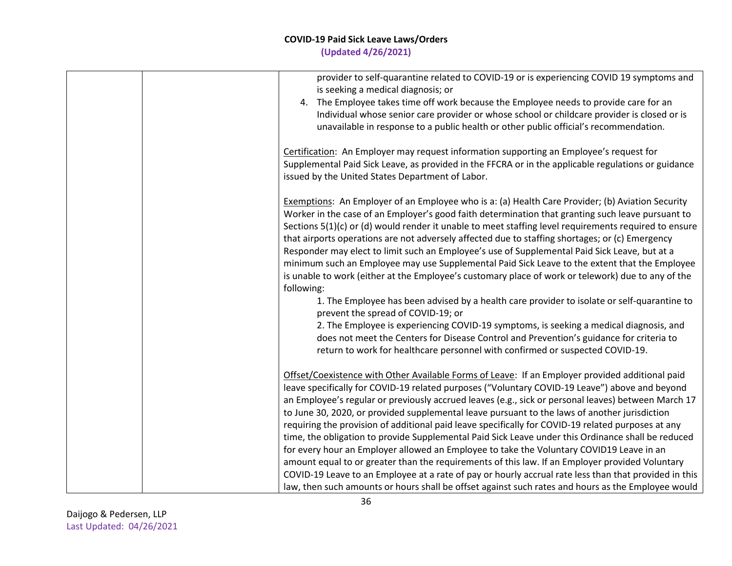| | | |
|---|---|---|
| | | provider to self-quarantine related to COVID-19 or is experiencing COVID 19 symptoms and is seeking a medical diagnosis; or<br>4. The Employee takes time off work because the Employee needs to provide care for an Individual whose senior care provider or whose school or childcare provider is closed or is unavailable in response to a public health or other public official's recommendation.<br><br><u>Certification</u>: An Employer may request information supporting an Employee's request for Supplemental Paid Sick Leave, as provided in the FFCRA or in the applicable regulations or guidance issued by the United States Department of Labor.<br><br><u>Exemptions</u>: An Employer of an Employee who is a: (a) Health Care Provider; (b) Aviation Security Worker in the case of an Employer's good faith determination that granting such leave pursuant to Sections 5(1)(c) or (d) would render it unable to meet staffing level requirements required to ensure that airports operations are not adversely affected due to staffing shortages; or (c) Emergency Responder may elect to limit such an Employee's use of Supplemental Paid Sick Leave, but at a minimum such an Employee may use Supplemental Paid Sick Leave to the extent that the Employee is unable to work (either at the Employee's customary place of work or telework) due to any of the following:<br>1. The Employee has been advised by a health care provider to isolate or self-quarantine to prevent the spread of COVID-19; or<br>2. The Employee is experiencing COVID-19 symptoms, is seeking a medical diagnosis, and does not meet the Centers for Disease Control and Prevention's guidance for criteria to return to work for healthcare personnel with confirmed or suspected COVID-19.<br><br><u>Offset/Coexistence with Other Available Forms of Leave</u>: If an Employer provided additional paid leave specifically for COVID-19 related purposes ("Voluntary COVID-19 Leave") above and beyond an Employee's regular or previously accrued leaves (e.g., sick or personal leaves) between March 17 to June 30, 2020, or provided supplemental leave pursuant to the laws of another jurisdiction requiring the provision of additional paid leave specifically for COVID-19 related purposes at any time, the obligation to provide Supplemental Paid Sick Leave under this Ordinance shall be reduced for every hour an Employer allowed an Employee to take the Voluntary COVID19 Leave in an amount equal to or greater than the requirements of this law. If an Employer provided Voluntary COVID-19 Leave to an Employee at a rate of pay or hourly accrual rate less than that provided in this law, then such amounts or hours shall be offset against such rates and hours as the Employee would |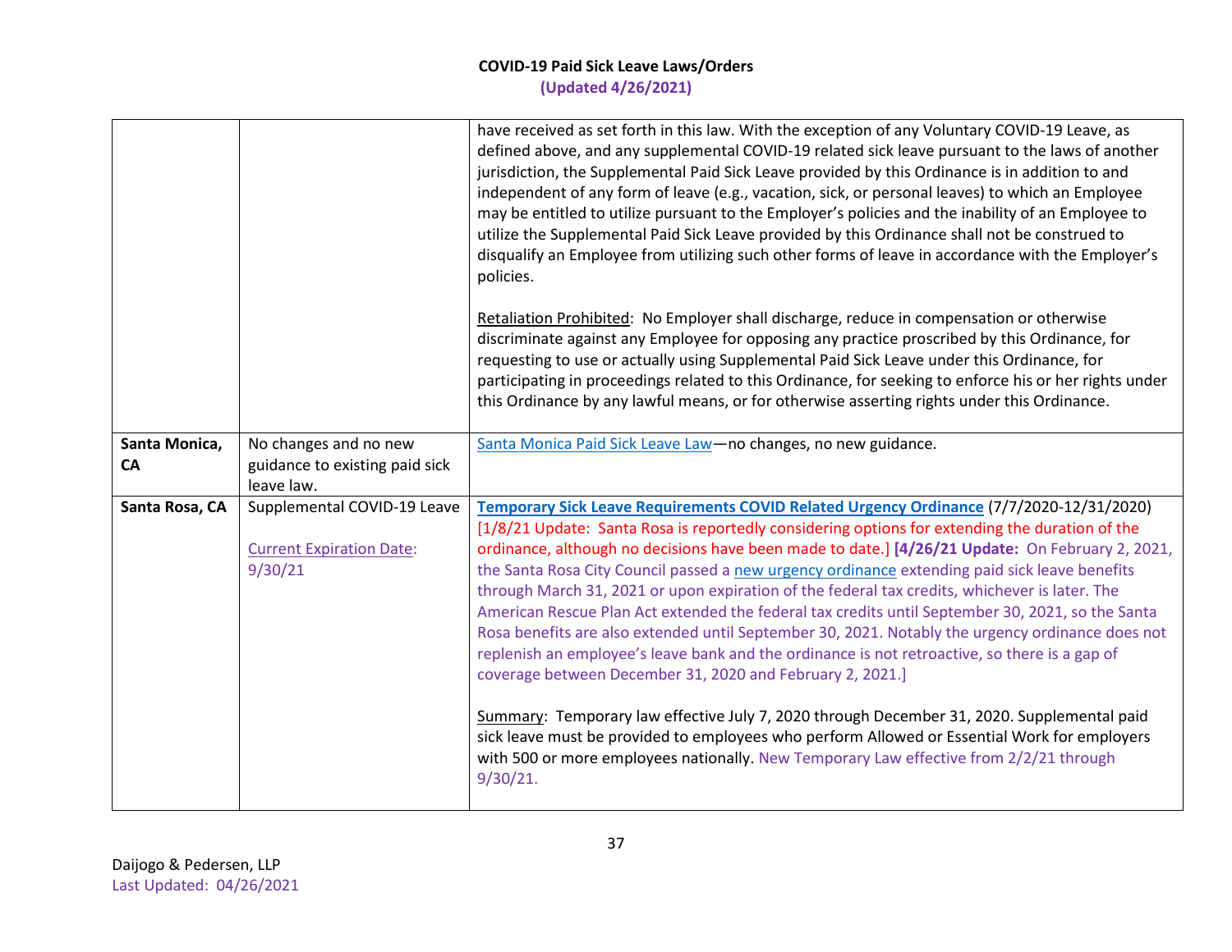| | | |
|---|---|---|
| | | have received as set forth in this law. With the exception of any Voluntary COVID-19 Leave, as defined above, and any supplemental COVID-19 related sick leave pursuant to the laws of another jurisdiction, the Supplemental Paid Sick Leave provided by this Ordinance is in addition to and independent of any form of leave (e.g., vacation, sick, or personal leaves) to which an Employee may be entitled to utilize pursuant to the Employer's policies and the inability of an Employee to utilize the Supplemental Paid Sick Leave provided by this Ordinance shall not be construed to disqualify an Employee from utilizing such other forms of leave in accordance with the Employer's policies.<br><br>Retaliation Prohibited: No Employer shall discharge, reduce in compensation or otherwise discriminate against any Employee for opposing any practice proscribed by this Ordinance, for requesting to use or actually using Supplemental Paid Sick Leave under this Ordinance, for participating in proceedings related to this Ordinance, for seeking to enforce his or her rights under this Ordinance by any lawful means, or for otherwise asserting rights under this Ordinance. |
| **Santa Monica, CA** | No changes and no new guidance to existing paid sick leave law. | Santa Monica Paid Sick Leave Law—no changes, no new guidance. |
| **Santa Rosa, CA** | Supplemental COVID-19 Leave<br><br>Current Expiration Date: 9/30/21 | **Temporary Sick Leave Requirements COVID Related Urgency Ordinance** (7/7/2020-12/31/2020) [1/8/21 Update: Santa Rosa is reportedly considering options for extending the duration of the ordinance, although no decisions have been made to date.] **[4/26/21 Update:** On February 2, 2021, the Santa Rosa City Council passed a new urgency ordinance extending paid sick leave benefits through March 31, 2021 or upon expiration of the federal tax credits, whichever is later. The American Rescue Plan Act extended the federal tax credits until September 30, 2021, so the Santa Rosa benefits are also extended until September 30, 2021. Notably the urgency ordinance does not replenish an employee's leave bank and the ordinance is not retroactive, so there is a gap of coverage between December 31, 2020 and February 2, 2021.]<br><br>Summary: Temporary law effective July 7, 2020 through December 31, 2020. Supplemental paid sick leave must be provided to employees who perform Allowed or Essential Work for employers with 500 or more employees nationally. New Temporary Law effective from 2/2/21 through 9/30/21. |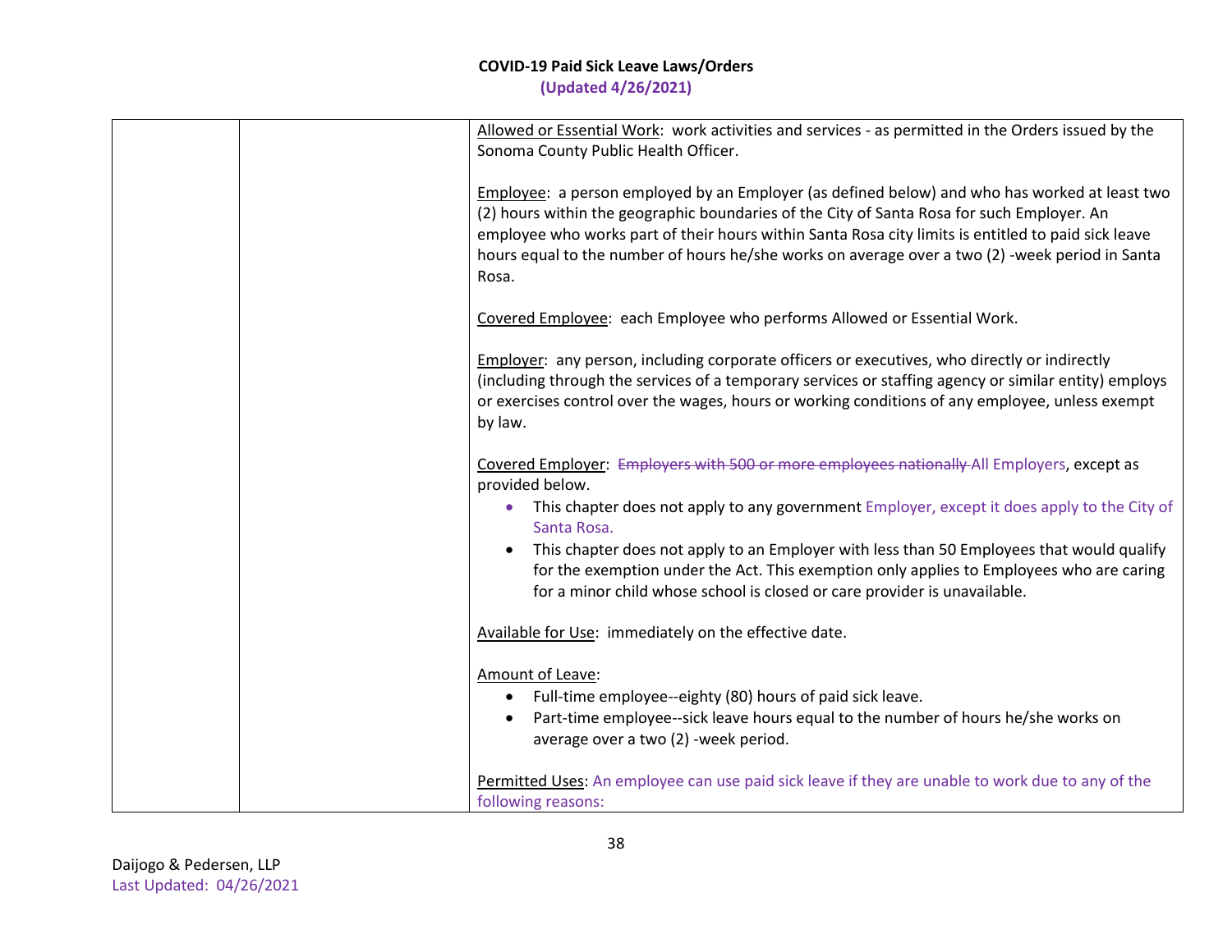| | | Allowed or Essential Work: work activities and services - as permitted in the Orders issued by the Sonoma County Public Health Officer.<br><br>Employee: a person employed by an Employer (as defined below) and who has worked at least two (2) hours within the geographic boundaries of the City of Santa Rosa for such Employer. An employee who works part of their hours within Santa Rosa city limits is entitled to paid sick leave hours equal to the number of hours he/she works on average over a two (2) -week period in Santa Rosa.<br><br>Covered Employee: each Employee who performs Allowed or Essential Work.<br><br>Employer: any person, including corporate officers or executives, who directly or indirectly (including through the services of a temporary services or staffing agency or similar entity) employs or exercises control over the wages, hours or working conditions of any employee, unless exempt by law.<br><br>Covered Employer: ~~Employers with 500 or more employees nationally~~ All Employers, except as provided below.<br>• This chapter does not apply to any government Employer, except it does apply to the City of Santa Rosa.<br>• This chapter does not apply to an Employer with less than 50 Employees that would qualify for the exemption under the Act. This exemption only applies to Employees who are caring for a minor child whose school is closed or care provider is unavailable.<br><br>Available for Use: immediately on the effective date.<br><br>Amount of Leave:<br>• Full-time employee--eighty (80) hours of paid sick leave.<br>• Part-time employee--sick leave hours equal to the number of hours he/she works on average over a two (2) -week period.<br><br>Permitted Uses: An employee can use paid sick leave if they are unable to work due to any of the following reasons: |
|---|---|---|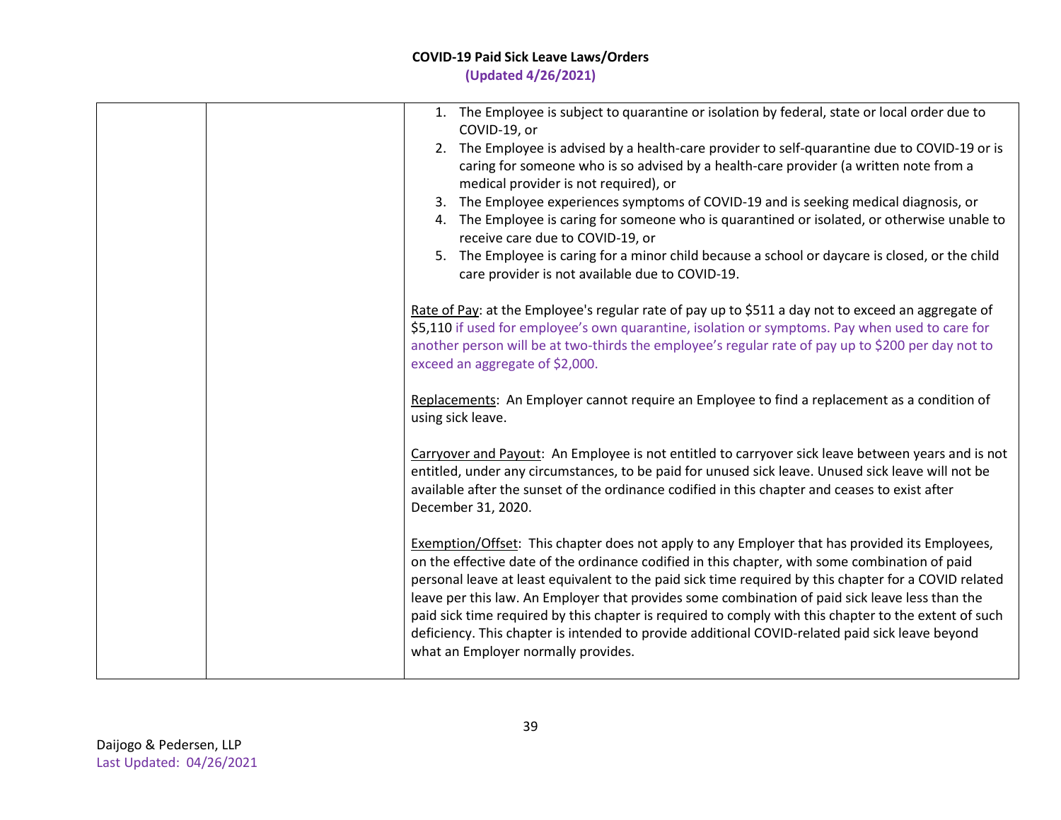| | | 1. The Employee is subject to quarantine or isolation by federal, state or local order due to COVID-19, or<br>2. The Employee is advised by a health-care provider to self-quarantine due to COVID-19 or is caring for someone who is so advised by a health-care provider (a written note from a medical provider is not required), or<br>3. The Employee experiences symptoms of COVID-19 and is seeking medical diagnosis, or<br>4. The Employee is caring for someone who is quarantined or isolated, or otherwise unable to receive care due to COVID-19, or<br>5. The Employee is caring for a minor child because a school or daycare is closed, or the child care provider is not available due to COVID-19.<br><br><u>Rate of Pay</u>: at the Employee's regular rate of pay up to $511 a day not to exceed an aggregate of $5,110 if used for employee's own quarantine, isolation or symptoms. Pay when used to care for another person will be at two-thirds the employee's regular rate of pay up to $200 per day not to exceed an aggregate of $2,000.<br><br><u>Replacements</u>: An Employer cannot require an Employee to find a replacement as a condition of using sick leave.<br><br><u>Carryover and Payout</u>: An Employee is not entitled to carryover sick leave between years and is not entitled, under any circumstances, to be paid for unused sick leave. Unused sick leave will not be available after the sunset of the ordinance codified in this chapter and ceases to exist after December 31, 2020.<br><br><u>Exemption/Offset</u>: This chapter does not apply to any Employer that has provided its Employees, on the effective date of the ordinance codified in this chapter, with some combination of paid personal leave at least equivalent to the paid sick time required by this chapter for a COVID related leave per this law. An Employer that provides some combination of paid sick leave less than the paid sick time required by this chapter is required to comply with this chapter to the extent of such deficiency. This chapter is intended to provide additional COVID-related paid sick leave beyond what an Employer normally provides. |
|---|---|---|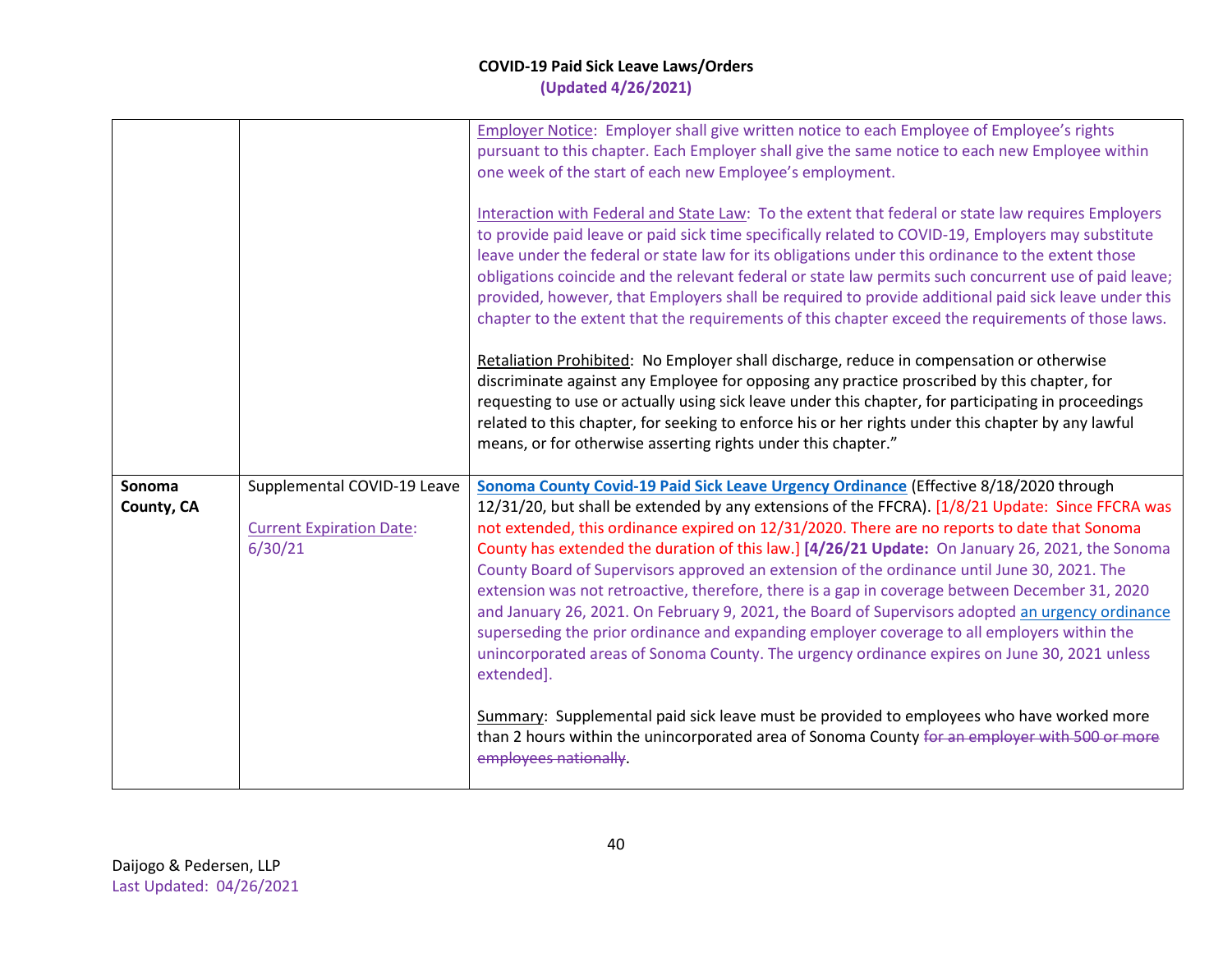| | | |
|---|---|---|
| | | Employer Notice: Employer shall give written notice to each Employee of Employee's rights pursuant to this chapter. Each Employer shall give the same notice to each new Employee within one week of the start of each new Employee's employment.<br><br>Interaction with Federal and State Law: To the extent that federal or state law requires Employers to provide paid leave or paid sick time specifically related to COVID-19, Employers may substitute leave under the federal or state law for its obligations under this ordinance to the extent those obligations coincide and the relevant federal or state law permits such concurrent use of paid leave; provided, however, that Employers shall be required to provide additional paid sick leave under this chapter to the extent that the requirements of this chapter exceed the requirements of those laws.<br><br>Retaliation Prohibited: No Employer shall discharge, reduce in compensation or otherwise discriminate against any Employee for opposing any practice proscribed by this chapter, for requesting to use or actually using sick leave under this chapter, for participating in proceedings related to this chapter, for seeking to enforce his or her rights under this chapter by any lawful means, or for otherwise asserting rights under this chapter." |
| **Sonoma County, CA** | Supplemental COVID-19 Leave<br><br>Current Expiration Date: 6/30/21 | **Sonoma County Covid-19 Paid Sick Leave Urgency Ordinance** (Effective 8/18/2020 through 12/31/20, but shall be extended by any extensions of the FFCRA). [1/8/21 Update: Since FFCRA was not extended, this ordinance expired on 12/31/2020. There are no reports to date that Sonoma County has extended the duration of this law.] **[4/26/21 Update:** On January 26, 2021, the Sonoma County Board of Supervisors approved an extension of the ordinance until June 30, 2021. The extension was not retroactive, therefore, there is a gap in coverage between December 31, 2020 and January 26, 2021. On February 9, 2021, the Board of Supervisors adopted an urgency ordinance superseding the prior ordinance and expanding employer coverage to all employers within the unincorporated areas of Sonoma County. The urgency ordinance expires on June 30, 2021 unless extended].<br><br>Summary: Supplemental paid sick leave must be provided to employees who have worked more than 2 hours within the unincorporated area of Sonoma County ~~for an employer with 500 or more employees nationally~~. |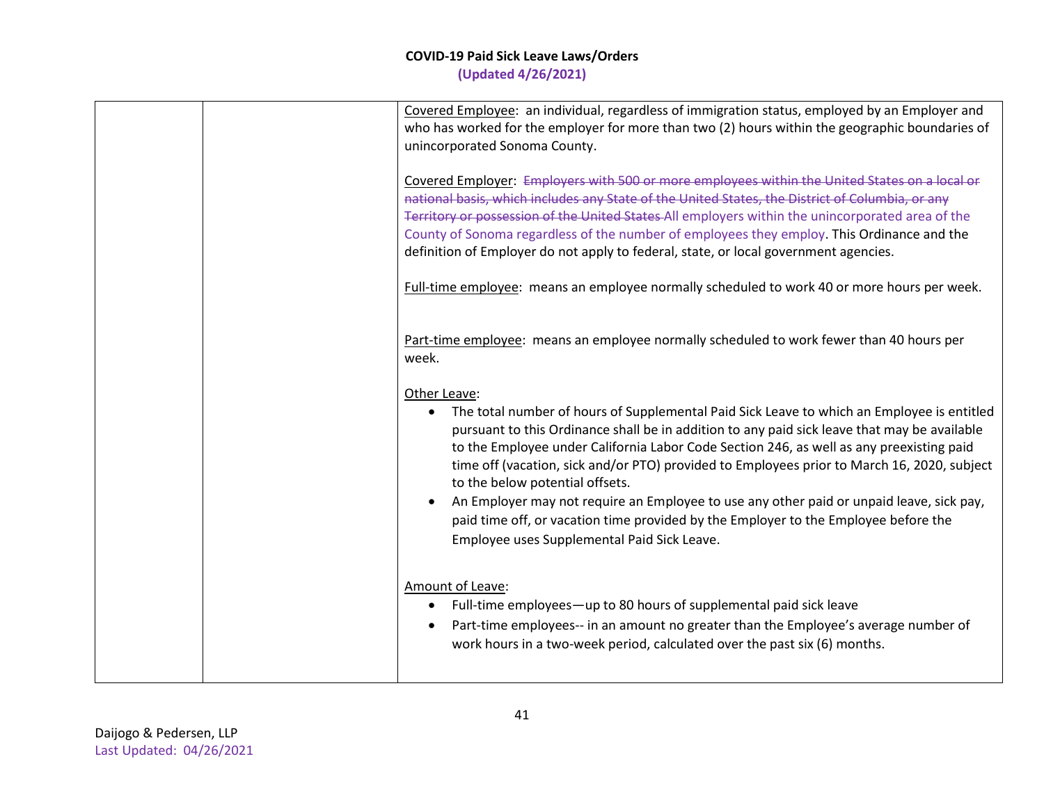| | | |
|---|---|---|
| | | Covered Employee: an individual, regardless of immigration status, employed by an Employer and who has worked for the employer for more than two (2) hours within the geographic boundaries of unincorporated Sonoma County.<br><br>Covered Employer: ~~Employers with 500 or more employees within the United States on a local or national basis, which includes any State of the United States, the District of Columbia, or any Territory or possession of the United States~~ All employers within the unincorporated area of the County of Sonoma regardless of the number of employees they employ. This Ordinance and the definition of Employer do not apply to federal, state, or local government agencies.<br><br>Full-time employee: means an employee normally scheduled to work 40 or more hours per week.<br><br>Part-time employee: means an employee normally scheduled to work fewer than 40 hours per week.<br><br>Other Leave:<br>• The total number of hours of Supplemental Paid Sick Leave to which an Employee is entitled pursuant to this Ordinance shall be in addition to any paid sick leave that may be available to the Employee under California Labor Code Section 246, as well as any preexisting paid time off (vacation, sick and/or PTO) provided to Employees prior to March 16, 2020, subject to the below potential offsets.<br>• An Employer may not require an Employee to use any other paid or unpaid leave, sick pay, paid time off, or vacation time provided by the Employer to the Employee before the Employee uses Supplemental Paid Sick Leave.<br><br>Amount of Leave:<br>• Full-time employees—up to 80 hours of supplemental paid sick leave<br>• Part-time employees-- in an amount no greater than the Employee's average number of work hours in a two-week period, calculated over the past six (6) months. |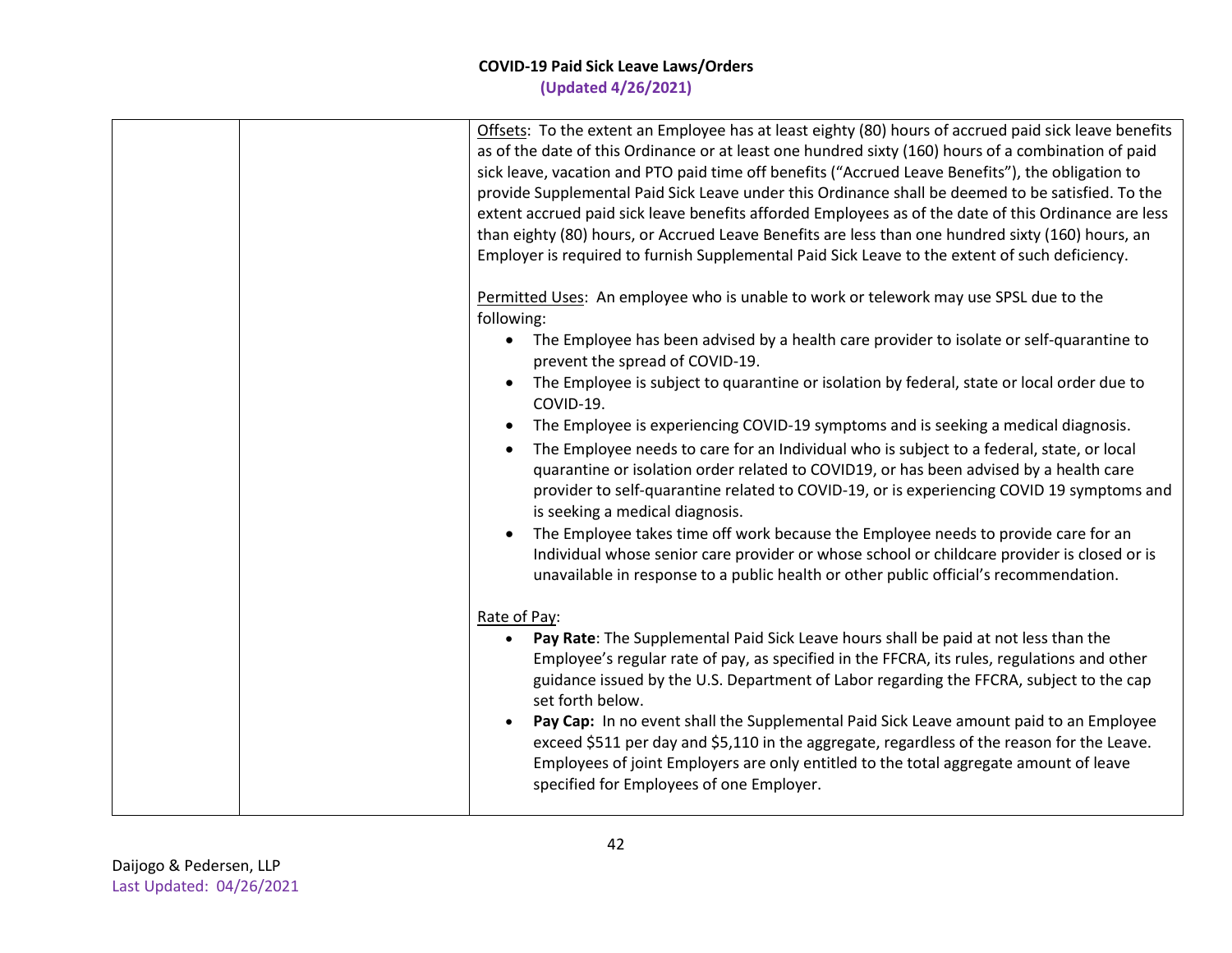| | | Offsets: To the extent an Employee has at least eighty (80) hours of accrued paid sick leave benefits as of the date of this Ordinance or at least one hundred sixty (160) hours of a combination of paid sick leave, vacation and PTO paid time off benefits ("Accrued Leave Benefits"), the obligation to provide Supplemental Paid Sick Leave under this Ordinance shall be deemed to be satisfied. To the extent accrued paid sick leave benefits afforded Employees as of the date of this Ordinance are less than eighty (80) hours, or Accrued Leave Benefits are less than one hundred sixty (160) hours, an Employer is required to furnish Supplemental Paid Sick Leave to the extent of such deficiency.<br><br>Permitted Uses: An employee who is unable to work or telework may use SPSL due to the following:<br>• The Employee has been advised by a health care provider to isolate or self-quarantine to prevent the spread of COVID-19.<br>• The Employee is subject to quarantine or isolation by federal, state or local order due to COVID-19.<br>• The Employee is experiencing COVID-19 symptoms and is seeking a medical diagnosis.<br>• The Employee needs to care for an Individual who is subject to a federal, state, or local quarantine or isolation order related to COVID19, or has been advised by a health care provider to self-quarantine related to COVID-19, or is experiencing COVID 19 symptoms and is seeking a medical diagnosis.<br>• The Employee takes time off work because the Employee needs to provide care for an Individual whose senior care provider or whose school or childcare provider is closed or is unavailable in response to a public health or other public official's recommendation.<br><br>Rate of Pay:<br>• **Pay Rate**: The Supplemental Paid Sick Leave hours shall be paid at not less than the Employee's regular rate of pay, as specified in the FFCRA, its rules, regulations and other guidance issued by the U.S. Department of Labor regarding the FFCRA, subject to the cap set forth below.<br>• **Pay Cap:** In no event shall the Supplemental Paid Sick Leave amount paid to an Employee exceed $511 per day and $5,110 in the aggregate, regardless of the reason for the Leave. Employees of joint Employers are only entitled to the total aggregate amount of leave specified for Employees of one Employer. |
|---|---|---|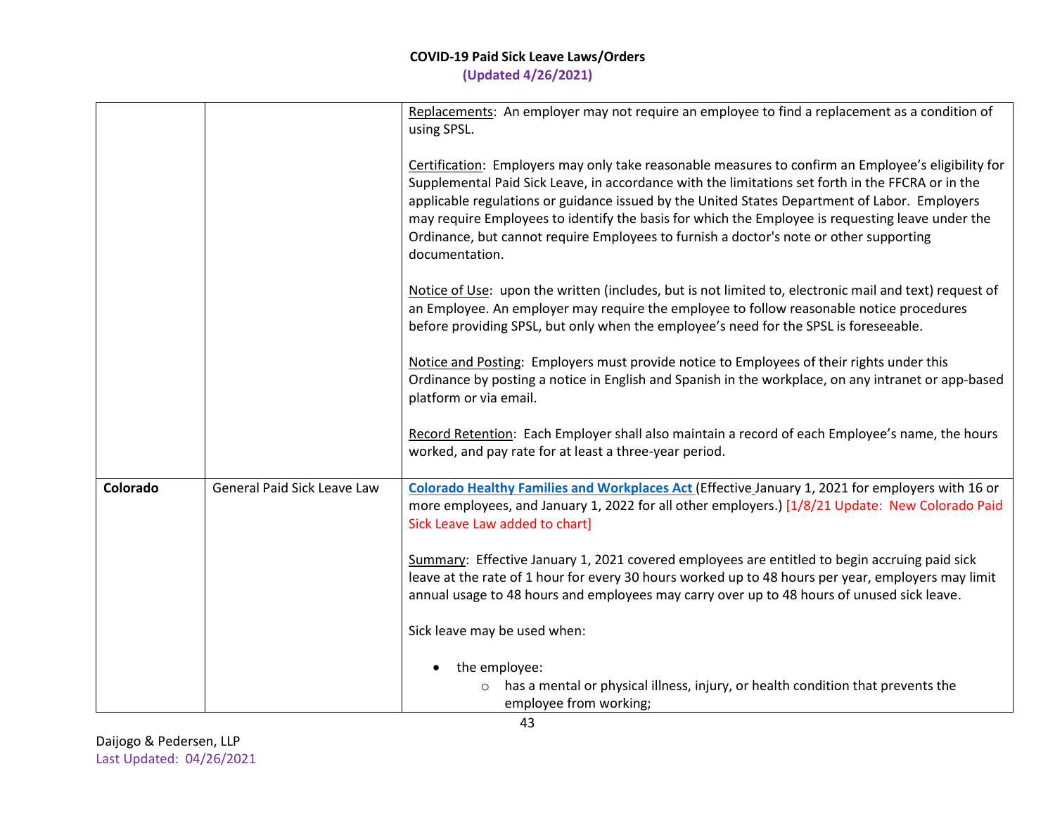| | | |
|---|---|---|
| | | <u>Replacements</u>: An employer may not require an employee to find a replacement as a condition of using SPSL.<br><br><u>Certification</u>: Employers may only take reasonable measures to confirm an Employee's eligibility for Supplemental Paid Sick Leave, in accordance with the limitations set forth in the FFCRA or in the applicable regulations or guidance issued by the United States Department of Labor. Employers may require Employees to identify the basis for which the Employee is requesting leave under the Ordinance, but cannot require Employees to furnish a doctor's note or other supporting documentation.<br><br><u>Notice of Use</u>: upon the written (includes, but is not limited to, electronic mail and text) request of an Employee. An employer may require the employee to follow reasonable notice procedures before providing SPSL, but only when the employee's need for the SPSL is foreseeable.<br><br><u>Notice and Posting</u>: Employers must provide notice to Employees of their rights under this Ordinance by posting a notice in English and Spanish in the workplace, on any intranet or app-based platform or via email.<br><br><u>Record Retention</u>: Each Employer shall also maintain a record of each Employee's name, the hours worked, and pay rate for at least a three-year period. |
| **Colorado** | General Paid Sick Leave Law | **Colorado Healthy Families and Workplaces Act** (Effective January 1, 2021 for employers with 16 or more employees, and January 1, 2022 for all other employers.) [1/8/21 Update: New Colorado Paid Sick Leave Law added to chart]<br><br><u>Summary</u>: Effective January 1, 2021 covered employees are entitled to begin accruing paid sick leave at the rate of 1 hour for every 30 hours worked up to 48 hours per year, employers may limit annual usage to 48 hours and employees may carry over up to 48 hours of unused sick leave.<br><br>Sick leave may be used when:<br><br>• the employee:<br>&nbsp;&nbsp;&nbsp;&nbsp;○ has a mental or physical illness, injury, or health condition that prevents the employee from working; |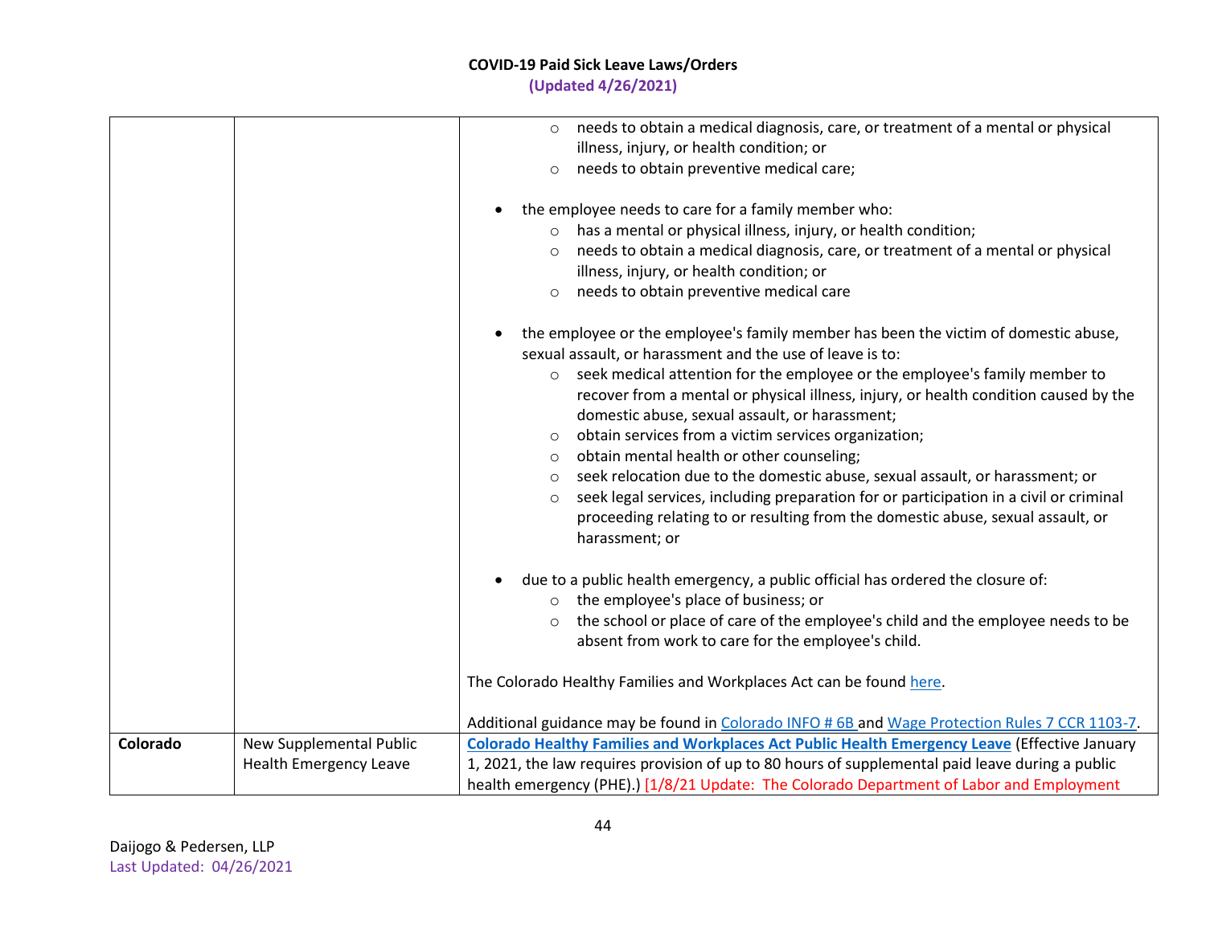| | | |
|---|---|---|
| | | ○ needs to obtain a medical diagnosis, care, or treatment of a mental or physical illness, injury, or health condition; or<br>○ needs to obtain preventive medical care;<br><br>• the employee needs to care for a family member who:<br>○ has a mental or physical illness, injury, or health condition;<br>○ needs to obtain a medical diagnosis, care, or treatment of a mental or physical illness, injury, or health condition; or<br>○ needs to obtain preventive medical care<br><br>• the employee or the employee's family member has been the victim of domestic abuse, sexual assault, or harassment and the use of leave is to:<br>○ seek medical attention for the employee or the employee's family member to recover from a mental or physical illness, injury, or health condition caused by the domestic abuse, sexual assault, or harassment;<br>○ obtain services from a victim services organization;<br>○ obtain mental health or other counseling;<br>○ seek relocation due to the domestic abuse, sexual assault, or harassment; or<br>○ seek legal services, including preparation for or participation in a civil or criminal proceeding relating to or resulting from the domestic abuse, sexual assault, or harassment; or<br><br>• due to a public health emergency, a public official has ordered the closure of:<br>○ the employee's place of business; or<br>○ the school or place of care of the employee's child and the employee needs to be absent from work to care for the employee's child.<br><br>The Colorado Healthy Families and Workplaces Act can be found here.<br><br>Additional guidance may be found in Colorado INFO # 6B and Wage Protection Rules 7 CCR 1103-7. |
| **Colorado** | New Supplemental Public Health Emergency Leave | **Colorado Healthy Families and Workplaces Act Public Health Emergency Leave** (Effective January 1, 2021, the law requires provision of up to 80 hours of supplemental paid leave during a public health emergency (PHE).) [1/8/21 Update: The Colorado Department of Labor and Employment |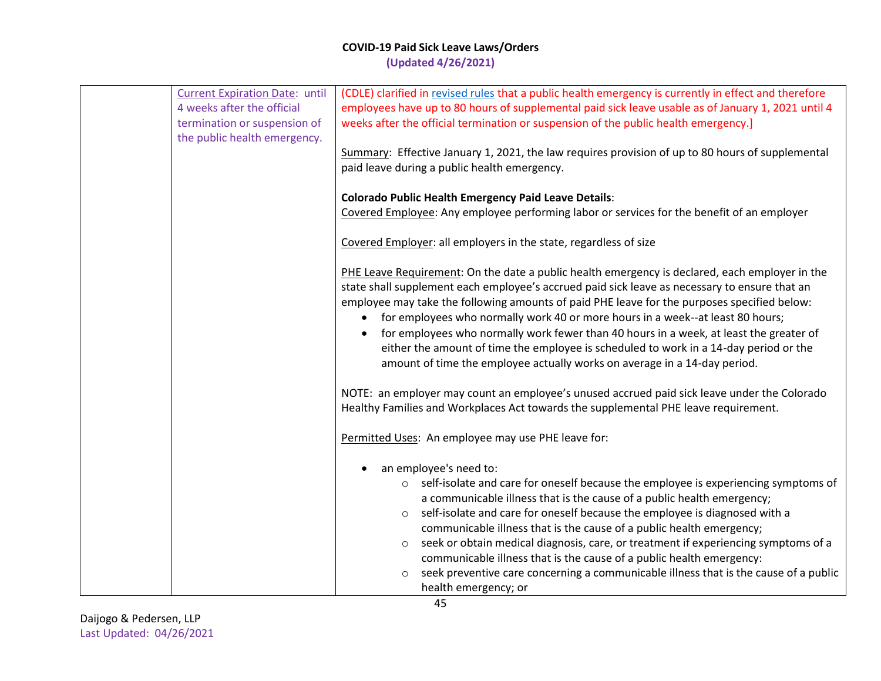| | | |
|---|---|---|
| | Current Expiration Date: until 4 weeks after the official termination or suspension of the public health emergency. | (CDLE) clarified in revised rules that a public health emergency is currently in effect and therefore employees have up to 80 hours of supplemental paid sick leave usable as of January 1, 2021 until 4 weeks after the official termination or suspension of the public health emergency.]<br><br>Summary: Effective January 1, 2021, the law requires provision of up to 80 hours of supplemental paid leave during a public health emergency.<br><br>**Colorado Public Health Emergency Paid Leave Details**:<br>Covered Employee: Any employee performing labor or services for the benefit of an employer<br><br>Covered Employer: all employers in the state, regardless of size<br><br>PHE Leave Requirement: On the date a public health emergency is declared, each employer in the state shall supplement each employee's accrued paid sick leave as necessary to ensure that an employee may take the following amounts of paid PHE leave for the purposes specified below:<br>• for employees who normally work 40 or more hours in a week--at least 80 hours;<br>• for employees who normally work fewer than 40 hours in a week, at least the greater of either the amount of time the employee is scheduled to work in a 14-day period or the amount of time the employee actually works on average in a 14-day period.<br><br>NOTE: an employer may count an employee's unused accrued paid sick leave under the Colorado Healthy Families and Workplaces Act towards the supplemental PHE leave requirement.<br><br>Permitted Uses: An employee may use PHE leave for:<br><br>• an employee's need to:<br>  ○ self-isolate and care for oneself because the employee is experiencing symptoms of a communicable illness that is the cause of a public health emergency;<br>  ○ self-isolate and care for oneself because the employee is diagnosed with a communicable illness that is the cause of a public health emergency;<br>  ○ seek or obtain medical diagnosis, care, or treatment if experiencing symptoms of a communicable illness that is the cause of a public health emergency:<br>  ○ seek preventive care concerning a communicable illness that is the cause of a public health emergency; or |

Daijogo & Pedersen, LLP
Last Updated: 04/26/2021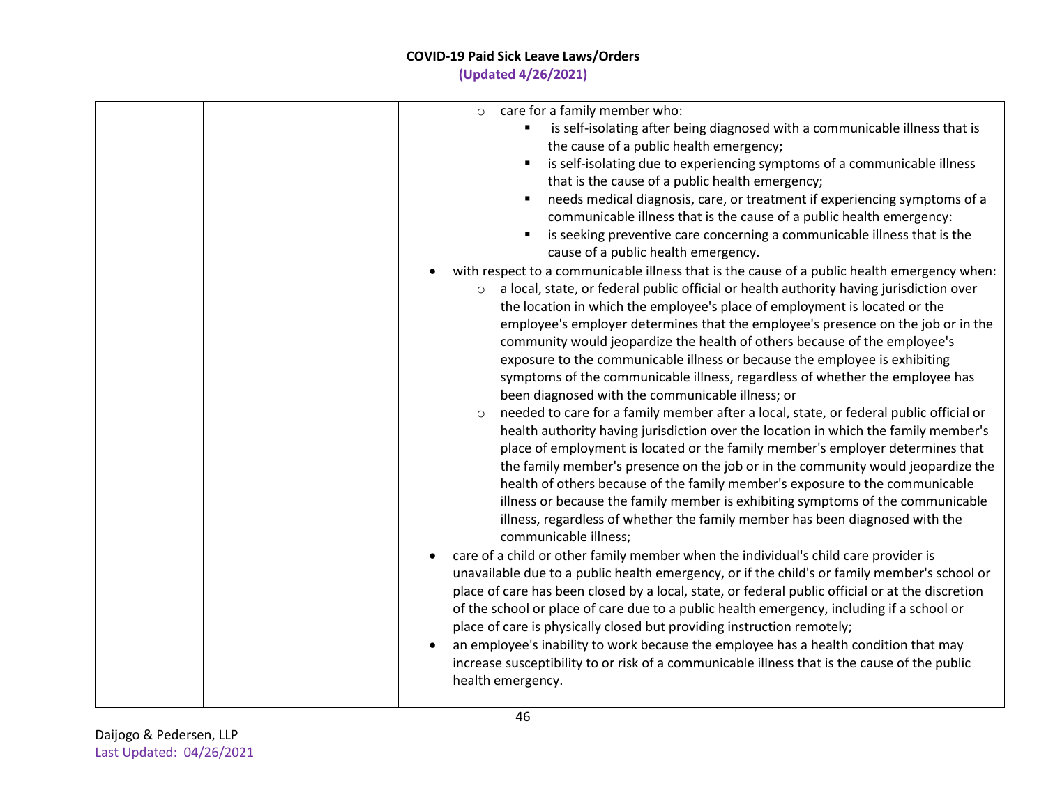| | | ◦ care for a family member who:<br>▪ is self-isolating after being diagnosed with a communicable illness that is the cause of a public health emergency;<br>▪ is self-isolating due to experiencing symptoms of a communicable illness that is the cause of a public health emergency;<br>▪ needs medical diagnosis, care, or treatment if experiencing symptoms of a communicable illness that is the cause of a public health emergency:<br>▪ is seeking preventive care concerning a communicable illness that is the cause of a public health emergency.<br>• with respect to a communicable illness that is the cause of a public health emergency when:<br>◦ a local, state, or federal public official or health authority having jurisdiction over the location in which the employee's place of employment is located or the employee's employer determines that the employee's presence on the job or in the community would jeopardize the health of others because of the employee's exposure to the communicable illness or because the employee is exhibiting symptoms of the communicable illness, regardless of whether the employee has been diagnosed with the communicable illness; or<br>◦ needed to care for a family member after a local, state, or federal public official or health authority having jurisdiction over the location in which the family member's place of employment is located or the family member's employer determines that the family member's presence on the job or in the community would jeopardize the health of others because of the family member's exposure to the communicable illness or because the family member is exhibiting symptoms of the communicable illness, regardless of whether the family member has been diagnosed with the communicable illness;<br>• care of a child or other family member when the individual's child care provider is unavailable due to a public health emergency, or if the child's or family member's school or place of care has been closed by a local, state, or federal public official or at the discretion of the school or place of care due to a public health emergency, including if a school or place of care is physically closed but providing instruction remotely;<br>• an employee's inability to work because the employee has a health condition that may increase susceptibility to or risk of a communicable illness that is the cause of the public health emergency. |
|---|---|---|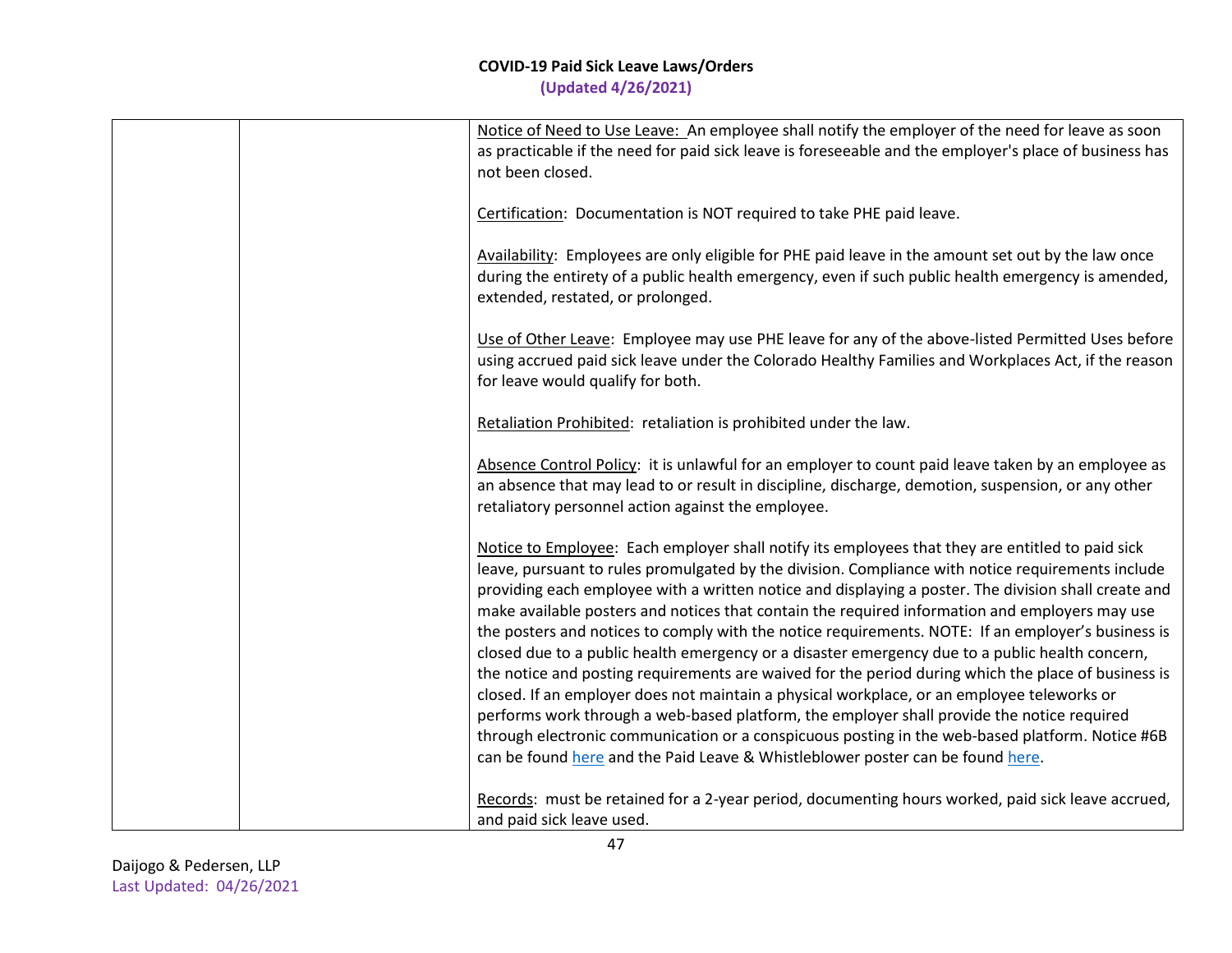| | | |
|---|---|---|
| | | <u>Notice of Need to Use Leave:</u> An employee shall notify the employer of the need for leave as soon as practicable if the need for paid sick leave is foreseeable and the employer's place of business has not been closed.<br><br><u>Certification</u>: Documentation is NOT required to take PHE paid leave.<br><br><u>Availability</u>: Employees are only eligible for PHE paid leave in the amount set out by the law once during the entirety of a public health emergency, even if such public health emergency is amended, extended, restated, or prolonged.<br><br><u>Use of Other Leave</u>: Employee may use PHE leave for any of the above-listed Permitted Uses before using accrued paid sick leave under the Colorado Healthy Families and Workplaces Act, if the reason for leave would qualify for both.<br><br><u>Retaliation Prohibited</u>: retaliation is prohibited under the law.<br><br><u>Absence Control Policy</u>: it is unlawful for an employer to count paid leave taken by an employee as an absence that may lead to or result in discipline, discharge, demotion, suspension, or any other retaliatory personnel action against the employee.<br><br><u>Notice to Employee</u>: Each employer shall notify its employees that they are entitled to paid sick leave, pursuant to rules promulgated by the division. Compliance with notice requirements include providing each employee with a written notice and displaying a poster. The division shall create and make available posters and notices that contain the required information and employers may use the posters and notices to comply with the notice requirements. NOTE: If an employer's business is closed due to a public health emergency or a disaster emergency due to a public health concern, the notice and posting requirements are waived for the period during which the place of business is closed. If an employer does not maintain a physical workplace, or an employee teleworks or performs work through a web-based platform, the employer shall provide the notice required through electronic communication or a conspicuous posting in the web-based platform. Notice #6B can be found here and the Paid Leave & Whistleblower poster can be found here.<br><br><u>Records</u>: must be retained for a 2-year period, documenting hours worked, paid sick leave accrued, and paid sick leave used. |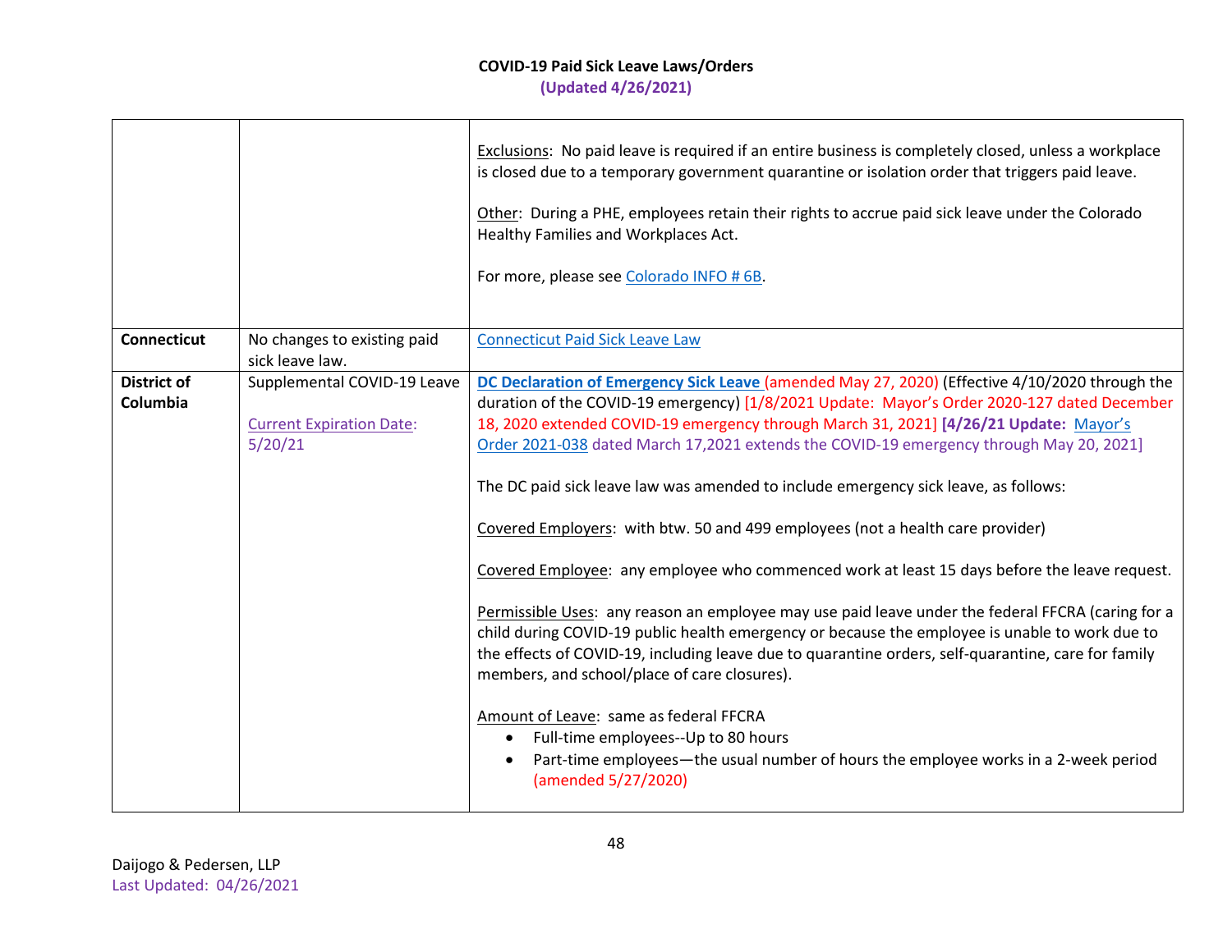| | | |
|---|---|---|
| | | <u>Exclusions</u>: No paid leave is required if an entire business is completely closed, unless a workplace is closed due to a temporary government quarantine or isolation order that triggers paid leave.<br><br><u>Other</u>: During a PHE, employees retain their rights to accrue paid sick leave under the Colorado Healthy Families and Workplaces Act.<br><br>For more, please see Colorado INFO # 6B. |
| **Connecticut** | No changes to existing paid sick leave law. | Connecticut Paid Sick Leave Law |
| **District of Columbia** | Supplemental COVID-19 Leave<br><br>Current Expiration Date: 5/20/21 | **DC Declaration of Emergency Sick Leave** (amended May 27, 2020) (Effective 4/10/2020 through the duration of the COVID-19 emergency) [1/8/2021 Update: Mayor's Order 2020-127 dated December 18, 2020 extended COVID-19 emergency through March 31, 2021] **[4/26/21 Update:** Mayor's Order 2021-038 dated March 17,2021 extends the COVID-19 emergency through May 20, 2021]<br><br>The DC paid sick leave law was amended to include emergency sick leave, as follows:<br><br><u>Covered Employers</u>: with btw. 50 and 499 employees (not a health care provider)<br><br><u>Covered Employee</u>: any employee who commenced work at least 15 days before the leave request.<br><br><u>Permissible Uses</u>: any reason an employee may use paid leave under the federal FFCRA (caring for a child during COVID-19 public health emergency or because the employee is unable to work due to the effects of COVID-19, including leave due to quarantine orders, self-quarantine, care for family members, and school/place of care closures).<br><br><u>Amount of Leave</u>: same as federal FFCRA<br>• Full-time employees--Up to 80 hours<br>• Part-time employees—the usual number of hours the employee works in a 2-week period (amended 5/27/2020) |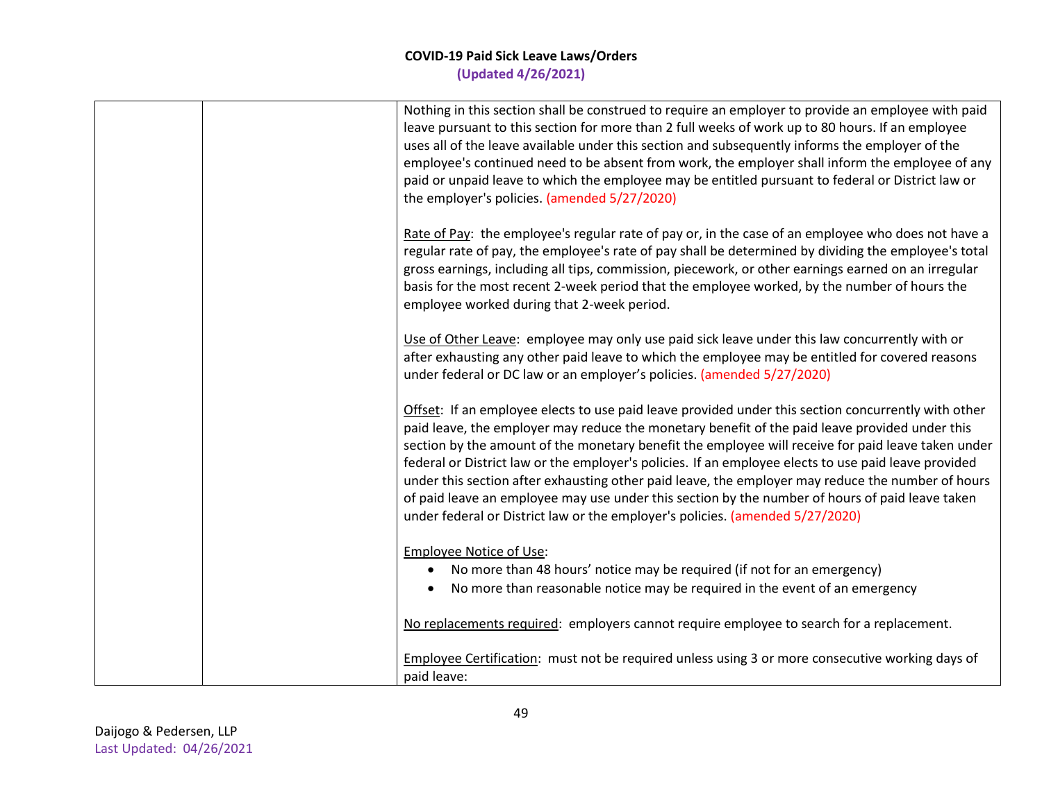| | | |
|---|---|---|
| | | Nothing in this section shall be construed to require an employer to provide an employee with paid leave pursuant to this section for more than 2 full weeks of work up to 80 hours. If an employee uses all of the leave available under this section and subsequently informs the employer of the employee's continued need to be absent from work, the employer shall inform the employee of any paid or unpaid leave to which the employee may be entitled pursuant to federal or District law or the employer's policies. (amended 5/27/2020)<br><br>Rate of Pay: the employee's regular rate of pay or, in the case of an employee who does not have a regular rate of pay, the employee's rate of pay shall be determined by dividing the employee's total gross earnings, including all tips, commission, piecework, or other earnings earned on an irregular basis for the most recent 2-week period that the employee worked, by the number of hours the employee worked during that 2-week period.<br><br>Use of Other Leave: employee may only use paid sick leave under this law concurrently with or after exhausting any other paid leave to which the employee may be entitled for covered reasons under federal or DC law or an employer's policies. (amended 5/27/2020)<br><br>Offset: If an employee elects to use paid leave provided under this section concurrently with other paid leave, the employer may reduce the monetary benefit of the paid leave provided under this section by the amount of the monetary benefit the employee will receive for paid leave taken under federal or District law or the employer's policies. If an employee elects to use paid leave provided under this section after exhausting other paid leave, the employer may reduce the number of hours of paid leave an employee may use under this section by the number of hours of paid leave taken under federal or District law or the employer's policies. (amended 5/27/2020)<br><br>Employee Notice of Use:<br>• No more than 48 hours' notice may be required (if not for an emergency)<br>• No more than reasonable notice may be required in the event of an emergency<br><br>No replacements required: employers cannot require employee to search for a replacement.<br><br>Employee Certification: must not be required unless using 3 or more consecutive working days of paid leave: |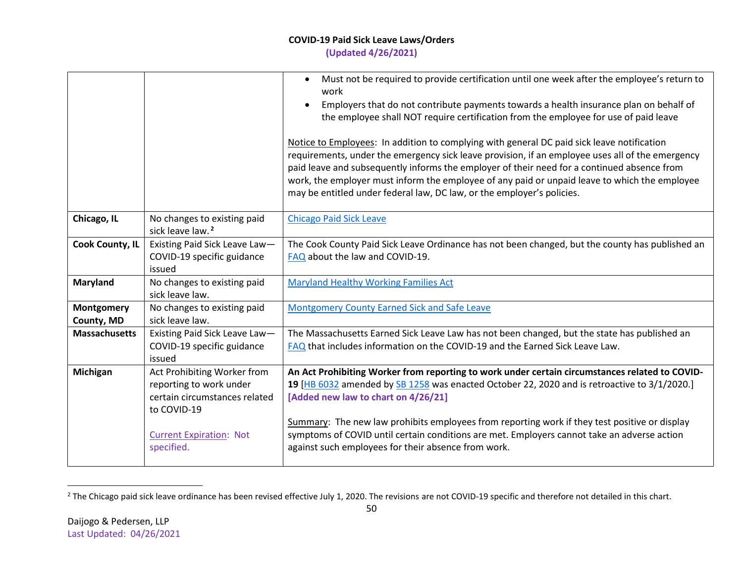# COVID-19 Paid Sick Leave Laws/Orders

**(Updated 4/26/2021)**

| | | |
|---|---|---|
| | | • Must not be required to provide certification until one week after the employee's return to work<br>• Employers that do not contribute payments towards a health insurance plan on behalf of the employee shall NOT require certification from the employee for use of paid leave<br><br>Notice to Employees: In addition to complying with general DC paid sick leave notification requirements, under the emergency sick leave provision, if an employee uses all of the emergency paid leave and subsequently informs the employer of their need for a continued absence from work, the employer must inform the employee of any paid or unpaid leave to which the employee may be entitled under federal law, DC law, or the employer's policies. |
| **Chicago, IL** | No changes to existing paid sick leave law. [2] | Chicago Paid Sick Leave |
| **Cook County, IL** | Existing Paid Sick Leave Law—COVID-19 specific guidance issued | The Cook County Paid Sick Leave Ordinance has not been changed, but the county has published an FAQ about the law and COVID-19. |
| **Maryland** | No changes to existing paid sick leave law. | Maryland Healthy Working Families Act |
| **Montgomery County, MD** | No changes to existing paid sick leave law. | Montgomery County Earned Sick and Safe Leave |
| **Massachusetts** | Existing Paid Sick Leave Law—COVID-19 specific guidance issued | The Massachusetts Earned Sick Leave Law has not been changed, but the state has published an FAQ that includes information on the COVID-19 and the Earned Sick Leave Law. |
| **Michigan** | Act Prohibiting Worker from reporting to work under certain circumstances related to COVID-19<br><br>Current Expiration: Not specified. | **An Act Prohibiting Worker from reporting to work under certain circumstances related to COVID-19** [HB 6032 amended by SB 1258 was enacted October 22, 2020 and is retroactive to 3/1/2020.] **[Added new law to chart on 4/26/21]**<br><br>Summary: The new law prohibits employees from reporting work if they test positive or display symptoms of COVID until certain conditions are met. Employers cannot take an adverse action against such employees for their absence from work. |

[2] The Chicago paid sick leave ordinance has been revised effective July 1, 2020. The revisions are not COVID-19 specific and therefore not detailed in this chart.

Daijogo & Pedersen, LLP
Last Updated: 04/26/2021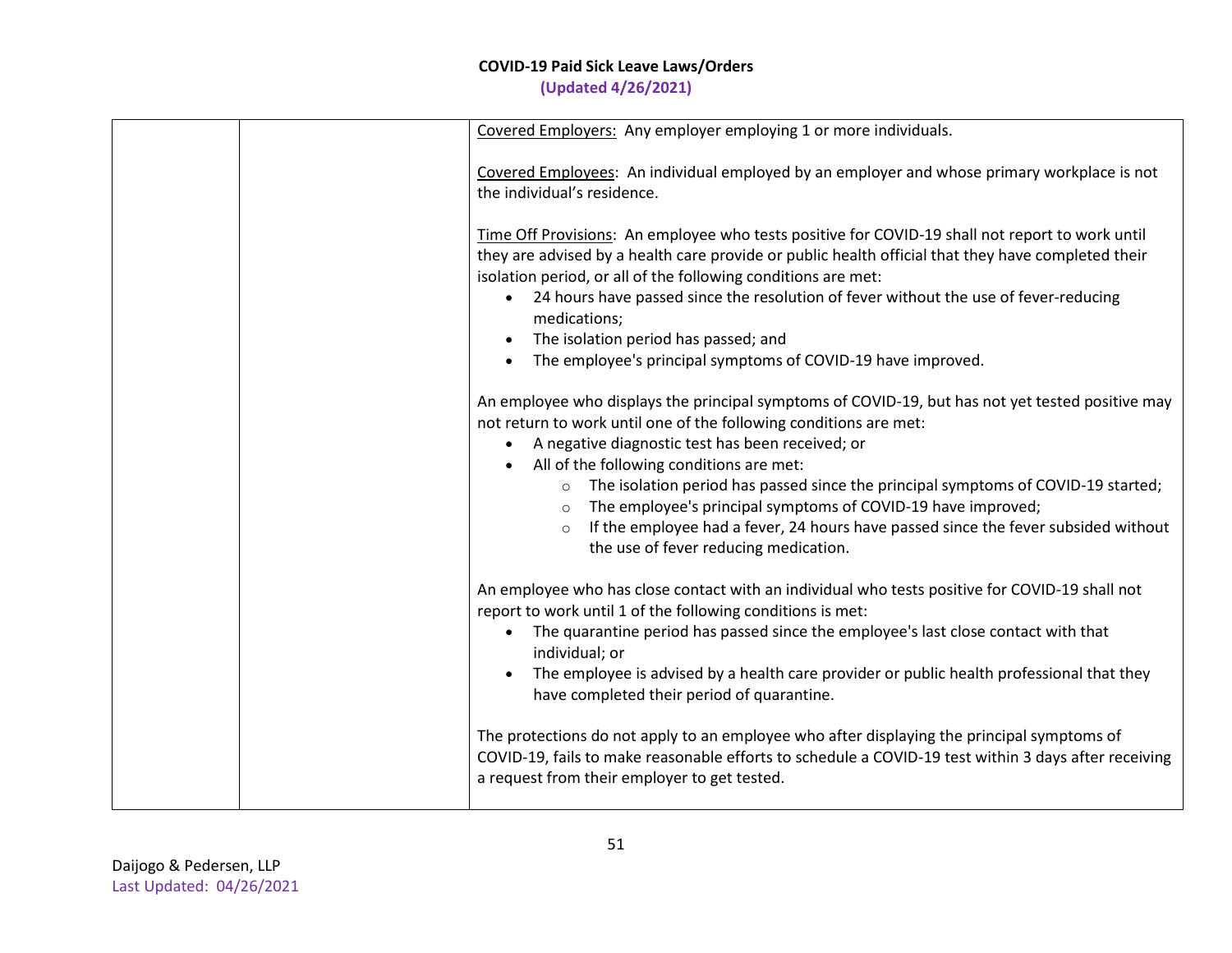| | | |
|---|---|---|
| | | Covered Employers: Any employer employing 1 or more individuals.<br><br>Covered Employees: An individual employed by an employer and whose primary workplace is not the individual's residence.<br><br>Time Off Provisions: An employee who tests positive for COVID-19 shall not report to work until they are advised by a health care provide or public health official that they have completed their isolation period, or all of the following conditions are met:<br>• 24 hours have passed since the resolution of fever without the use of fever-reducing medications;<br>• The isolation period has passed; and<br>• The employee's principal symptoms of COVID-19 have improved.<br><br>An employee who displays the principal symptoms of COVID-19, but has not yet tested positive may not return to work until one of the following conditions are met:<br>• A negative diagnostic test has been received; or<br>• All of the following conditions are met:<br>&nbsp;&nbsp;&nbsp;&nbsp;○ The isolation period has passed since the principal symptoms of COVID-19 started;<br>&nbsp;&nbsp;&nbsp;&nbsp;○ The employee's principal symptoms of COVID-19 have improved;<br>&nbsp;&nbsp;&nbsp;&nbsp;○ If the employee had a fever, 24 hours have passed since the fever subsided without the use of fever reducing medication.<br><br>An employee who has close contact with an individual who tests positive for COVID-19 shall not report to work until 1 of the following conditions is met:<br>• The quarantine period has passed since the employee's last close contact with that individual; or<br>• The employee is advised by a health care provider or public health professional that they have completed their period of quarantine.<br><br>The protections do not apply to an employee who after displaying the principal symptoms of COVID-19, fails to make reasonable efforts to schedule a COVID-19 test within 3 days after receiving a request from their employer to get tested. |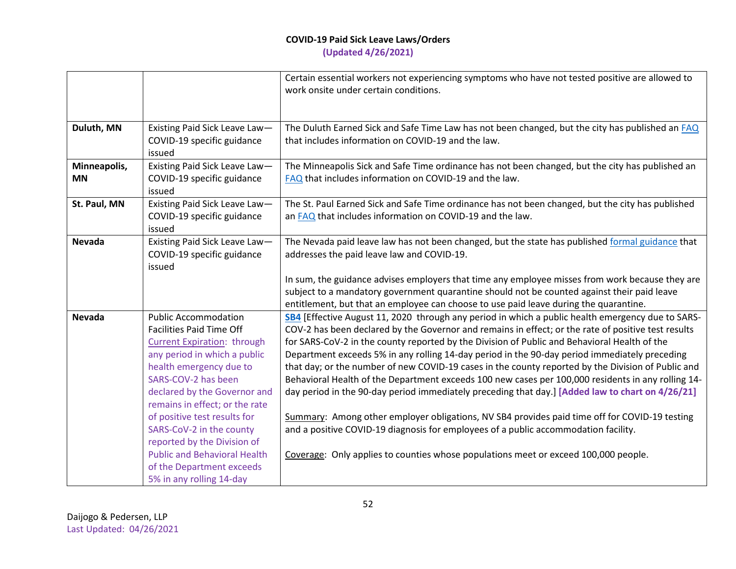| | | |
|---|---|---|
| | | Certain essential workers not experiencing symptoms who have not tested positive are allowed to work onsite under certain conditions. |
| **Duluth, MN** | Existing Paid Sick Leave Law—COVID-19 specific guidance issued | The Duluth Earned Sick and Safe Time Law has not been changed, but the city has published an FAQ that includes information on COVID-19 and the law. |
| **Minneapolis, MN** | Existing Paid Sick Leave Law—COVID-19 specific guidance issued | The Minneapolis Sick and Safe Time ordinance has not been changed, but the city has published an FAQ that includes information on COVID-19 and the law. |
| **St. Paul, MN** | Existing Paid Sick Leave Law—COVID-19 specific guidance issued | The St. Paul Earned Sick and Safe Time ordinance has not been changed, but the city has published an FAQ that includes information on COVID-19 and the law. |
| **Nevada** | Existing Paid Sick Leave Law—COVID-19 specific guidance issued | The Nevada paid leave law has not been changed, but the state has published formal guidance that addresses the paid leave law and COVID-19.<br><br>In sum, the guidance advises employers that time any employee misses from work because they are subject to a mandatory government quarantine should not be counted against their paid leave entitlement, but that an employee can choose to use paid leave during the quarantine. |
| **Nevada** | Public Accommodation Facilities Paid Time Off<br>Current Expiration: through any period in which a public health emergency due to SARS-COV-2 has been declared by the Governor and remains in effect; or the rate of positive test results for SARS-CoV-2 in the county reported by the Division of Public and Behavioral Health of the Department exceeds 5% in any rolling 14-day | **SB4** [Effective August 11, 2020 through any period in which a public health emergency due to SARS-COV-2 has been declared by the Governor and remains in effect; or the rate of positive test results for SARS-CoV-2 in the county reported by the Division of Public and Behavioral Health of the Department exceeds 5% in any rolling 14-day period in the 90-day period immediately preceding that day; or the number of new COVID-19 cases in the county reported by the Division of Public and Behavioral Health of the Department exceeds 100 new cases per 100,000 residents in any rolling 14-day period in the 90-day period immediately preceding that day.] **[Added law to chart on 4/26/21]**<br><br>Summary: Among other employer obligations, NV SB4 provides paid time off for COVID-19 testing and a positive COVID-19 diagnosis for employees of a public accommodation facility.<br><br>Coverage: Only applies to counties whose populations meet or exceed 100,000 people. |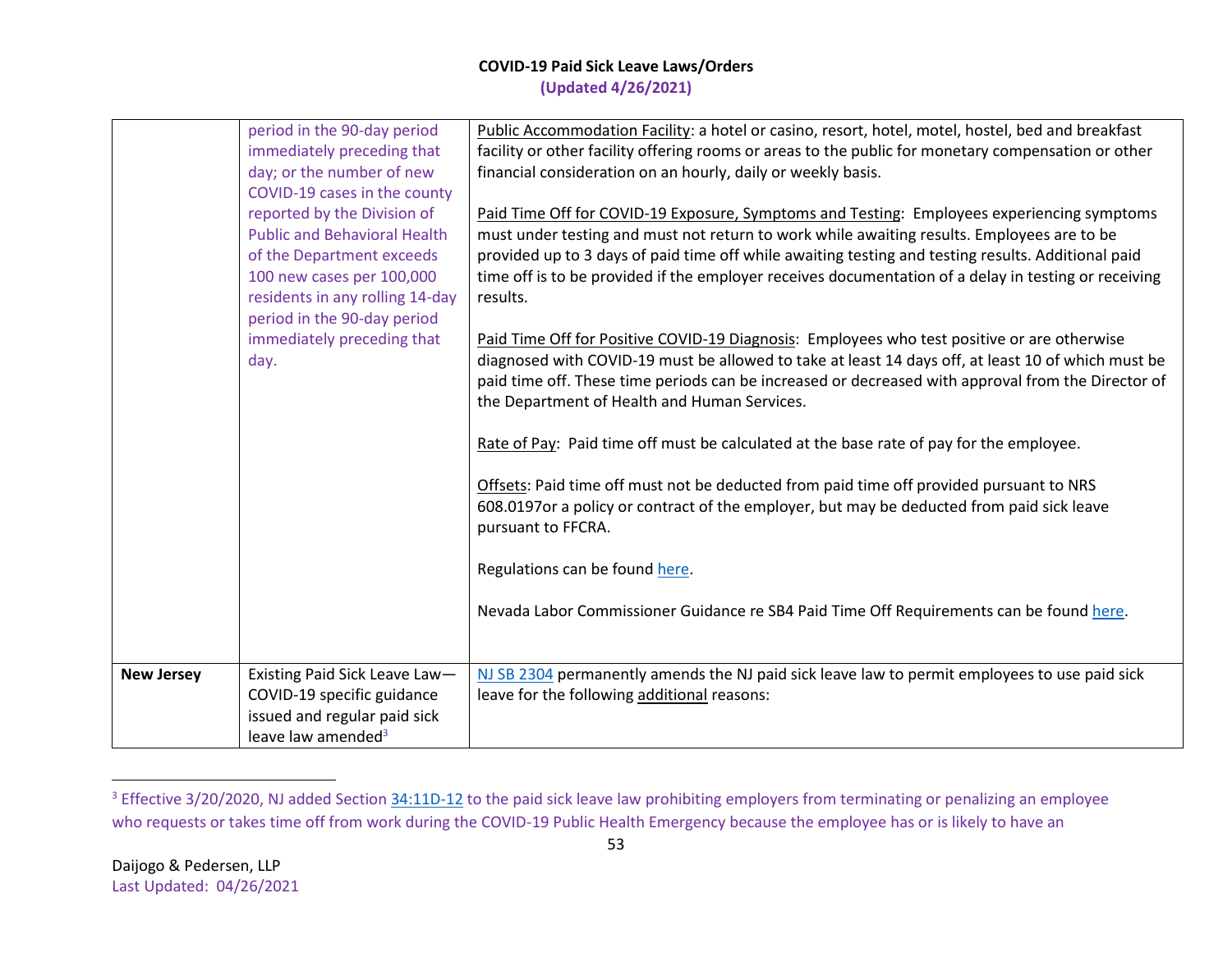| | | |
|---|---|---|
| | period in the 90-day period immediately preceding that day; or the number of new COVID-19 cases in the county reported by the Division of Public and Behavioral Health of the Department exceeds 100 new cases per 100,000 residents in any rolling 14-day period in the 90-day period immediately preceding that day. | Public Accommodation Facility: a hotel or casino, resort, hotel, motel, hostel, bed and breakfast facility or other facility offering rooms or areas to the public for monetary compensation or other financial consideration on an hourly, daily or weekly basis.<br><br>Paid Time Off for COVID-19 Exposure, Symptoms and Testing: Employees experiencing symptoms must under testing and must not return to work while awaiting results. Employees are to be provided up to 3 days of paid time off while awaiting testing and testing results. Additional paid time off is to be provided if the employer receives documentation of a delay in testing or receiving results.<br><br>Paid Time Off for Positive COVID-19 Diagnosis: Employees who test positive or are otherwise diagnosed with COVID-19 must be allowed to take at least 14 days off, at least 10 of which must be paid time off. These time periods can be increased or decreased with approval from the Director of the Department of Health and Human Services.<br><br>Rate of Pay: Paid time off must be calculated at the base rate of pay for the employee.<br><br>Offsets: Paid time off must not be deducted from paid time off provided pursuant to NRS 608.0197or a policy or contract of the employer, but may be deducted from paid sick leave pursuant to FFCRA.<br><br>Regulations can be found here.<br><br>Nevada Labor Commissioner Guidance re SB4 Paid Time Off Requirements can be found here. |
| **New Jersey** | Existing Paid Sick Leave Law—COVID-19 specific guidance issued and regular paid sick leave law amended[3] | NJ SB 2304 permanently amends the NJ paid sick leave law to permit employees to use paid sick leave for the following additional reasons: |

[3] Effective 3/20/2020, NJ added Section 34:11D-12 to the paid sick leave law prohibiting employers from terminating or penalizing an employee who requests or takes time off from work during the COVID-19 Public Health Emergency because the employee has or is likely to have an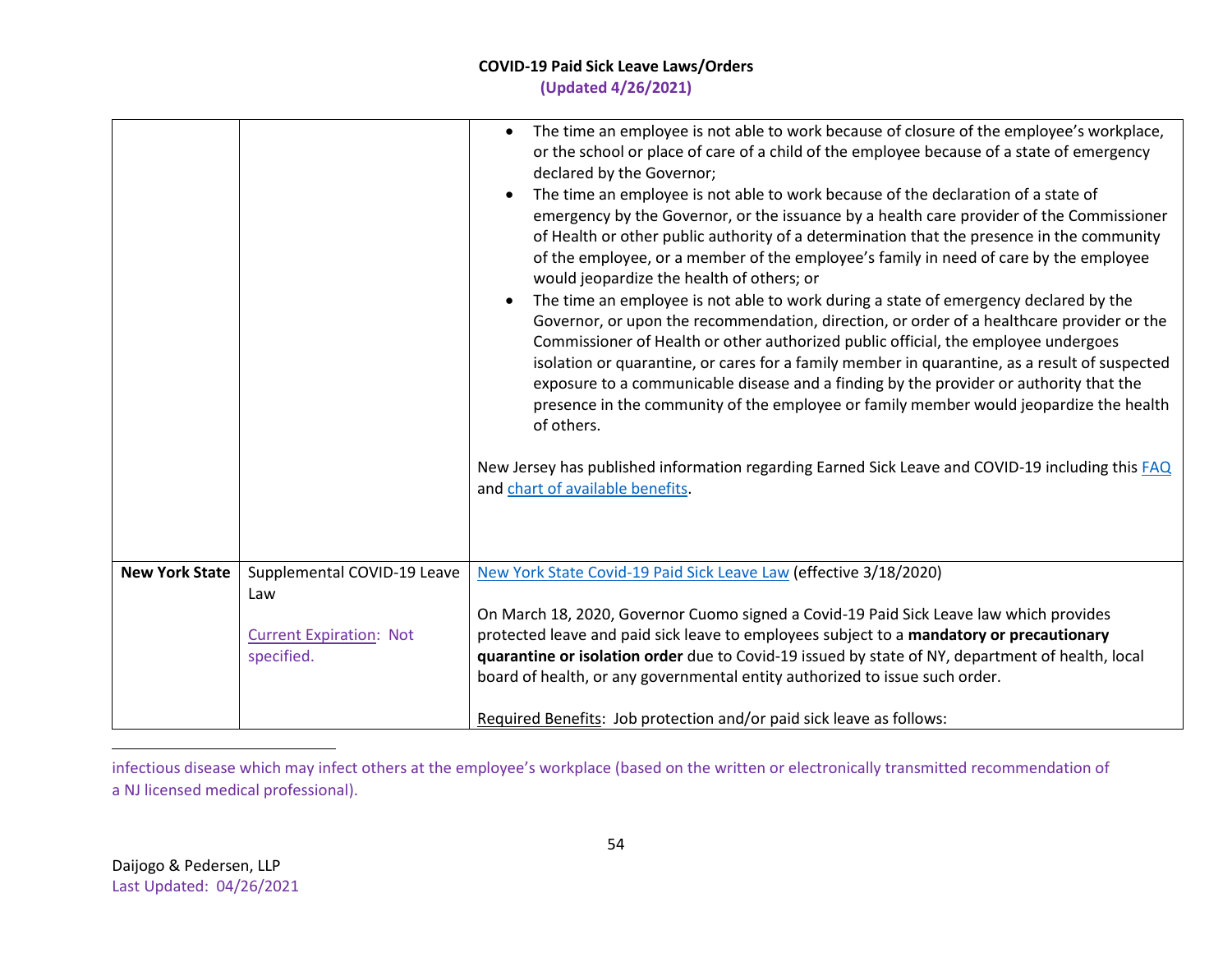| | | |
|---|---|---|
| | | • The time an employee is not able to work because of closure of the employee's workplace, or the school or place of care of a child of the employee because of a state of emergency declared by the Governor;<br>• The time an employee is not able to work because of the declaration of a state of emergency by the Governor, or the issuance by a health care provider of the Commissioner of Health or other public authority of a determination that the presence in the community of the employee, or a member of the employee's family in need of care by the employee would jeopardize the health of others; or<br>• The time an employee is not able to work during a state of emergency declared by the Governor, or upon the recommendation, direction, or order of a healthcare provider or the Commissioner of Health or other authorized public official, the employee undergoes isolation or quarantine, or cares for a family member in quarantine, as a result of suspected exposure to a communicable disease and a finding by the provider or authority that the presence in the community of the employee or family member would jeopardize the health of others.<br><br>New Jersey has published information regarding Earned Sick Leave and COVID-19 including this FAQ and chart of available benefits. |
| **New York State** | Supplemental COVID-19 Leave Law<br><br>Current Expiration: Not specified. | New York State Covid-19 Paid Sick Leave Law (effective 3/18/2020)<br><br>On March 18, 2020, Governor Cuomo signed a Covid-19 Paid Sick Leave law which provides protected leave and paid sick leave to employees subject to a **mandatory or precautionary quarantine or isolation order** due to Covid-19 issued by state of NY, department of health, local board of health, or any governmental entity authorized to issue such order.<br><br>Required Benefits: Job protection and/or paid sick leave as follows: |

infectious disease which may infect others at the employee's workplace (based on the written or electronically transmitted recommendation of a NJ licensed medical professional).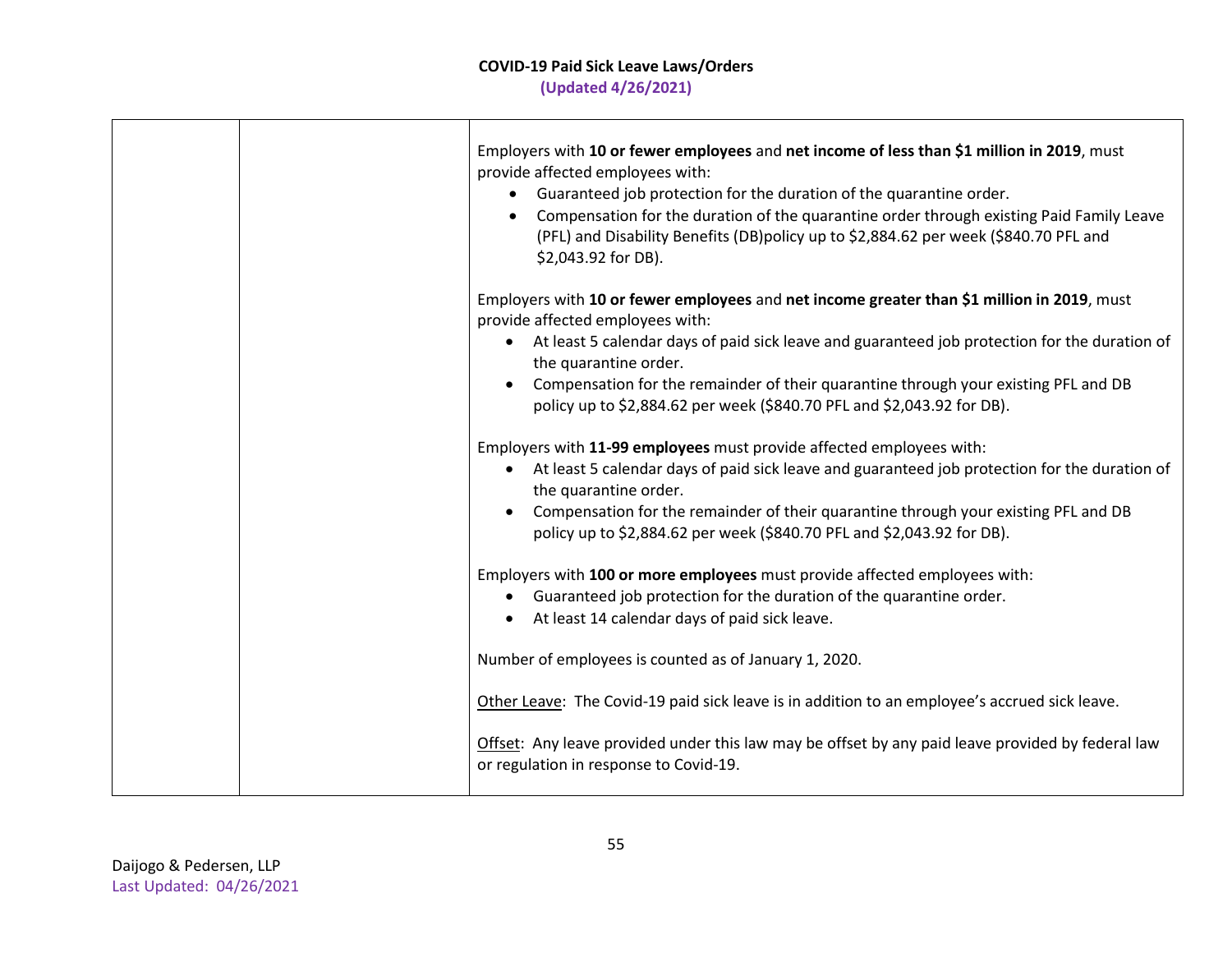| | | |
|---|---|---|
| | | Employers with **10 or fewer employees** and **net income of less than $1 million in 2019**, must provide affected employees with:<br>• Guaranteed job protection for the duration of the quarantine order.<br>• Compensation for the duration of the quarantine order through existing Paid Family Leave (PFL) and Disability Benefits (DB)policy up to $2,884.62 per week ($840.70 PFL and $2,043.92 for DB).<br><br>Employers with **10 or fewer employees** and **net income greater than $1 million in 2019**, must provide affected employees with:<br>• At least 5 calendar days of paid sick leave and guaranteed job protection for the duration of the quarantine order.<br>• Compensation for the remainder of their quarantine through your existing PFL and DB policy up to $2,884.62 per week ($840.70 PFL and $2,043.92 for DB).<br><br>Employers with **11-99 employees** must provide affected employees with:<br>• At least 5 calendar days of paid sick leave and guaranteed job protection for the duration of the quarantine order.<br>• Compensation for the remainder of their quarantine through your existing PFL and DB policy up to $2,884.62 per week ($840.70 PFL and $2,043.92 for DB).<br><br>Employers with **100 or more employees** must provide affected employees with:<br>• Guaranteed job protection for the duration of the quarantine order.<br>• At least 14 calendar days of paid sick leave.<br><br>Number of employees is counted as of January 1, 2020.<br><br>Other Leave: The Covid-19 paid sick leave is in addition to an employee's accrued sick leave.<br><br>Offset: Any leave provided under this law may be offset by any paid leave provided by federal law or regulation in response to Covid-19. |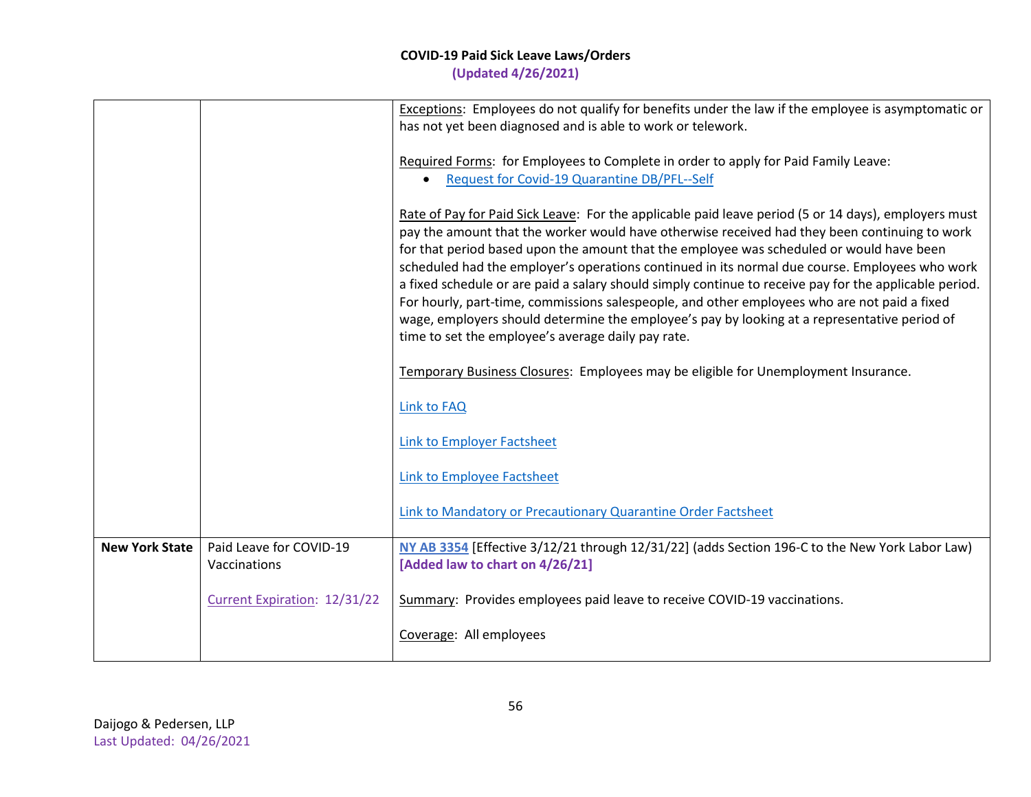# COVID-19 Paid Sick Leave Laws/Orders

**(Updated 4/26/2021)**

| | | |
|---|---|---|
| | | Exceptions: Employees do not qualify for benefits under the law if the employee is asymptomatic or has not yet been diagnosed and is able to work or telework.<br><br>Required Forms: for Employees to Complete in order to apply for Paid Family Leave:<br>• Request for Covid-19 Quarantine DB/PFL--Self<br><br>Rate of Pay for Paid Sick Leave: For the applicable paid leave period (5 or 14 days), employers must pay the amount that the worker would have otherwise received had they been continuing to work for that period based upon the amount that the employee was scheduled or would have been scheduled had the employer's operations continued in its normal due course. Employees who work a fixed schedule or are paid a salary should simply continue to receive pay for the applicable period. For hourly, part-time, commissions salespeople, and other employees who are not paid a fixed wage, employers should determine the employee's pay by looking at a representative period of time to set the employee's average daily pay rate.<br><br>Temporary Business Closures: Employees may be eligible for Unemployment Insurance.<br><br>Link to FAQ<br><br>Link to Employer Factsheet<br><br>Link to Employee Factsheet<br><br>Link to Mandatory or Precautionary Quarantine Order Factsheet |
| **New York State** | Paid Leave for COVID-19 Vaccinations<br><br>Current Expiration: 12/31/22 | **NY AB 3354** [Effective 3/12/21 through 12/31/22] (adds Section 196-C to the New York Labor Law) **[Added law to chart on 4/26/21]**<br><br>Summary: Provides employees paid leave to receive COVID-19 vaccinations.<br><br>Coverage: All employees |

Daijogo & Pedersen, LLP
Last Updated: 04/26/2021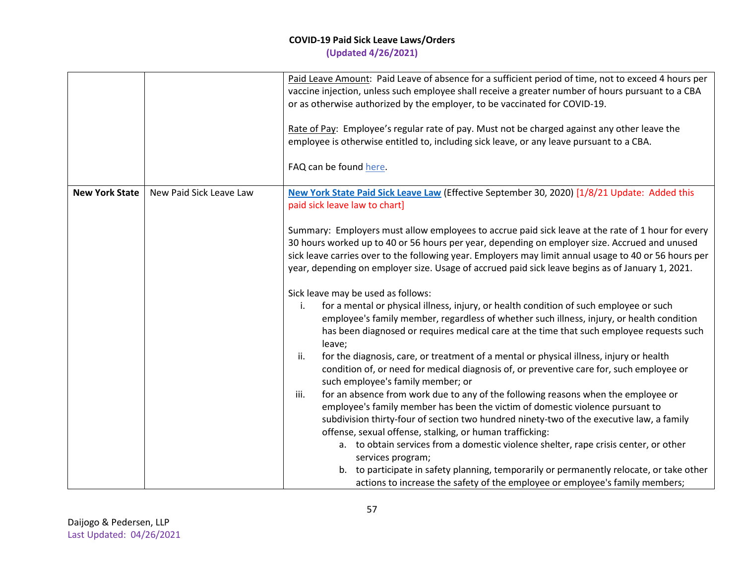| | | |
|---|---|---|
| | | Paid Leave Amount: Paid Leave of absence for a sufficient period of time, not to exceed 4 hours per vaccine injection, unless such employee shall receive a greater number of hours pursuant to a CBA or as otherwise authorized by the employer, to be vaccinated for COVID-19.<br><br>Rate of Pay: Employee's regular rate of pay. Must not be charged against any other leave the employee is otherwise entitled to, including sick leave, or any leave pursuant to a CBA.<br><br>FAQ can be found here. |
| **New York State** | New Paid Sick Leave Law | **New York State Paid Sick Leave Law** (Effective September 30, 2020) [1/8/21 Update: Added this paid sick leave law to chart]<br><br>Summary: Employers must allow employees to accrue paid sick leave at the rate of 1 hour for every 30 hours worked up to 40 or 56 hours per year, depending on employer size. Accrued and unused sick leave carries over to the following year. Employers may limit annual usage to 40 or 56 hours per year, depending on employer size. Usage of accrued paid sick leave begins as of January 1, 2021.<br><br>Sick leave may be used as follows:<br>i. for a mental or physical illness, injury, or health condition of such employee or such employee's family member, regardless of whether such illness, injury, or health condition has been diagnosed or requires medical care at the time that such employee requests such leave;<br>ii. for the diagnosis, care, or treatment of a mental or physical illness, injury or health condition of, or need for medical diagnosis of, or preventive care for, such employee or such employee's family member; or<br>iii. for an absence from work due to any of the following reasons when the employee or employee's family member has been the victim of domestic violence pursuant to subdivision thirty-four of section two hundred ninety-two of the executive law, a family offense, sexual offense, stalking, or human trafficking:<br>a. to obtain services from a domestic violence shelter, rape crisis center, or other services program;<br>b. to participate in safety planning, temporarily or permanently relocate, or take other actions to increase the safety of the employee or employee's family members; |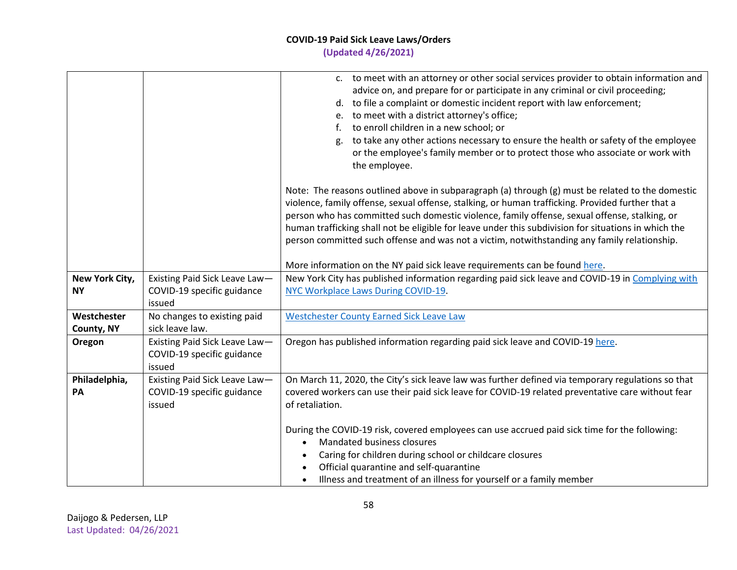| | | |
|---|---|---|
| | | c. to meet with an attorney or other social services provider to obtain information and advice on, and prepare for or participate in any criminal or civil proceeding;<br>d. to file a complaint or domestic incident report with law enforcement;<br>e. to meet with a district attorney's office;<br>f. to enroll children in a new school; or<br>g. to take any other actions necessary to ensure the health or safety of the employee or the employee's family member or to protect those who associate or work with the employee.<br><br>Note: The reasons outlined above in subparagraph (a) through (g) must be related to the domestic violence, family offense, sexual offense, stalking, or human trafficking. Provided further that a person who has committed such domestic violence, family offense, sexual offense, stalking, or human trafficking shall not be eligible for leave under this subdivision for situations in which the person committed such offense and was not a victim, notwithstanding any family relationship.<br><br>More information on the NY paid sick leave requirements can be found here. |
| **New York City, NY** | Existing Paid Sick Leave Law—COVID-19 specific guidance issued | New York City has published information regarding paid sick leave and COVID-19 in Complying with NYC Workplace Laws During COVID-19. |
| **Westchester County, NY** | No changes to existing paid sick leave law. | Westchester County Earned Sick Leave Law |
| **Oregon** | Existing Paid Sick Leave Law—COVID-19 specific guidance issued | Oregon has published information regarding paid sick leave and COVID-19 here. |
| **Philadelphia, PA** | Existing Paid Sick Leave Law—COVID-19 specific guidance issued | On March 11, 2020, the City's sick leave law was further defined via temporary regulations so that covered workers can use their paid sick leave for COVID-19 related preventative care without fear of retaliation.<br><br>During the COVID-19 risk, covered employees can use accrued paid sick time for the following:<br>• Mandated business closures<br>• Caring for children during school or childcare closures<br>• Official quarantine and self-quarantine<br>• Illness and treatment of an illness for yourself or a family member |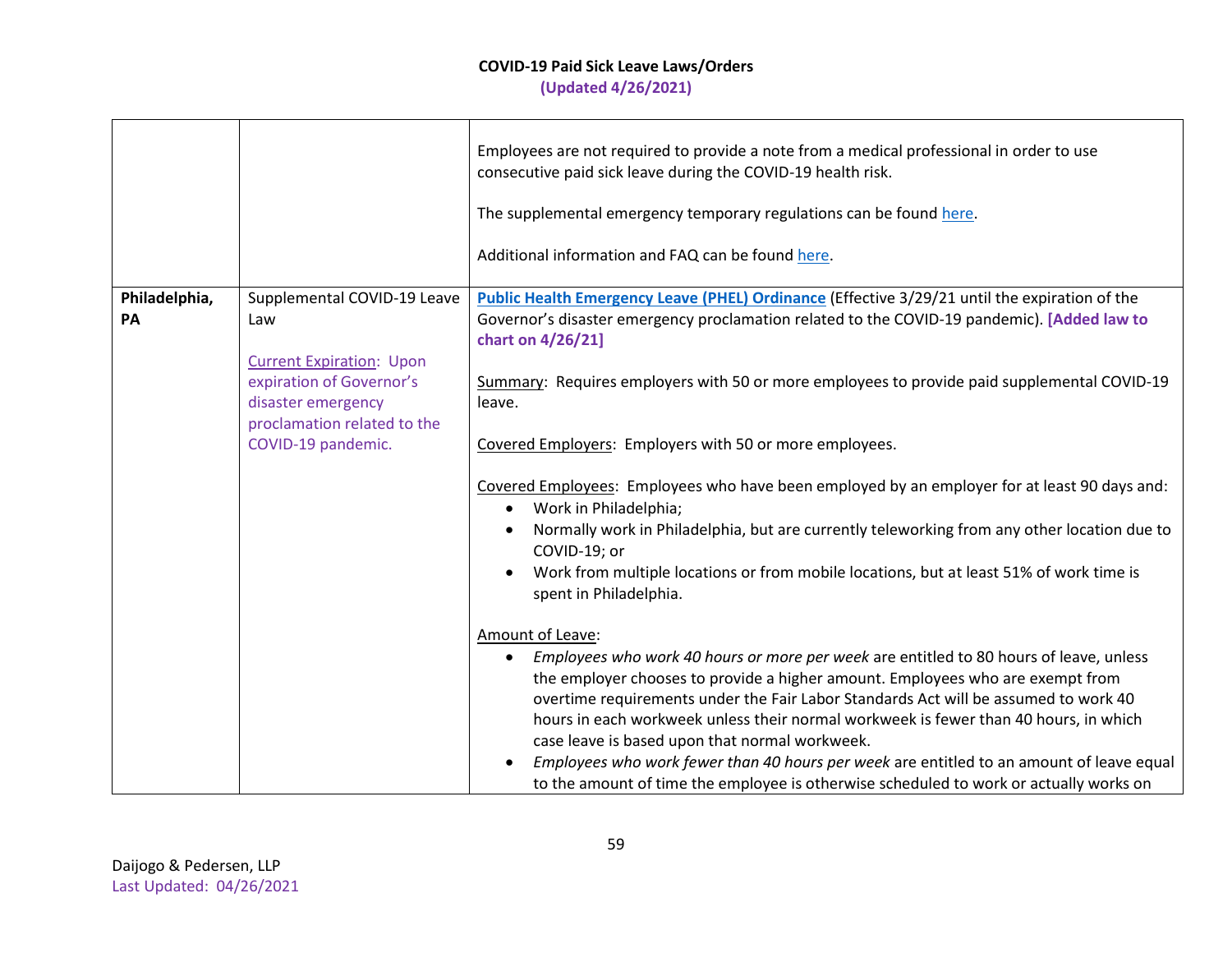| | | |
|---|---|---|
| | | Employees are not required to provide a note from a medical professional in order to use consecutive paid sick leave during the COVID-19 health risk.<br><br>The supplemental emergency temporary regulations can be found here.<br><br>Additional information and FAQ can be found here. |
| **Philadelphia, PA** | Supplemental COVID-19 Leave Law<br><br>Current Expiration: Upon expiration of Governor's disaster emergency proclamation related to the COVID-19 pandemic. | **Public Health Emergency Leave (PHEL) Ordinance** (Effective 3/29/21 until the expiration of the Governor's disaster emergency proclamation related to the COVID-19 pandemic). **[Added law to chart on 4/26/21]**<br><br>Summary: Requires employers with 50 or more employees to provide paid supplemental COVID-19 leave.<br><br>Covered Employers: Employers with 50 or more employees.<br><br>Covered Employees: Employees who have been employed by an employer for at least 90 days and:<br>• Work in Philadelphia;<br>• Normally work in Philadelphia, but are currently teleworking from any other location due to COVID-19; or<br>• Work from multiple locations or from mobile locations, but at least 51% of work time is spent in Philadelphia.<br><br>Amount of Leave:<br>• *Employees who work 40 hours or more per week* are entitled to 80 hours of leave, unless the employer chooses to provide a higher amount. Employees who are exempt from overtime requirements under the Fair Labor Standards Act will be assumed to work 40 hours in each workweek unless their normal workweek is fewer than 40 hours, in which case leave is based upon that normal workweek.<br>• *Employees who work fewer than 40 hours per week* are entitled to an amount of leave equal to the amount of time the employee is otherwise scheduled to work or actually works on |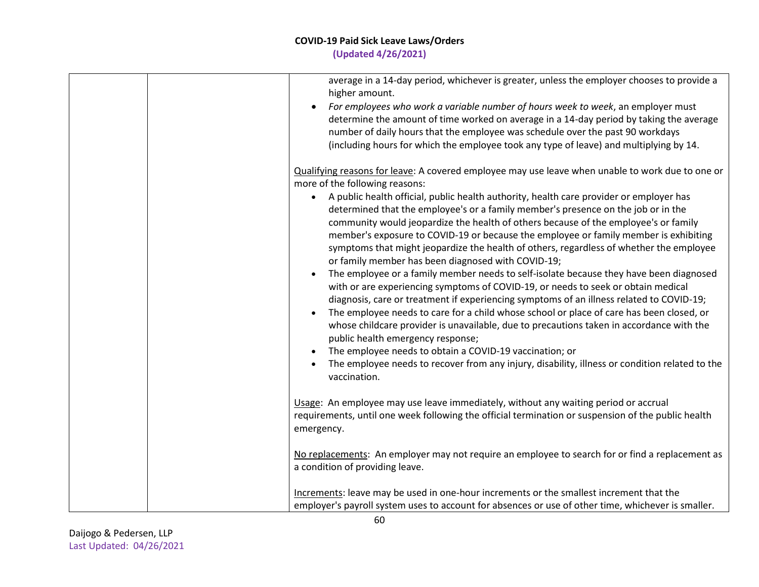| | | average in a 14-day period, whichever is greater, unless the employer chooses to provide a higher amount.<br>• *For employees who work a variable number of hours week to week*, an employer must determine the amount of time worked on average in a 14-day period by taking the average number of daily hours that the employee was schedule over the past 90 workdays (including hours for which the employee took any type of leave) and multiplying by 14.<br><br><u>Qualifying reasons for leave</u>: A covered employee may use leave when unable to work due to one or more of the following reasons:<br>• A public health official, public health authority, health care provider or employer has determined that the employee's or a family member's presence on the job or in the community would jeopardize the health of others because of the employee's or family member's exposure to COVID-19 or because the employee or family member is exhibiting symptoms that might jeopardize the health of others, regardless of whether the employee or family member has been diagnosed with COVID-19;<br>• The employee or a family member needs to self-isolate because they have been diagnosed with or are experiencing symptoms of COVID-19, or needs to seek or obtain medical diagnosis, care or treatment if experiencing symptoms of an illness related to COVID-19;<br>• The employee needs to care for a child whose school or place of care has been closed, or whose childcare provider is unavailable, due to precautions taken in accordance with the public health emergency response;<br>• The employee needs to obtain a COVID-19 vaccination; or<br>• The employee needs to recover from any injury, disability, illness or condition related to the vaccination.<br><br><u>Usage</u>: An employee may use leave immediately, without any waiting period or accrual requirements, until one week following the official termination or suspension of the public health emergency.<br><br><u>No replacements</u>: An employer may not require an employee to search for or find a replacement as a condition of providing leave.<br><br><u>Increments</u>: leave may be used in one-hour increments or the smallest increment that the employer's payroll system uses to account for absences or use of other time, whichever is smaller. |
|---|---|---|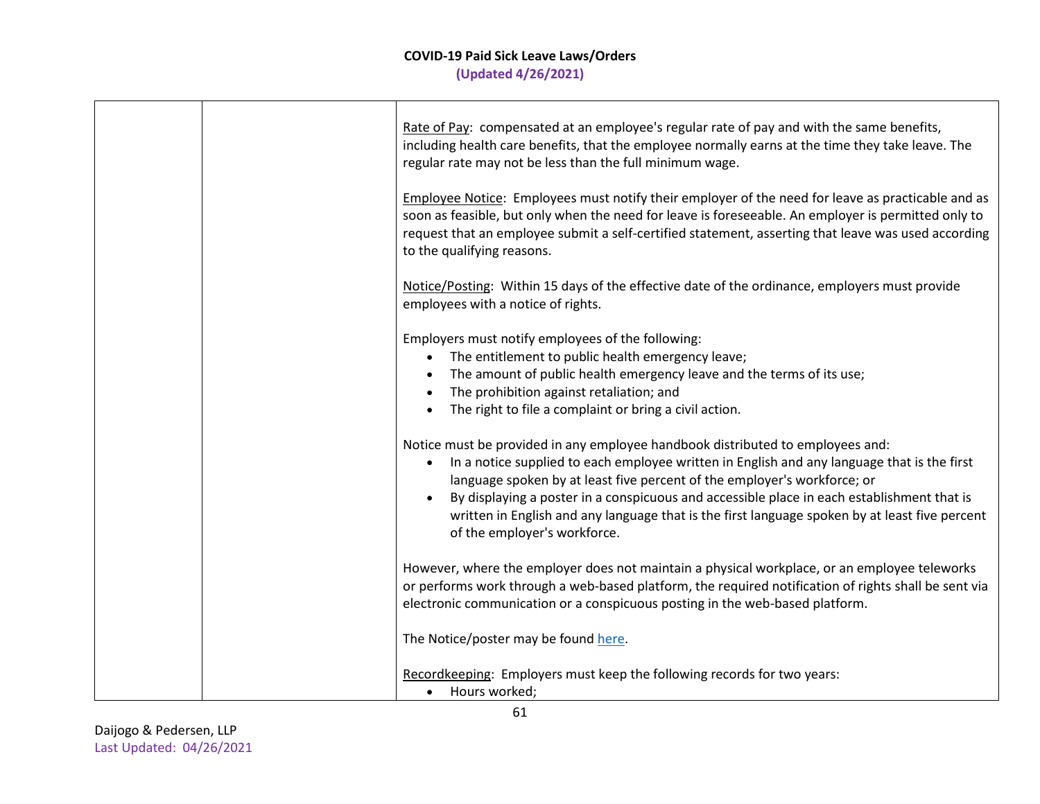| | | |
|---|---|---|
| | | Rate of Pay: compensated at an employee's regular rate of pay and with the same benefits, including health care benefits, that the employee normally earns at the time they take leave. The regular rate may not be less than the full minimum wage.<br><br>Employee Notice: Employees must notify their employer of the need for leave as practicable and as soon as feasible, but only when the need for leave is foreseeable. An employer is permitted only to request that an employee submit a self-certified statement, asserting that leave was used according to the qualifying reasons.<br><br>Notice/Posting: Within 15 days of the effective date of the ordinance, employers must provide employees with a notice of rights.<br><br>Employers must notify employees of the following:<br>• The entitlement to public health emergency leave;<br>• The amount of public health emergency leave and the terms of its use;<br>• The prohibition against retaliation; and<br>• The right to file a complaint or bring a civil action.<br><br>Notice must be provided in any employee handbook distributed to employees and:<br>• In a notice supplied to each employee written in English and any language that is the first language spoken by at least five percent of the employer's workforce; or<br>• By displaying a poster in a conspicuous and accessible place in each establishment that is written in English and any language that is the first language spoken by at least five percent of the employer's workforce.<br><br>However, where the employer does not maintain a physical workplace, or an employee teleworks or performs work through a web-based platform, the required notification of rights shall be sent via electronic communication or a conspicuous posting in the web-based platform.<br><br>The Notice/poster may be found here.<br><br>Recordkeeping: Employers must keep the following records for two years:<br>• Hours worked; |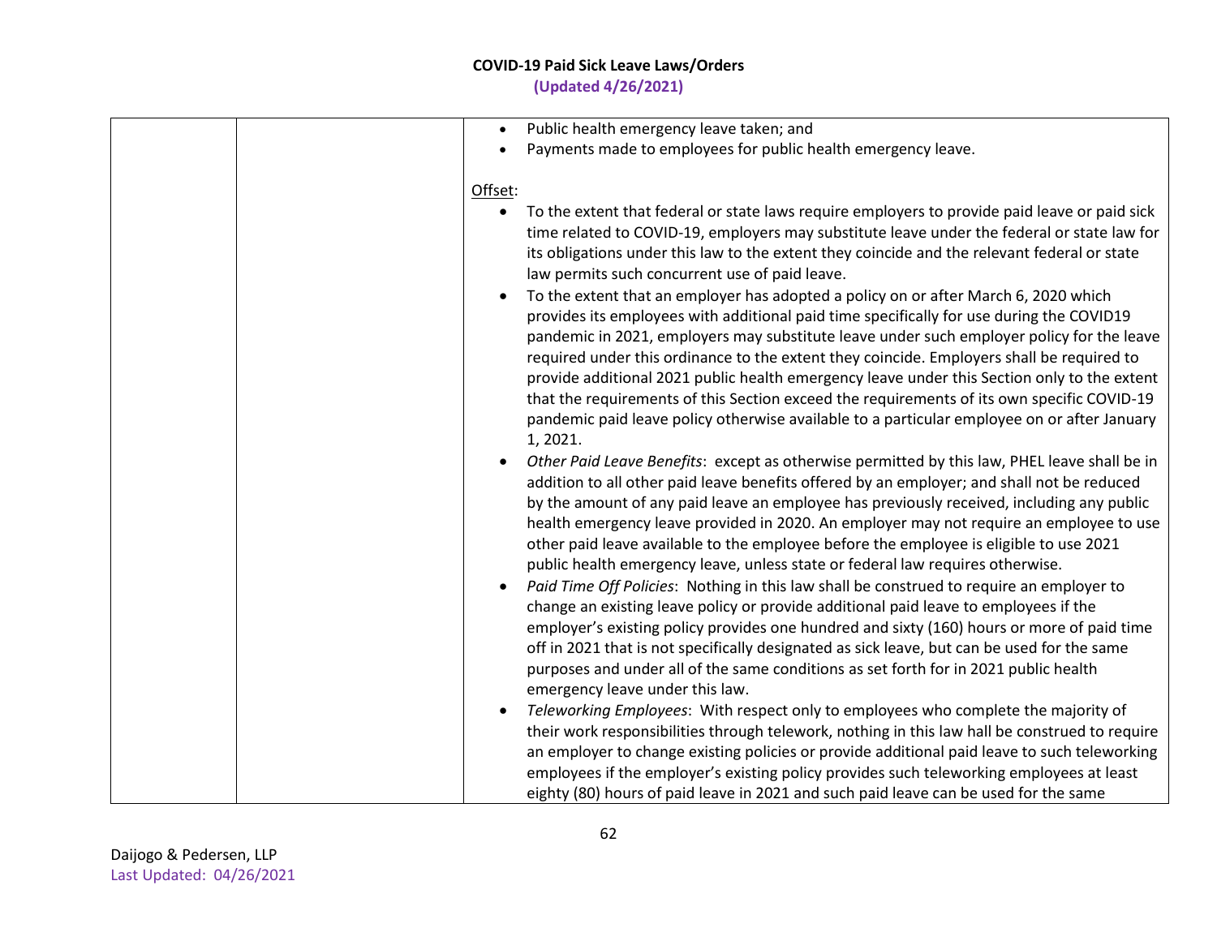| | | • Public health emergency leave taken; and<br>• Payments made to employees for public health emergency leave.<br><br><u>Offset</u>:<br>• To the extent that federal or state laws require employers to provide paid leave or paid sick time related to COVID-19, employers may substitute leave under the federal or state law for its obligations under this law to the extent they coincide and the relevant federal or state law permits such concurrent use of paid leave.<br>• To the extent that an employer has adopted a policy on or after March 6, 2020 which provides its employees with additional paid time specifically for use during the COVID19 pandemic in 2021, employers may substitute leave under such employer policy for the leave required under this ordinance to the extent they coincide. Employers shall be required to provide additional 2021 public health emergency leave under this Section only to the extent that the requirements of this Section exceed the requirements of its own specific COVID-19 pandemic paid leave policy otherwise available to a particular employee on or after January 1, 2021.<br>• *Other Paid Leave Benefits*: except as otherwise permitted by this law, PHEL leave shall be in addition to all other paid leave benefits offered by an employer; and shall not be reduced by the amount of any paid leave an employee has previously received, including any public health emergency leave provided in 2020. An employer may not require an employee to use other paid leave available to the employee before the employee is eligible to use 2021 public health emergency leave, unless state or federal law requires otherwise.<br>• *Paid Time Off Policies*: Nothing in this law shall be construed to require an employer to change an existing leave policy or provide additional paid leave to employees if the employer's existing policy provides one hundred and sixty (160) hours or more of paid time off in 2021 that is not specifically designated as sick leave, but can be used for the same purposes and under all of the same conditions as set forth for in 2021 public health emergency leave under this law.<br>• *Teleworking Employees*: With respect only to employees who complete the majority of their work responsibilities through telework, nothing in this law hall be construed to require an employer to change existing policies or provide additional paid leave to such teleworking employees if the employer's existing policy provides such teleworking employees at least eighty (80) hours of paid leave in 2021 and such paid leave can be used for the same |
|---|---|---|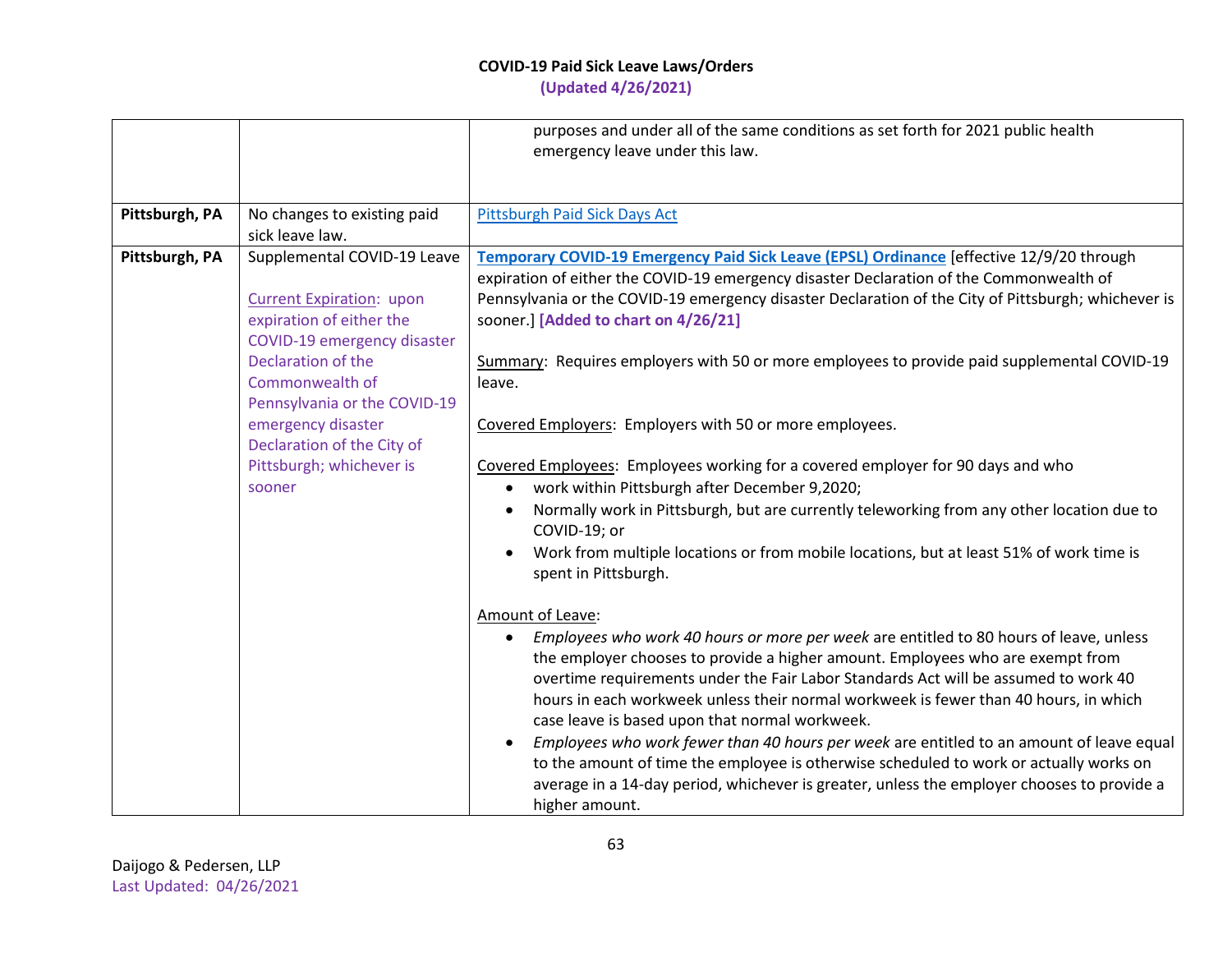| | | |
|---|---|---|
| | | purposes and under all of the same conditions as set forth for 2021 public health emergency leave under this law. |
| **Pittsburgh, PA** | No changes to existing paid sick leave law. | Pittsburgh Paid Sick Days Act |
| **Pittsburgh, PA** | Supplemental COVID-19 Leave<br><br>Current Expiration: upon expiration of either the COVID-19 emergency disaster Declaration of the Commonwealth of Pennsylvania or the COVID-19 emergency disaster Declaration of the City of Pittsburgh; whichever is sooner | **Temporary COVID-19 Emergency Paid Sick Leave (EPSL) Ordinance** [effective 12/9/20 through expiration of either the COVID-19 emergency disaster Declaration of the Commonwealth of Pennsylvania or the COVID-19 emergency disaster Declaration of the City of Pittsburgh; whichever is sooner.] **[Added to chart on 4/26/21]**<br><br>Summary: Requires employers with 50 or more employees to provide paid supplemental COVID-19 leave.<br><br>Covered Employers: Employers with 50 or more employees.<br><br>Covered Employees: Employees working for a covered employer for 90 days and who<br>• work within Pittsburgh after December 9,2020;<br>• Normally work in Pittsburgh, but are currently teleworking from any other location due to COVID-19; or<br>• Work from multiple locations or from mobile locations, but at least 51% of work time is spent in Pittsburgh.<br><br>Amount of Leave:<br>• *Employees who work 40 hours or more per week* are entitled to 80 hours of leave, unless the employer chooses to provide a higher amount. Employees who are exempt from overtime requirements under the Fair Labor Standards Act will be assumed to work 40 hours in each workweek unless their normal workweek is fewer than 40 hours, in which case leave is based upon that normal workweek.<br>• *Employees who work fewer than 40 hours per week* are entitled to an amount of leave equal to the amount of time the employee is otherwise scheduled to work or actually works on average in a 14-day period, whichever is greater, unless the employer chooses to provide a higher amount. |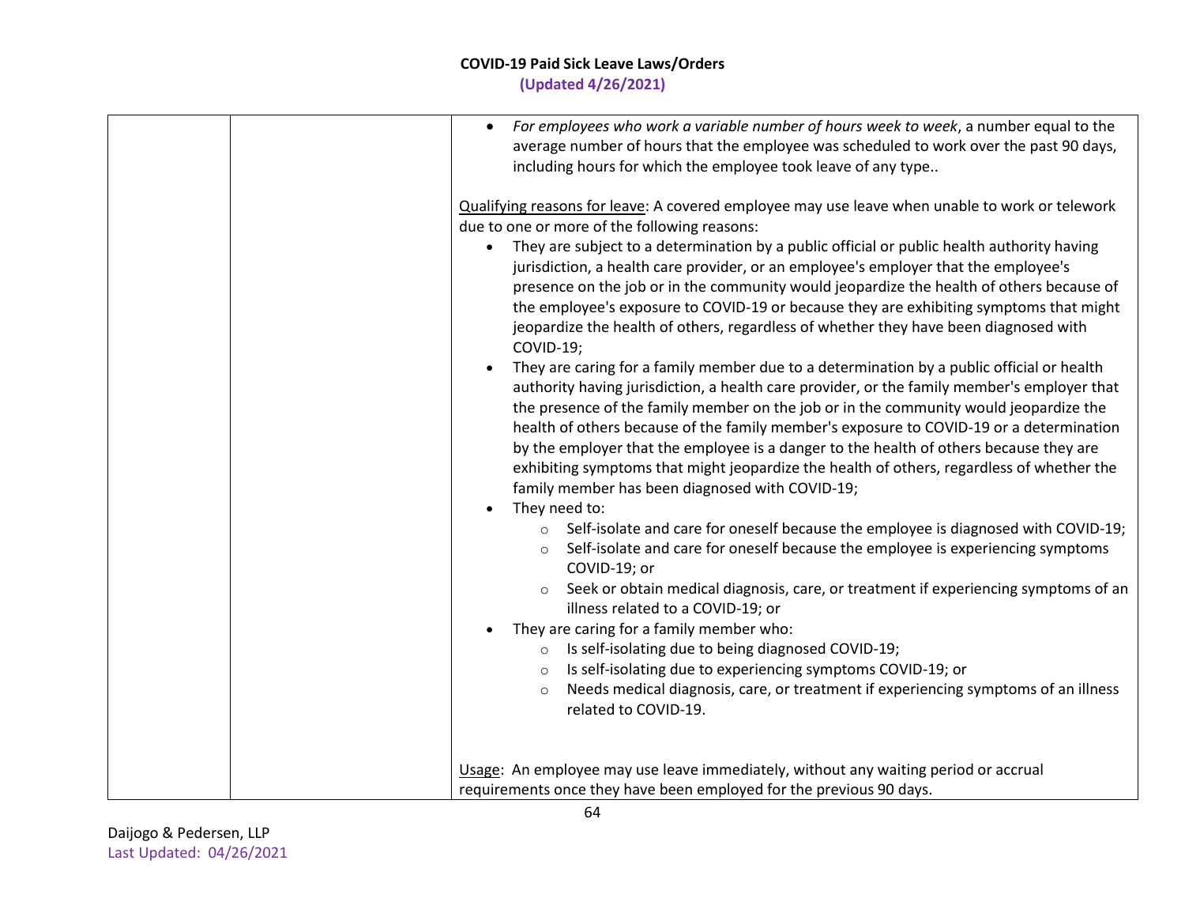| | | • *For employees who work a variable number of hours week to week*, a number equal to the average number of hours that the employee was scheduled to work over the past 90 days, including hours for which the employee took leave of any type..<br><br><u>Qualifying reasons for leave</u>: A covered employee may use leave when unable to work or telework due to one or more of the following reasons:<br>• They are subject to a determination by a public official or public health authority having jurisdiction, a health care provider, or an employee's employer that the employee's presence on the job or in the community would jeopardize the health of others because of the employee's exposure to COVID-19 or because they are exhibiting symptoms that might jeopardize the health of others, regardless of whether they have been diagnosed with COVID-19;<br>• They are caring for a family member due to a determination by a public official or health authority having jurisdiction, a health care provider, or the family member's employer that the presence of the family member on the job or in the community would jeopardize the health of others because of the family member's exposure to COVID-19 or a determination by the employer that the employee is a danger to the health of others because they are exhibiting symptoms that might jeopardize the health of others, regardless of whether the family member has been diagnosed with COVID-19;<br>• They need to:<br>  ○ Self-isolate and care for oneself because the employee is diagnosed with COVID-19;<br>  ○ Self-isolate and care for oneself because the employee is experiencing symptoms COVID-19; or<br>  ○ Seek or obtain medical diagnosis, care, or treatment if experiencing symptoms of an illness related to a COVID-19; or<br>• They are caring for a family member who:<br>  ○ Is self-isolating due to being diagnosed COVID-19;<br>  ○ Is self-isolating due to experiencing symptoms COVID-19; or<br>  ○ Needs medical diagnosis, care, or treatment if experiencing symptoms of an illness related to COVID-19.<br><br><u>Usage</u>: An employee may use leave immediately, without any waiting period or accrual requirements once they have been employed for the previous 90 days. |
|---|---|---|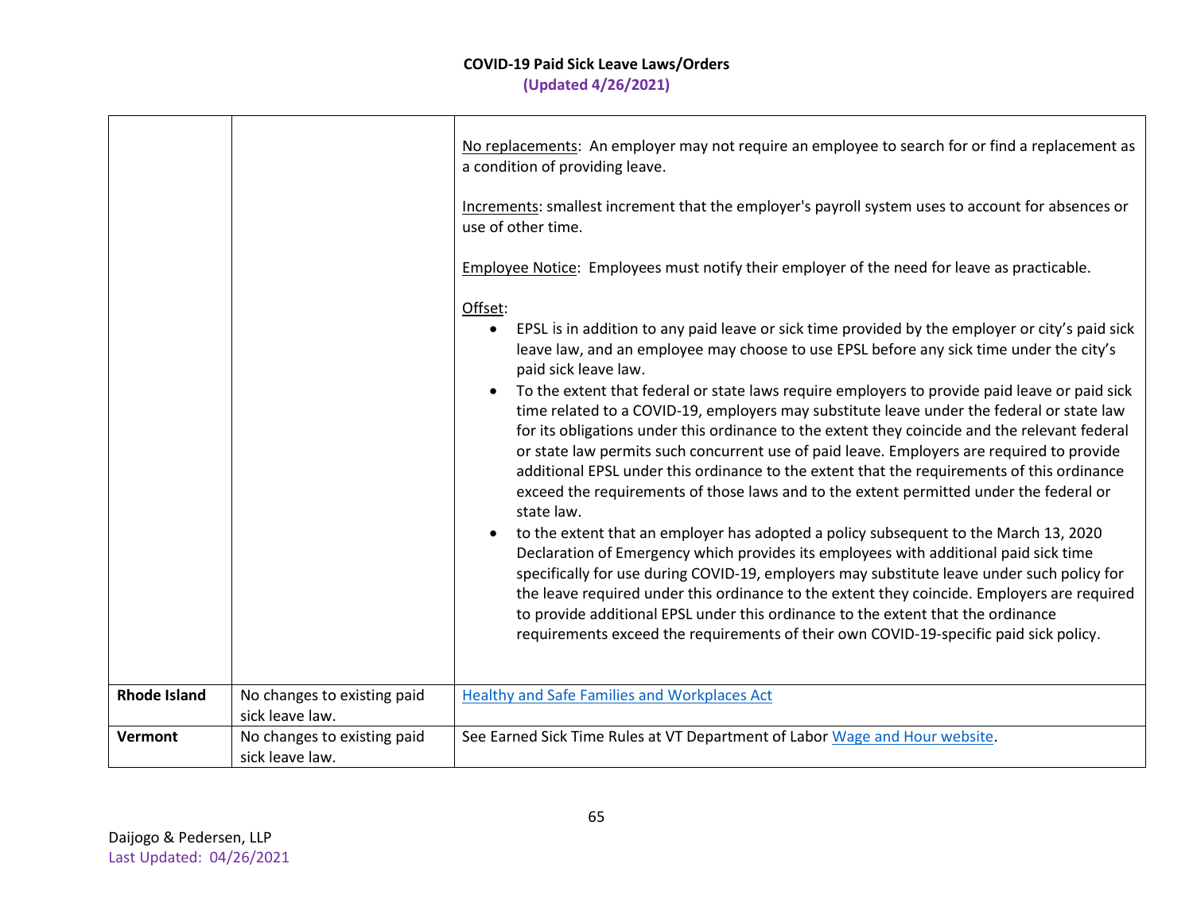| | | |
|---|---|---|
| | | No replacements: An employer may not require an employee to search for or find a replacement as a condition of providing leave.<br><br>Increments: smallest increment that the employer's payroll system uses to account for absences or use of other time.<br><br>Employee Notice: Employees must notify their employer of the need for leave as practicable.<br><br>Offset:<br>• EPSL is in addition to any paid leave or sick time provided by the employer or city's paid sick leave law, and an employee may choose to use EPSL before any sick time under the city's paid sick leave law.<br>• To the extent that federal or state laws require employers to provide paid leave or paid sick time related to a COVID-19, employers may substitute leave under the federal or state law for its obligations under this ordinance to the extent they coincide and the relevant federal or state law permits such concurrent use of paid leave. Employers are required to provide additional EPSL under this ordinance to the extent that the requirements of this ordinance exceed the requirements of those laws and to the extent permitted under the federal or state law.<br>• to the extent that an employer has adopted a policy subsequent to the March 13, 2020 Declaration of Emergency which provides its employees with additional paid sick time specifically for use during COVID-19, employers may substitute leave under such policy for the leave required under this ordinance to the extent they coincide. Employers are required to provide additional EPSL under this ordinance to the extent that the ordinance requirements exceed the requirements of their own COVID-19-specific paid sick policy. |
| **Rhode Island** | No changes to existing paid sick leave law. | Healthy and Safe Families and Workplaces Act |
| **Vermont** | No changes to existing paid sick leave law. | See Earned Sick Time Rules at VT Department of Labor Wage and Hour website. |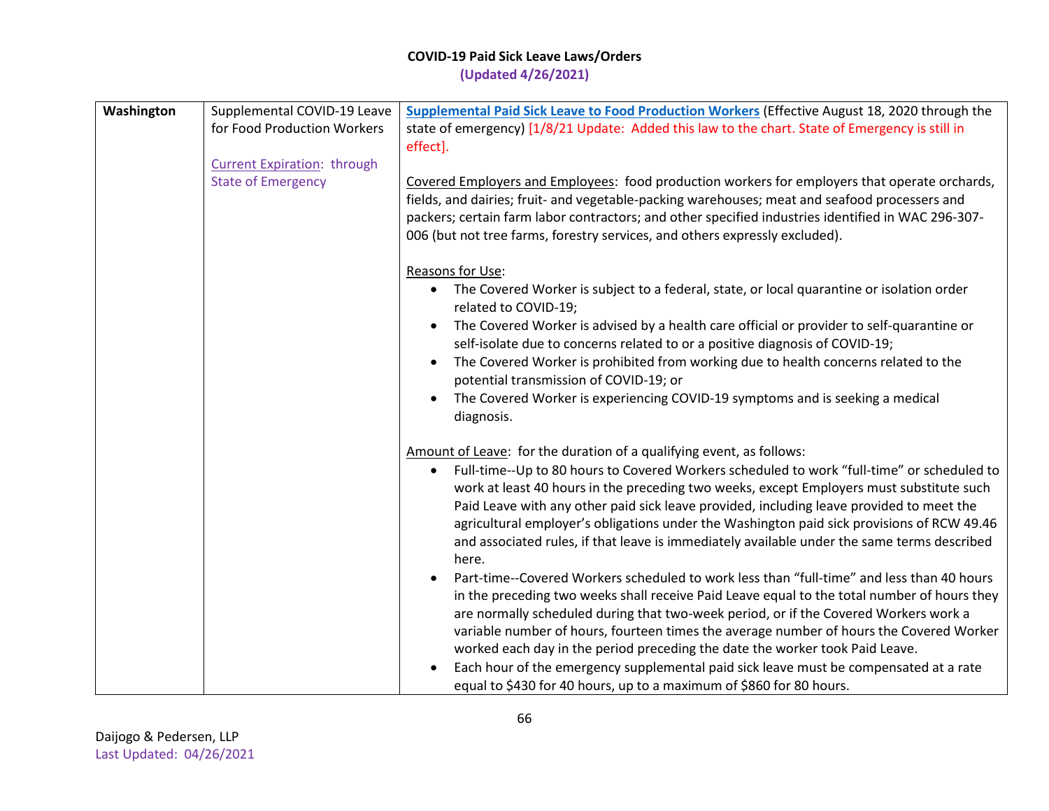## COVID-19 Paid Sick Leave Laws/Orders

**(Updated 4/26/2021)**

| | | |
|---|---|---|
| **Washington** | Supplemental COVID-19 Leave for Food Production Workers<br><br>Current Expiration: through State of Emergency | **Supplemental Paid Sick Leave to Food Production Workers** (Effective August 18, 2020 through the state of emergency) [1/8/21 Update: Added this law to the chart. State of Emergency is still in effect].<br><br>Covered Employers and Employees: food production workers for employers that operate orchards, fields, and dairies; fruit- and vegetable-packing warehouses; meat and seafood processers and packers; certain farm labor contractors; and other specified industries identified in WAC 296-307-006 (but not tree farms, forestry services, and others expressly excluded).<br><br>Reasons for Use:<br>• The Covered Worker is subject to a federal, state, or local quarantine or isolation order related to COVID-19;<br>• The Covered Worker is advised by a health care official or provider to self-quarantine or self-isolate due to concerns related to or a positive diagnosis of COVID-19;<br>• The Covered Worker is prohibited from working due to health concerns related to the potential transmission of COVID-19; or<br>• The Covered Worker is experiencing COVID-19 symptoms and is seeking a medical diagnosis.<br><br>Amount of Leave: for the duration of a qualifying event, as follows:<br>• Full-time--Up to 80 hours to Covered Workers scheduled to work "full-time" or scheduled to work at least 40 hours in the preceding two weeks, except Employers must substitute such Paid Leave with any other paid sick leave provided, including leave provided to meet the agricultural employer's obligations under the Washington paid sick provisions of RCW 49.46 and associated rules, if that leave is immediately available under the same terms described here.<br>• Part-time--Covered Workers scheduled to work less than "full-time" and less than 40 hours in the preceding two weeks shall receive Paid Leave equal to the total number of hours they are normally scheduled during that two-week period, or if the Covered Workers work a variable number of hours, fourteen times the average number of hours the Covered Worker worked each day in the period preceding the date the worker took Paid Leave.<br>• Each hour of the emergency supplemental paid sick leave must be compensated at a rate equal to $430 for 40 hours, up to a maximum of $860 for 80 hours. |

Daijogo & Pedersen, LLP
Last Updated: 04/26/2021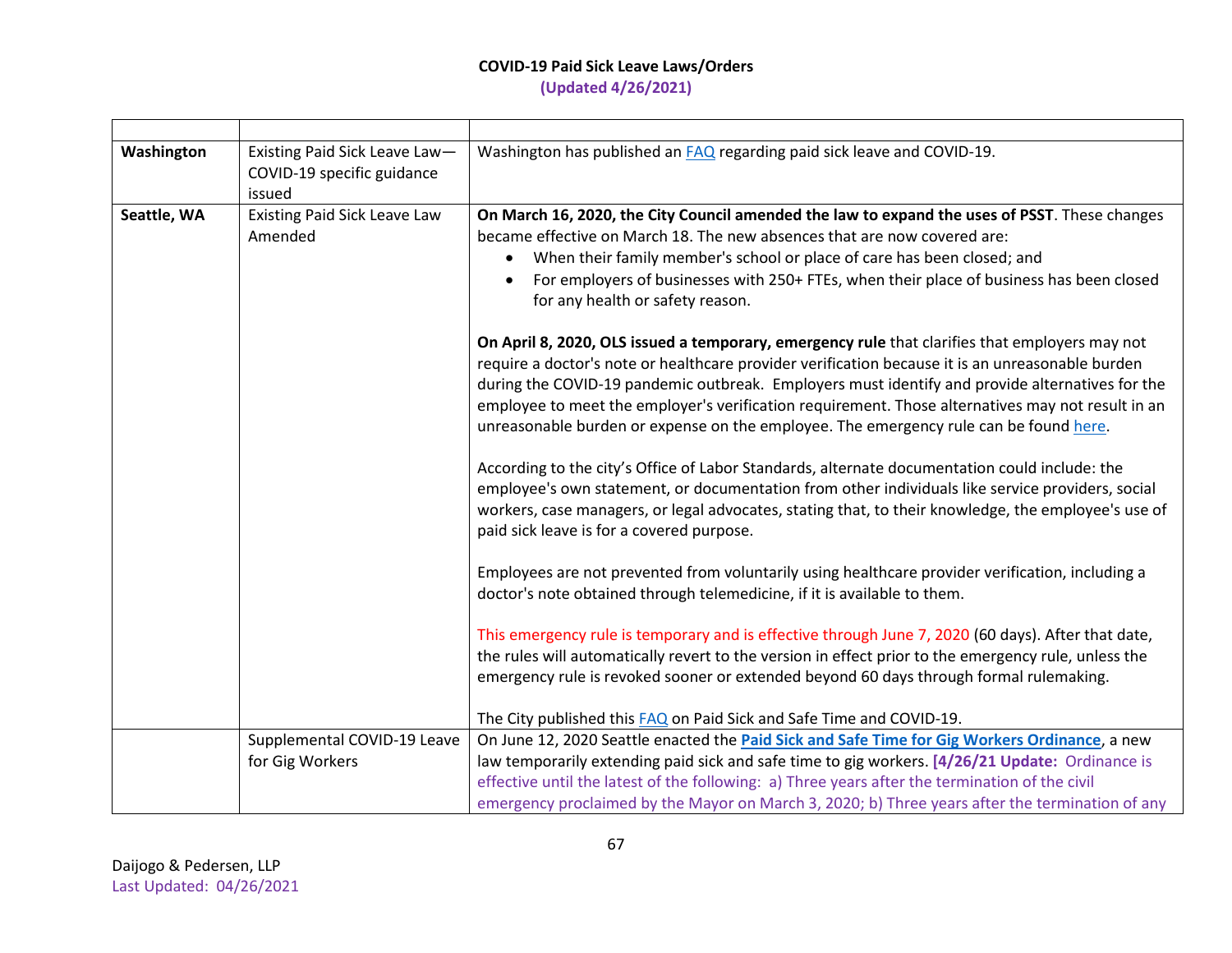**COVID-19 Paid Sick Leave Laws/Orders**
**(Updated 4/26/2021)**

| | | |
|---|---|---|
| **Washington** | Existing Paid Sick Leave Law—COVID-19 specific guidance issued | Washington has published an FAQ regarding paid sick leave and COVID-19. |
| **Seattle, WA** | Existing Paid Sick Leave Law Amended | **On March 16, 2020, the City Council amended the law to expand the uses of PSST**. These changes became effective on March 18. The new absences that are now covered are:<br>• When their family member's school or place of care has been closed; and<br>• For employers of businesses with 250+ FTEs, when their place of business has been closed for any health or safety reason.<br><br>**On April 8, 2020, OLS issued a temporary, emergency rule** that clarifies that employers may not require a doctor's note or healthcare provider verification because it is an unreasonable burden during the COVID-19 pandemic outbreak. Employers must identify and provide alternatives for the employee to meet the employer's verification requirement. Those alternatives may not result in an unreasonable burden or expense on the employee. The emergency rule can be found here.<br><br>According to the city's Office of Labor Standards, alternate documentation could include: the employee's own statement, or documentation from other individuals like service providers, social workers, case managers, or legal advocates, stating that, to their knowledge, the employee's use of paid sick leave is for a covered purpose.<br><br>Employees are not prevented from voluntarily using healthcare provider verification, including a doctor's note obtained through telemedicine, if it is available to them.<br><br>This emergency rule is temporary and is effective through June 7, 2020 (60 days). After that date, the rules will automatically revert to the version in effect prior to the emergency rule, unless the emergency rule is revoked sooner or extended beyond 60 days through formal rulemaking.<br><br>The City published this FAQ on Paid Sick and Safe Time and COVID-19. |
| | Supplemental COVID-19 Leave for Gig Workers | On June 12, 2020 Seattle enacted the **Paid Sick and Safe Time for Gig Workers Ordinance**, a new law temporarily extending paid sick and safe time to gig workers. **[4/26/21 Update:** Ordinance is effective until the latest of the following: a) Three years after the termination of the civil emergency proclaimed by the Mayor on March 3, 2020; b) Three years after the termination of any |

Daijogo & Pedersen, LLP
Last Updated: 04/26/2021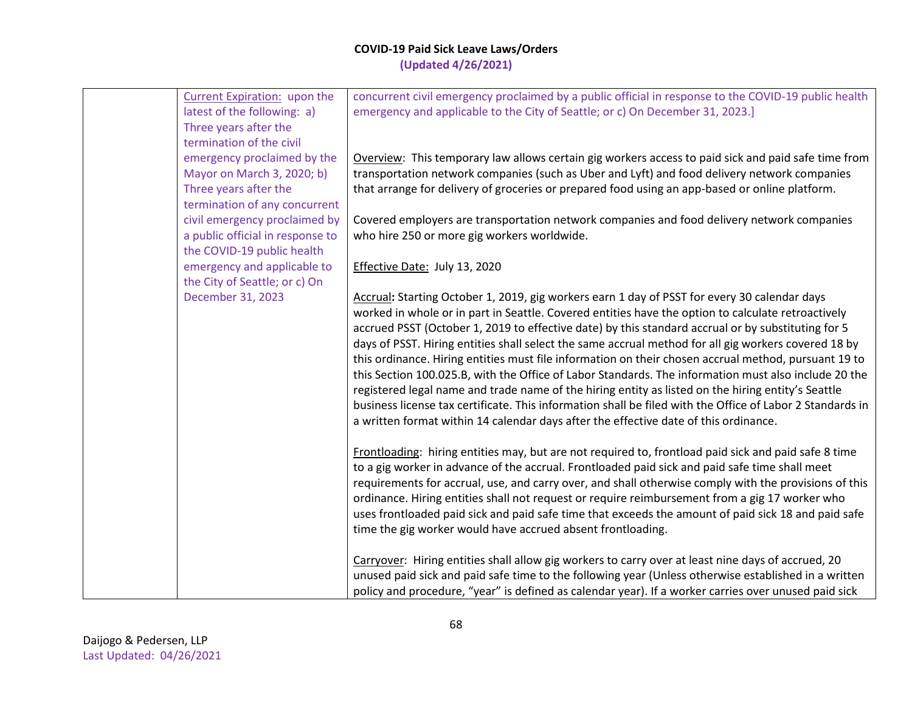| | | |
|---|---|---|
| | Current Expiration: upon the latest of the following: a) Three years after the termination of the civil emergency proclaimed by the Mayor on March 3, 2020; b) Three years after the termination of any concurrent civil emergency proclaimed by a public official in response to the COVID-19 public health emergency and applicable to the City of Seattle; or c) On December 31, 2023 | concurrent civil emergency proclaimed by a public official in response to the COVID-19 public health emergency and applicable to the City of Seattle; or c) On December 31, 2023.]<br><br>Overview: This temporary law allows certain gig workers access to paid sick and paid safe time from transportation network companies (such as Uber and Lyft) and food delivery network companies that arrange for delivery of groceries or prepared food using an app-based or online platform.<br><br>Covered employers are transportation network companies and food delivery network companies who hire 250 or more gig workers worldwide.<br><br>Effective Date: July 13, 2020<br><br>Accrual**:** Starting October 1, 2019, gig workers earn 1 day of PSST for every 30 calendar days worked in whole or in part in Seattle. Covered entities have the option to calculate retroactively accrued PSST (October 1, 2019 to effective date) by this standard accrual or by substituting for 5 days of PSST. Hiring entities shall select the same accrual method for all gig workers covered 18 by this ordinance. Hiring entities must file information on their chosen accrual method, pursuant 19 to this Section 100.025.B, with the Office of Labor Standards. The information must also include 20 the registered legal name and trade name of the hiring entity as listed on the hiring entity's Seattle business license tax certificate. This information shall be filed with the Office of Labor 2 Standards in a written format within 14 calendar days after the effective date of this ordinance.<br><br>Frontloading: hiring entities may, but are not required to, frontload paid sick and paid safe 8 time to a gig worker in advance of the accrual. Frontloaded paid sick and paid safe time shall meet requirements for accrual, use, and carry over, and shall otherwise comply with the provisions of this ordinance. Hiring entities shall not request or require reimbursement from a gig 17 worker who uses frontloaded paid sick and paid safe time that exceeds the amount of paid sick 18 and paid safe time the gig worker would have accrued absent frontloading.<br><br>Carryover: Hiring entities shall allow gig workers to carry over at least nine days of accrued, 20 unused paid sick and paid safe time to the following year (Unless otherwise established in a written policy and procedure, "year" is defined as calendar year). If a worker carries over unused paid sick |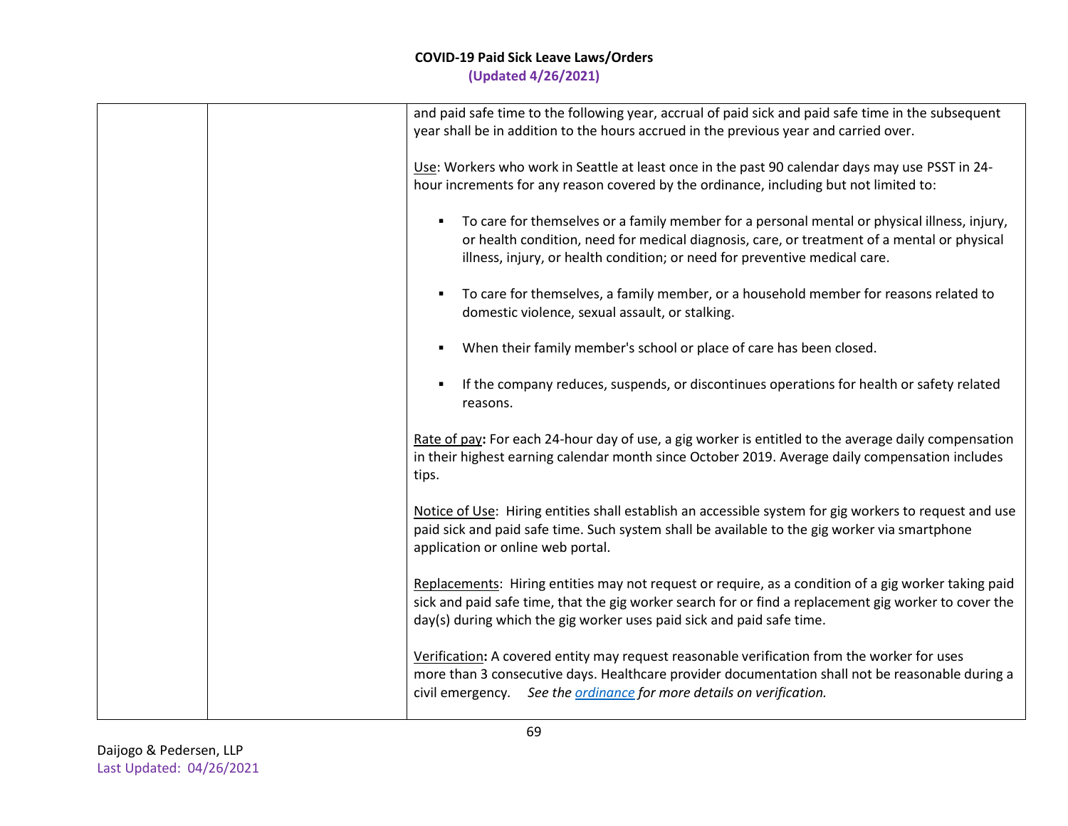| | | |
|---|---|---|
| | | and paid safe time to the following year, accrual of paid sick and paid safe time in the subsequent year shall be in addition to the hours accrued in the previous year and carried over.<br><br><u>Use</u>: Workers who work in Seattle at least once in the past 90 calendar days may use PSST in 24-hour increments for any reason covered by the ordinance, including but not limited to:<br><br>▪ To care for themselves or a family member for a personal mental or physical illness, injury, or health condition, need for medical diagnosis, care, or treatment of a mental or physical illness, injury, or health condition; or need for preventive medical care.<br><br>▪ To care for themselves, a family member, or a household member for reasons related to domestic violence, sexual assault, or stalking.<br><br>▪ When their family member's school or place of care has been closed.<br><br>▪ If the company reduces, suspends, or discontinues operations for health or safety related reasons.<br><br><u>Rate of pay</u>**:** For each 24-hour day of use, a gig worker is entitled to the average daily compensation in their highest earning calendar month since October 2019. Average daily compensation includes tips.<br><br><u>Notice of Use</u>: Hiring entities shall establish an accessible system for gig workers to request and use paid sick and paid safe time. Such system shall be available to the gig worker via smartphone application or online web portal.<br><br><u>Replacements</u>: Hiring entities may not request or require, as a condition of a gig worker taking paid sick and paid safe time, that the gig worker search for or find a replacement gig worker to cover the day(s) during which the gig worker uses paid sick and paid safe time.<br><br><u>Verification</u>**:** A covered entity may request reasonable verification from the worker for uses more than 3 consecutive days. Healthcare provider documentation shall not be reasonable during a civil emergency. *See the <u>ordinance</u> for more details on verification.* |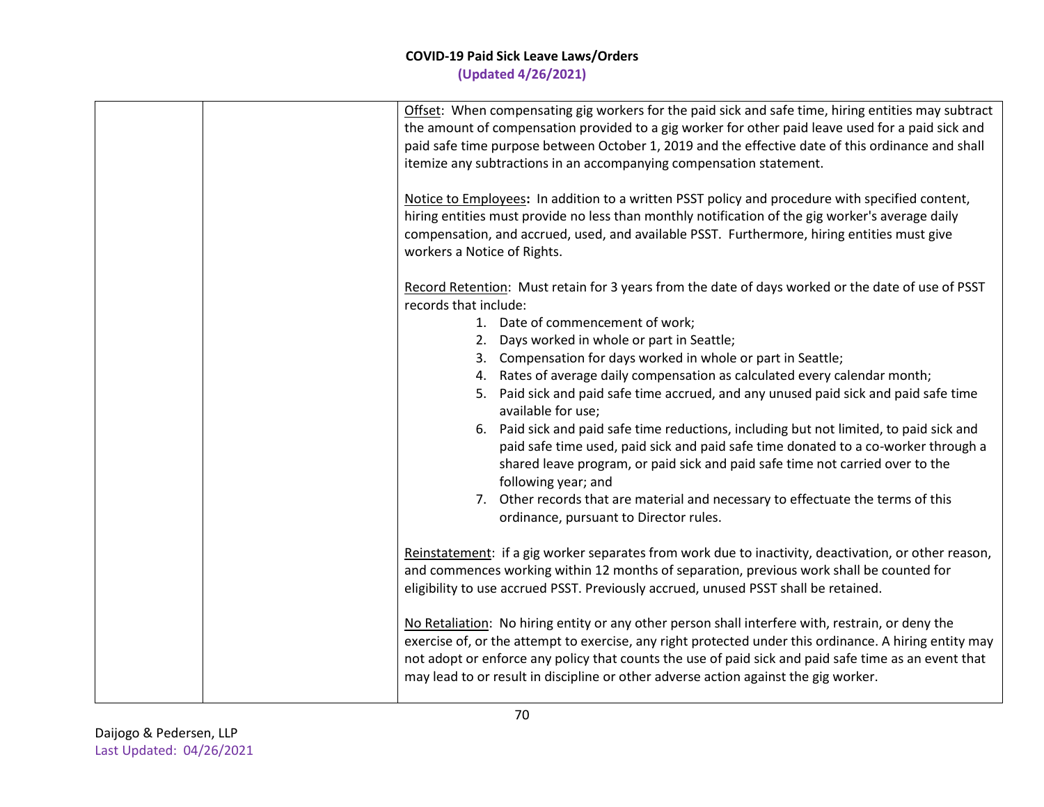| | | |
|---|---|---|
| | | Offset: When compensating gig workers for the paid sick and safe time, hiring entities may subtract the amount of compensation provided to a gig worker for other paid leave used for a paid sick and paid safe time purpose between October 1, 2019 and the effective date of this ordinance and shall itemize any subtractions in an accompanying compensation statement.<br><br>Notice to Employees**:** In addition to a written PSST policy and procedure with specified content, hiring entities must provide no less than monthly notification of the gig worker's average daily compensation, and accrued, used, and available PSST. Furthermore, hiring entities must give workers a Notice of Rights.<br><br>Record Retention: Must retain for 3 years from the date of days worked or the date of use of PSST records that include:<br>1. Date of commencement of work;<br>2. Days worked in whole or part in Seattle;<br>3. Compensation for days worked in whole or part in Seattle;<br>4. Rates of average daily compensation as calculated every calendar month;<br>5. Paid sick and paid safe time accrued, and any unused paid sick and paid safe time available for use;<br>6. Paid sick and paid safe time reductions, including but not limited, to paid sick and paid safe time used, paid sick and paid safe time donated to a co-worker through a shared leave program, or paid sick and paid safe time not carried over to the following year; and<br>7. Other records that are material and necessary to effectuate the terms of this ordinance, pursuant to Director rules.<br><br>Reinstatement: if a gig worker separates from work due to inactivity, deactivation, or other reason, and commences working within 12 months of separation, previous work shall be counted for eligibility to use accrued PSST. Previously accrued, unused PSST shall be retained.<br><br>No Retaliation: No hiring entity or any other person shall interfere with, restrain, or deny the exercise of, or the attempt to exercise, any right protected under this ordinance. A hiring entity may not adopt or enforce any policy that counts the use of paid sick and paid safe time as an event that may lead to or result in discipline or other adverse action against the gig worker. |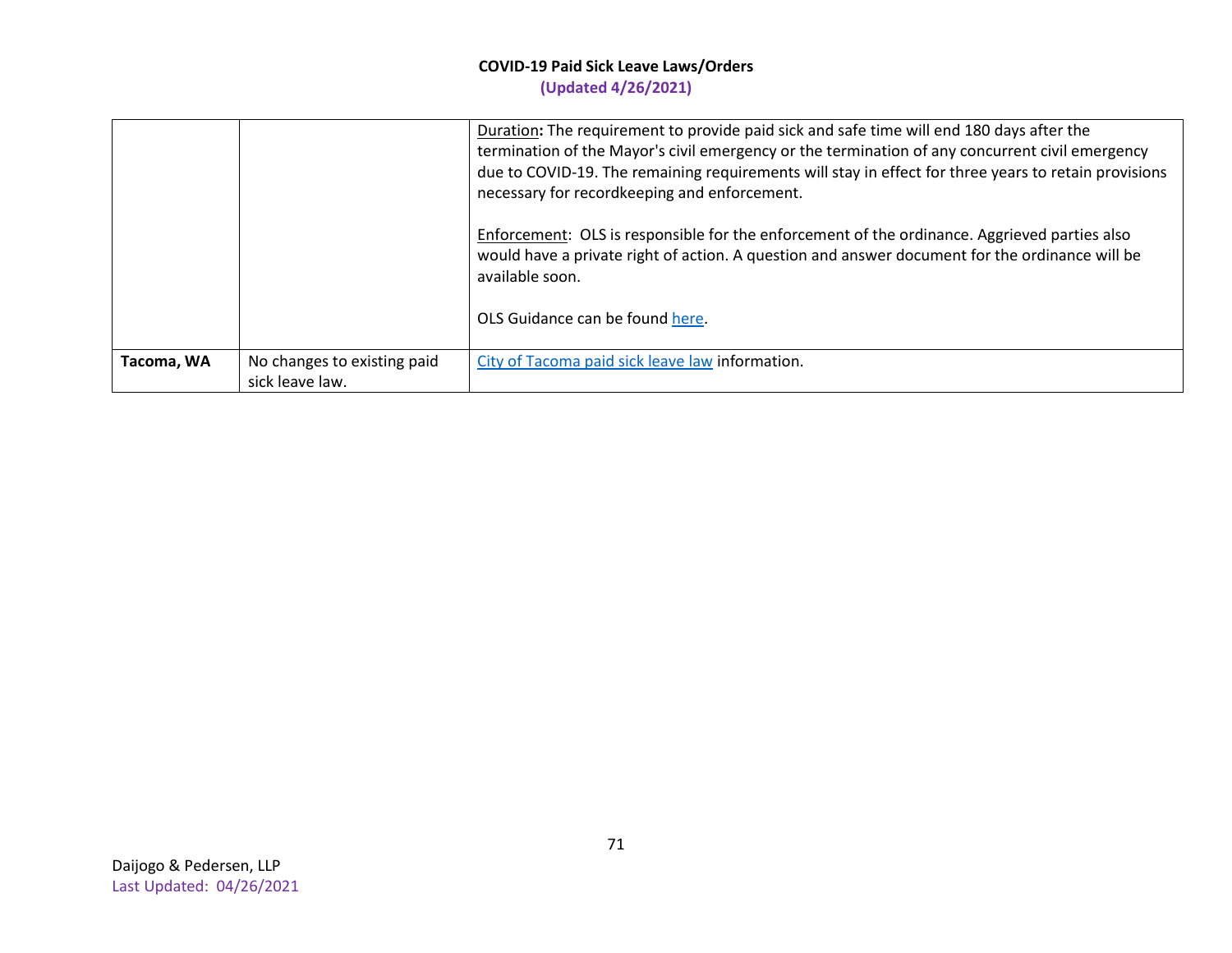| | | |
|---|---|---|
| | | Duration**:** The requirement to provide paid sick and safe time will end 180 days after the termination of the Mayor's civil emergency or the termination of any concurrent civil emergency due to COVID-19. The remaining requirements will stay in effect for three years to retain provisions necessary for recordkeeping and enforcement.<br><br>Enforcement: OLS is responsible for the enforcement of the ordinance. Aggrieved parties also would have a private right of action. A question and answer document for the ordinance will be available soon.<br><br>OLS Guidance can be found here. |
| **Tacoma, WA** | No changes to existing paid sick leave law. | City of Tacoma paid sick leave law information. |